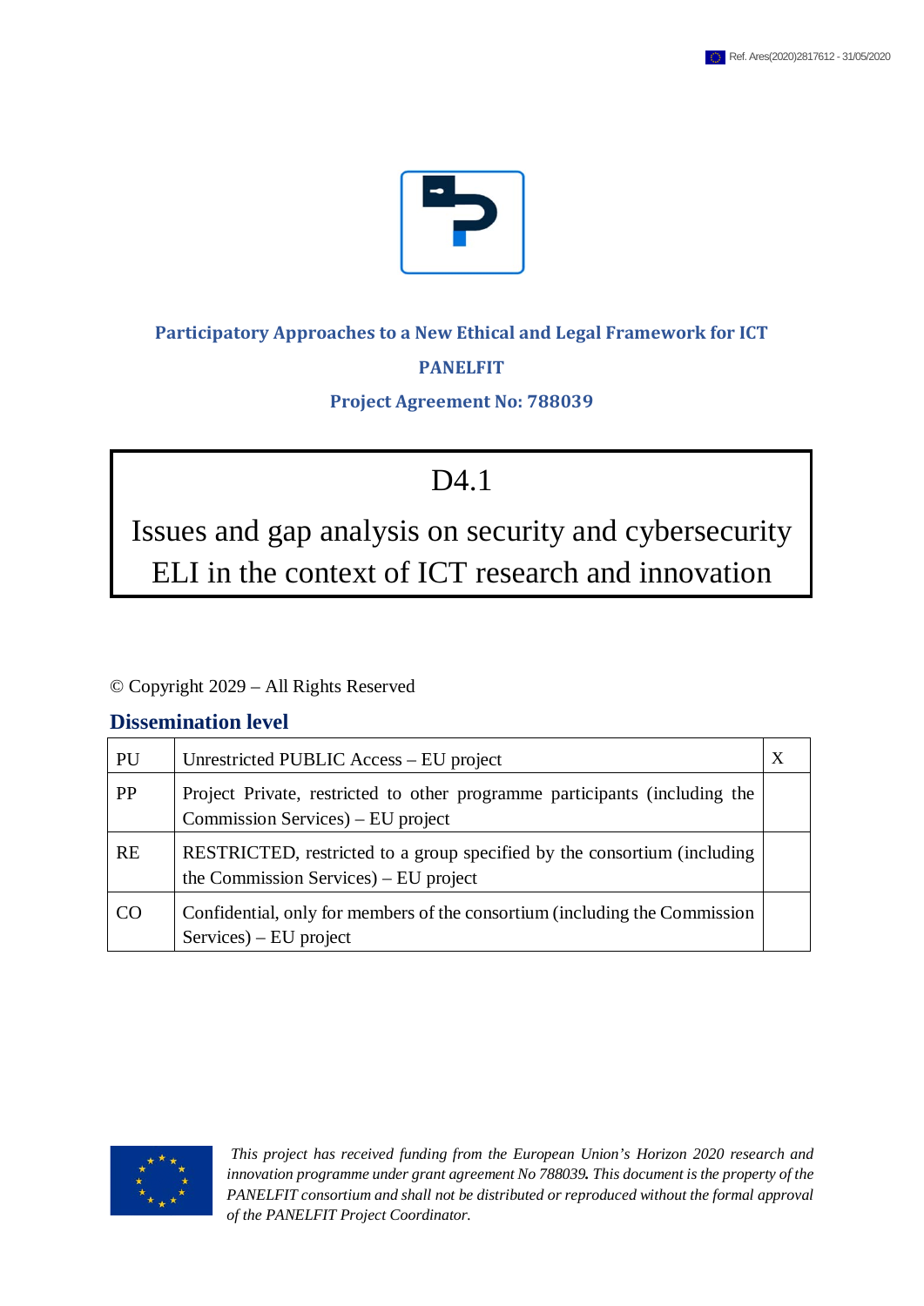Ref. Ares(2020)2817612 - 31/05/2020

**Participatory Approaches to a New Ethical and Legal Framework for ICT**

**PANELFIT**

**Project Agreement No: 788039**

# D4.1

# Issues and gap analysis on security and cybersecurity ELI in the context of ICT research and innovation

© Copyright 2029 – All Rights Reserved

## Dissemination level

| | | |
|---|---|---|
| PU | Unrestricted PUBLIC Access – EU project | X |
| PP | Project Private, restricted to other programme participants (including the Commission Services) – EU project | |
| RE | RESTRICTED, restricted to a group specified by the consortium (including the Commission Services) – EU project | |
| CO | Confidential, only for members of the consortium (including the Commission Services) – EU project | |

*This project has received funding from the European Union's Horizon 2020 research and innovation programme under grant agreement No 788039. This document is the property of the PANELFIT consortium and shall not be distributed or reproduced without the formal approval of the PANELFIT Project Coordinator.*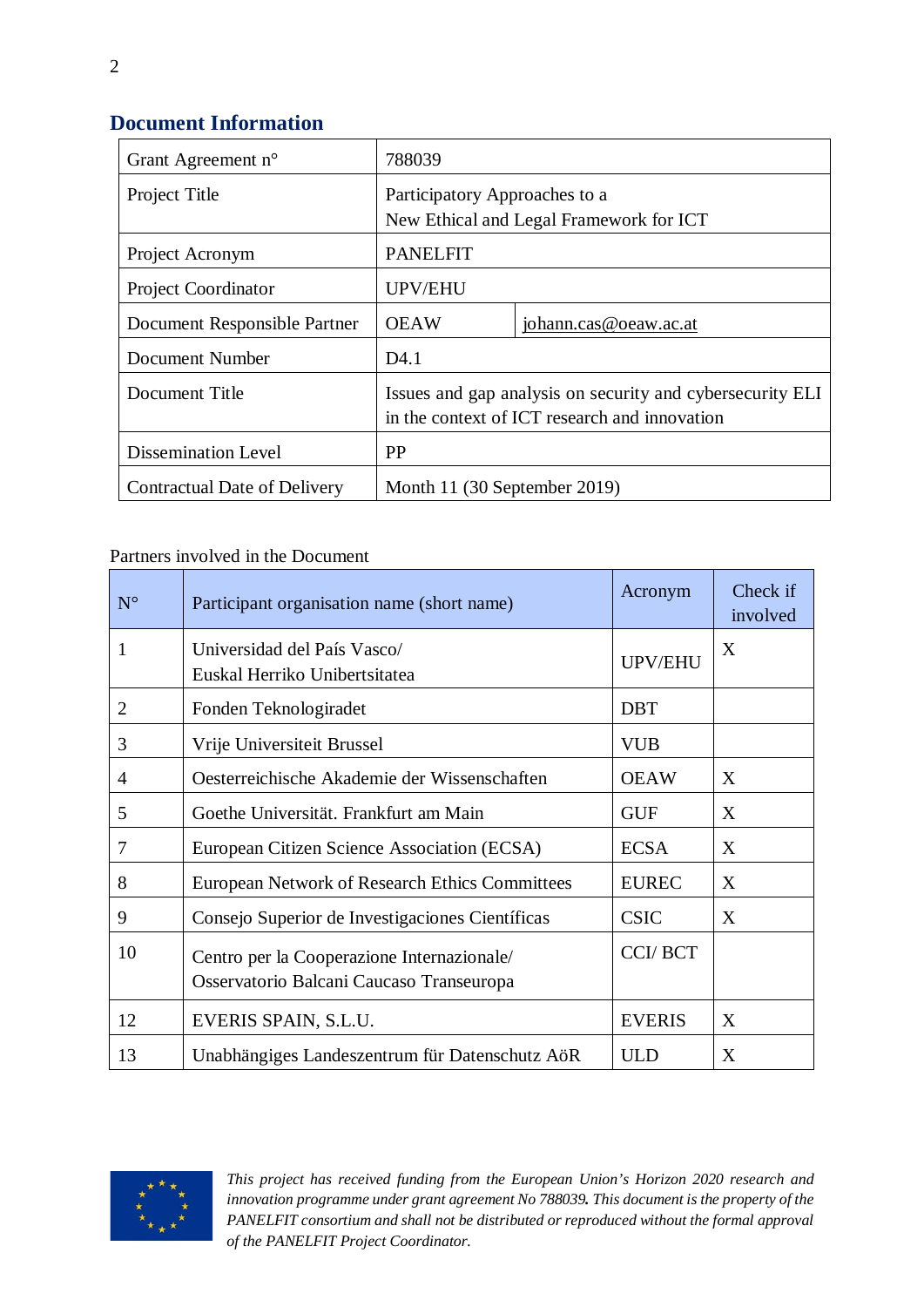## Document Information

| | | |
|---|---|---|
| Grant Agreement n° | 788039 | |
| Project Title | Participatory Approaches to a New Ethical and Legal Framework for ICT | |
| Project Acronym | PANELFIT | |
| Project Coordinator | UPV/EHU | |
| Document Responsible Partner | OEAW | johann.cas@oeaw.ac.at |
| Document Number | D4.1 | |
| Document Title | Issues and gap analysis on security and cybersecurity ELI in the context of ICT research and innovation | |
| Dissemination Level | PP | |
| Contractual Date of Delivery | Month 11 (30 September 2019) | |

Partners involved in the Document

| N° | Participant organisation name (short name) | Acronym | Check if involved |
|---|---|---|---|
| 1 | Universidad del País Vasco/ Euskal Herriko Unibertsitatea | UPV/EHU | X |
| 2 | Fonden Teknologiradet | DBT | |
| 3 | Vrije Universiteit Brussel | VUB | |
| 4 | Oesterreichische Akademie der Wissenschaften | OEAW | X |
| 5 | Goethe Universität. Frankfurt am Main | GUF | X |
| 7 | European Citizen Science Association (ECSA) | ECSA | X |
| 8 | European Network of Research Ethics Committees | EUREC | X |
| 9 | Consejo Superior de Investigaciones Científicas | CSIC | X |
| 10 | Centro per la Cooperazione Internazionale/ Osservatorio Balcani Caucaso Transeuropa | CCI/ BCT | |
| 12 | EVERIS SPAIN, S.L.U. | EVERIS | X |
| 13 | Unabhängiges Landeszentrum für Datenschutz AöR | ULD | X |

*This project has received funding from the European Union's Horizon 2020 research and innovation programme under grant agreement No 788039. This document is the property of the PANELFIT consortium and shall not be distributed or reproduced without the formal approval of the PANELFIT Project Coordinator.*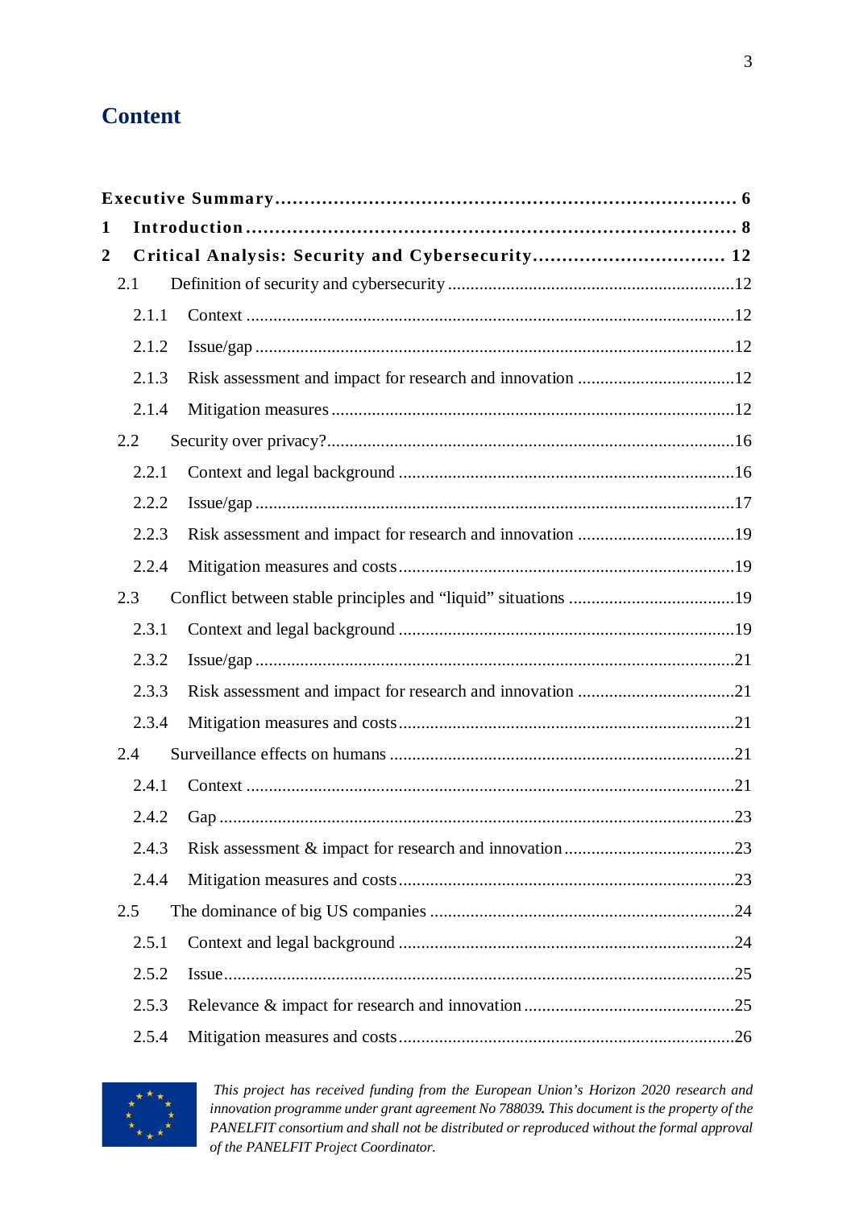# Content

**Executive Summary** ........................................................................ **6**

**1 Introduction** ........................................................................ **8**

**2 Critical Analysis: Security and Cybersecurity** ........................................................................ **12**

- 2.1 Definition of security and cybersecurity ........................................................................ 12
  - 2.1.1 Context ........................................................................ 12
  - 2.1.2 Issue/gap ........................................................................ 12
  - 2.1.3 Risk assessment and impact for research and innovation ........................................................................ 12
  - 2.1.4 Mitigation measures ........................................................................ 12
- 2.2 Security over privacy? ........................................................................ 16
  - 2.2.1 Context and legal background ........................................................................ 16
  - 2.2.2 Issue/gap ........................................................................ 17
  - 2.2.3 Risk assessment and impact for research and innovation ........................................................................ 19
  - 2.2.4 Mitigation measures and costs ........................................................................ 19
- 2.3 Conflict between stable principles and "liquid" situations ........................................................................ 19
  - 2.3.1 Context and legal background ........................................................................ 19
  - 2.3.2 Issue/gap ........................................................................ 21
  - 2.3.3 Risk assessment and impact for research and innovation ........................................................................ 21
  - 2.3.4 Mitigation measures and costs ........................................................................ 21
- 2.4 Surveillance effects on humans ........................................................................ 21
  - 2.4.1 Context ........................................................................ 21
  - 2.4.2 Gap ........................................................................ 23
  - 2.4.3 Risk assessment & impact for research and innovation ........................................................................ 23
  - 2.4.4 Mitigation measures and costs ........................................................................ 23
- 2.5 The dominance of big US companies ........................................................................ 24
  - 2.5.1 Context and legal background ........................................................................ 24
  - 2.5.2 Issue ........................................................................ 25
  - 2.5.3 Relevance & impact for research and innovation ........................................................................ 25
  - 2.5.4 Mitigation measures and costs ........................................................................ 26

*This project has received funding from the European Union's Horizon 2020 research and innovation programme under grant agreement No 788039. This document is the property of the PANELFIT consortium and shall not be distributed or reproduced without the formal approval of the PANELFIT Project Coordinator.*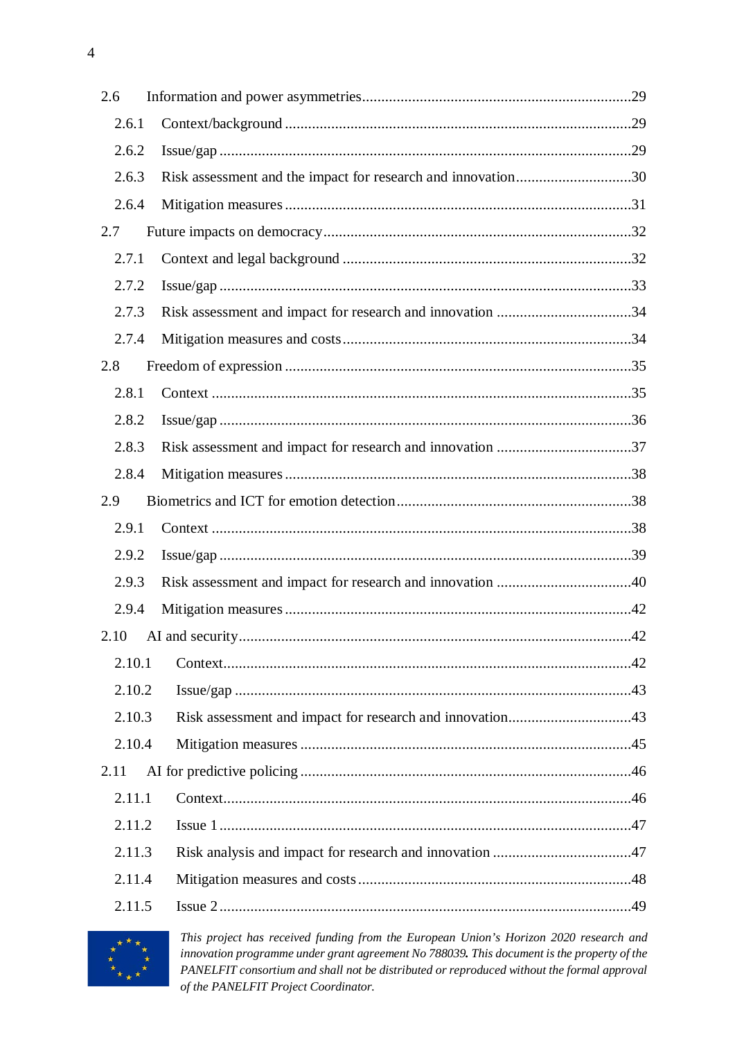2.6 Information and power asymmetries ....................................................................29

2.6.1 Context/background ....................................................................29

2.6.2 Issue/gap ....................................................................29

2.6.3 Risk assessment and the impact for research and innovation ....................................................................30

2.6.4 Mitigation measures ....................................................................31

2.7 Future impacts on democracy ....................................................................32

2.7.1 Context and legal background ....................................................................32

2.7.2 Issue/gap ....................................................................33

2.7.3 Risk assessment and impact for research and innovation ....................................................................34

2.7.4 Mitigation measures and costs ....................................................................34

2.8 Freedom of expression ....................................................................35

2.8.1 Context ....................................................................35

2.8.2 Issue/gap ....................................................................36

2.8.3 Risk assessment and impact for research and innovation ....................................................................37

2.8.4 Mitigation measures ....................................................................38

2.9 Biometrics and ICT for emotion detection ....................................................................38

2.9.1 Context ....................................................................38

2.9.2 Issue/gap ....................................................................39

2.9.3 Risk assessment and impact for research and innovation ....................................................................40

2.9.4 Mitigation measures ....................................................................42

2.10 AI and security ....................................................................42

2.10.1 Context ....................................................................42

2.10.2 Issue/gap ....................................................................43

2.10.3 Risk assessment and impact for research and innovation ....................................................................43

2.10.4 Mitigation measures ....................................................................45

2.11 AI for predictive policing ....................................................................46

2.11.1 Context ....................................................................46

2.11.2 Issue 1 ....................................................................47

2.11.3 Risk analysis and impact for research and innovation ....................................................................47

2.11.4 Mitigation measures and costs ....................................................................48

2.11.5 Issue 2 ....................................................................49

*This project has received funding from the European Union's Horizon 2020 research and innovation programme under grant agreement No 788039. This document is the property of the PANELFIT consortium and shall not be distributed or reproduced without the formal approval of the PANELFIT Project Coordinator.*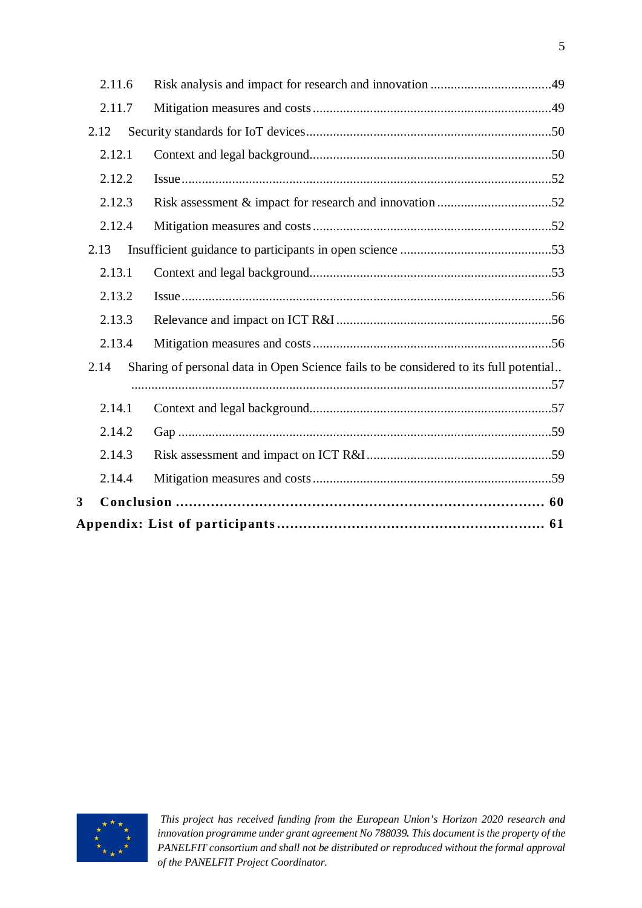2.11.6 Risk analysis and impact for research and innovation ....................................49

2.11.7 Mitigation measures and costs .......................................................................49

2.12 Security standards for IoT devices.........................................................................50

2.12.1 Context and legal background........................................................................50

2.12.2 Issue ..............................................................................................................52

2.12.3 Risk assessment & impact for research and innovation ..................................52

2.12.4 Mitigation measures and costs .......................................................................52

2.13 Insufficient guidance to participants in open science .............................................53

2.13.1 Context and legal background........................................................................53

2.13.2 Issue ..............................................................................................................56

2.13.3 Relevance and impact on ICT R&I ................................................................56

2.13.4 Mitigation measures and costs .......................................................................56

2.14 Sharing of personal data in Open Science fails to be considered to its full potential.. .............................................................................................................................57

2.14.1 Context and legal background........................................................................57

2.14.2 Gap ...............................................................................................................59

2.14.3 Risk assessment and impact on ICT R&I.......................................................59

2.14.4 Mitigation measures and costs .......................................................................59

**3 Conclusion .................................................................................... 60**

**Appendix: List of participants ............................................................ 61**

*This project has received funding from the European Union's Horizon 2020 research and innovation programme under grant agreement No 788039. This document is the property of the PANELFIT consortium and shall not be distributed or reproduced without the formal approval of the PANELFIT Project Coordinator.*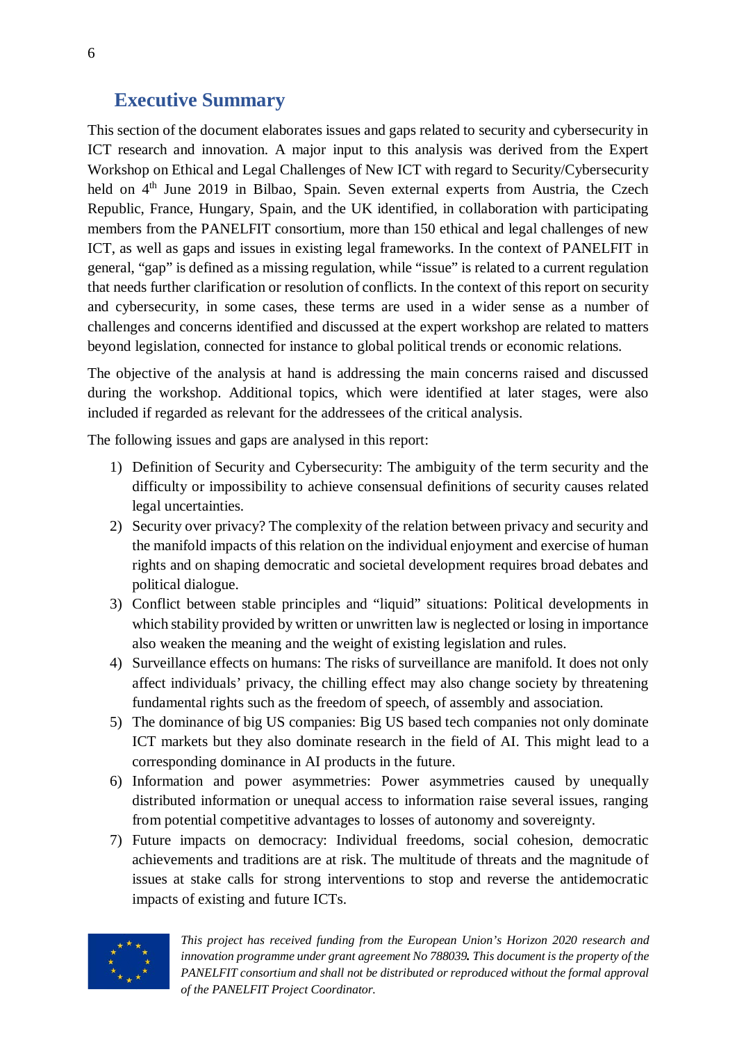## Executive Summary

This section of the document elaborates issues and gaps related to security and cybersecurity in ICT research and innovation. A major input to this analysis was derived from the Expert Workshop on Ethical and Legal Challenges of New ICT with regard to Security/Cybersecurity held on 4th June 2019 in Bilbao, Spain. Seven external experts from Austria, the Czech Republic, France, Hungary, Spain, and the UK identified, in collaboration with participating members from the PANELFIT consortium, more than 150 ethical and legal challenges of new ICT, as well as gaps and issues in existing legal frameworks. In the context of PANELFIT in general, "gap" is defined as a missing regulation, while "issue" is related to a current regulation that needs further clarification or resolution of conflicts. In the context of this report on security and cybersecurity, in some cases, these terms are used in a wider sense as a number of challenges and concerns identified and discussed at the expert workshop are related to matters beyond legislation, connected for instance to global political trends or economic relations.

The objective of the analysis at hand is addressing the main concerns raised and discussed during the workshop. Additional topics, which were identified at later stages, were also included if regarded as relevant for the addressees of the critical analysis.

The following issues and gaps are analysed in this report:

1) Definition of Security and Cybersecurity: The ambiguity of the term security and the difficulty or impossibility to achieve consensual definitions of security causes related legal uncertainties.
2) Security over privacy? The complexity of the relation between privacy and security and the manifold impacts of this relation on the individual enjoyment and exercise of human rights and on shaping democratic and societal development requires broad debates and political dialogue.
3) Conflict between stable principles and "liquid" situations: Political developments in which stability provided by written or unwritten law is neglected or losing in importance also weaken the meaning and the weight of existing legislation and rules.
4) Surveillance effects on humans: The risks of surveillance are manifold. It does not only affect individuals' privacy, the chilling effect may also change society by threatening fundamental rights such as the freedom of speech, of assembly and association.
5) The dominance of big US companies: Big US based tech companies not only dominate ICT markets but they also dominate research in the field of AI. This might lead to a corresponding dominance in AI products in the future.
6) Information and power asymmetries: Power asymmetries caused by unequally distributed information or unequal access to information raise several issues, ranging from potential competitive advantages to losses of autonomy and sovereignty.
7) Future impacts on democracy: Individual freedoms, social cohesion, democratic achievements and traditions are at risk. The multitude of threats and the magnitude of issues at stake calls for strong interventions to stop and reverse the antidemocratic impacts of existing and future ICTs.

*This project has received funding from the European Union's Horizon 2020 research and innovation programme under grant agreement No 788039. This document is the property of the PANELFIT consortium and shall not be distributed or reproduced without the formal approval of the PANELFIT Project Coordinator.*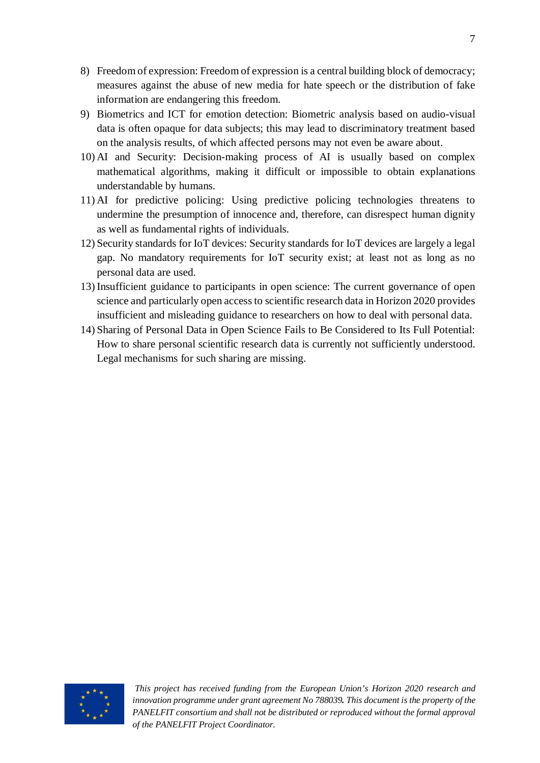8) Freedom of expression: Freedom of expression is a central building block of democracy; measures against the abuse of new media for hate speech or the distribution of fake information are endangering this freedom.
9) Biometrics and ICT for emotion detection: Biometric analysis based on audio-visual data is often opaque for data subjects; this may lead to discriminatory treatment based on the analysis results, of which affected persons may not even be aware about.
10) AI and Security: Decision-making process of AI is usually based on complex mathematical algorithms, making it difficult or impossible to obtain explanations understandable by humans.
11) AI for predictive policing: Using predictive policing technologies threatens to undermine the presumption of innocence and, therefore, can disrespect human dignity as well as fundamental rights of individuals.
12) Security standards for IoT devices: Security standards for IoT devices are largely a legal gap. No mandatory requirements for IoT security exist; at least not as long as no personal data are used.
13) Insufficient guidance to participants in open science: The current governance of open science and particularly open access to scientific research data in Horizon 2020 provides insufficient and misleading guidance to researchers on how to deal with personal data.
14) Sharing of Personal Data in Open Science Fails to Be Considered to Its Full Potential: How to share personal scientific research data is currently not sufficiently understood. Legal mechanisms for such sharing are missing.

*This project has received funding from the European Union's Horizon 2020 research and innovation programme under grant agreement No 788039. This document is the property of the PANELFIT consortium and shall not be distributed or reproduced without the formal approval of the PANELFIT Project Coordinator.*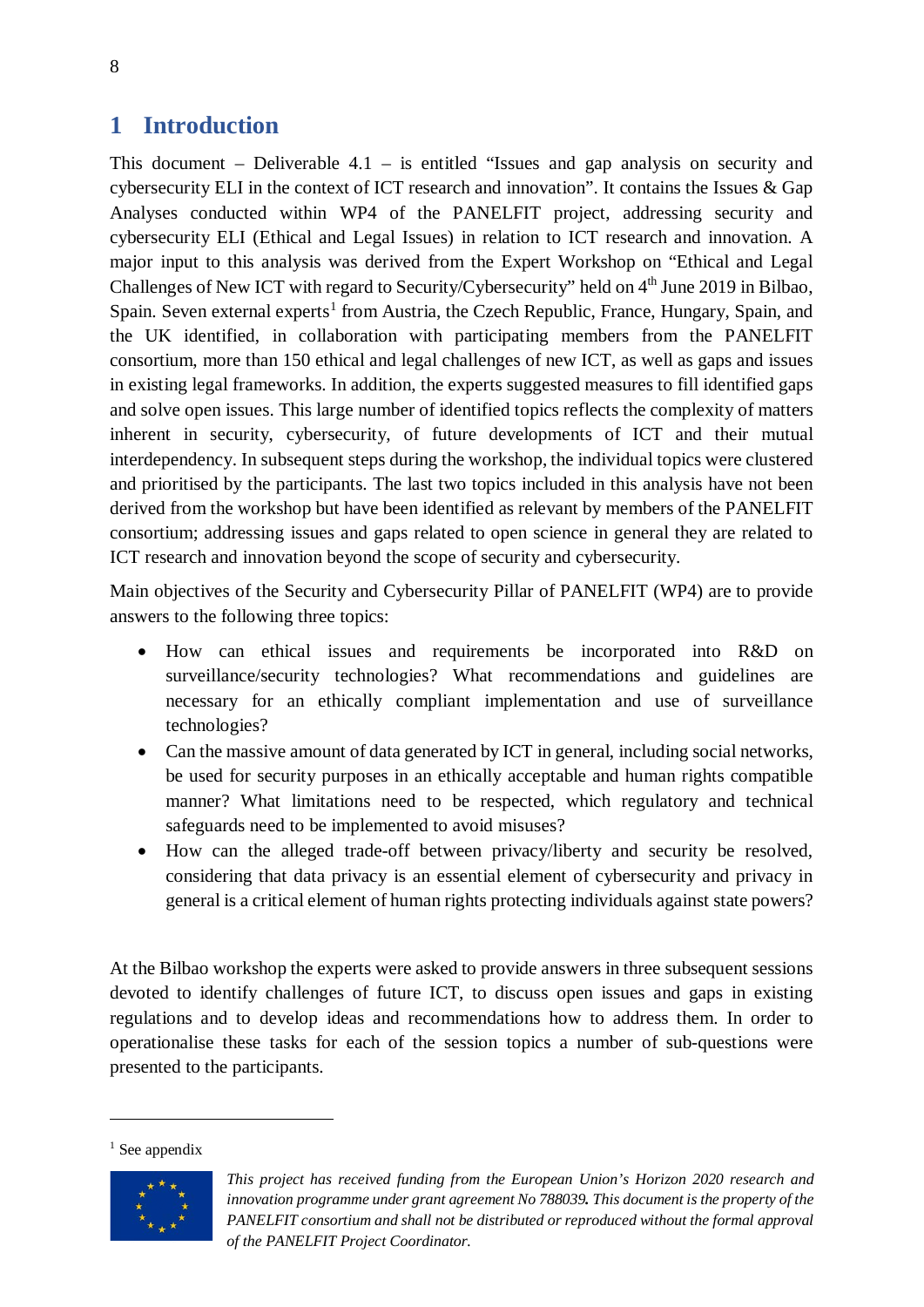# 1 Introduction

This document – Deliverable 4.1 – is entitled “Issues and gap analysis on security and cybersecurity ELI in the context of ICT research and innovation”. It contains the Issues & Gap Analyses conducted within WP4 of the PANELFIT project, addressing security and cybersecurity ELI (Ethical and Legal Issues) in relation to ICT research and innovation. A major input to this analysis was derived from the Expert Workshop on “Ethical and Legal Challenges of New ICT with regard to Security/Cybersecurity” held on 4th June 2019 in Bilbao, Spain. Seven external experts[1] from Austria, the Czech Republic, France, Hungary, Spain, and the UK identified, in collaboration with participating members from the PANELFIT consortium, more than 150 ethical and legal challenges of new ICT, as well as gaps and issues in existing legal frameworks. In addition, the experts suggested measures to fill identified gaps and solve open issues. This large number of identified topics reflects the complexity of matters inherent in security, cybersecurity, of future developments of ICT and their mutual interdependency. In subsequent steps during the workshop, the individual topics were clustered and prioritised by the participants. The last two topics included in this analysis have not been derived from the workshop but have been identified as relevant by members of the PANELFIT consortium; addressing issues and gaps related to open science in general they are related to ICT research and innovation beyond the scope of security and cybersecurity.

Main objectives of the Security and Cybersecurity Pillar of PANELFIT (WP4) are to provide answers to the following three topics:

- How can ethical issues and requirements be incorporated into R&D on surveillance/security technologies? What recommendations and guidelines are necessary for an ethically compliant implementation and use of surveillance technologies?
- Can the massive amount of data generated by ICT in general, including social networks, be used for security purposes in an ethically acceptable and human rights compatible manner? What limitations need to be respected, which regulatory and technical safeguards need to be implemented to avoid misuses?
- How can the alleged trade-off between privacy/liberty and security be resolved, considering that data privacy is an essential element of cybersecurity and privacy in general is a critical element of human rights protecting individuals against state powers?

At the Bilbao workshop the experts were asked to provide answers in three subsequent sessions devoted to identify challenges of future ICT, to discuss open issues and gaps in existing regulations and to develop ideas and recommendations how to address them. In order to operationalise these tasks for each of the session topics a number of sub-questions were presented to the participants.

[1] See appendix

*This project has received funding from the European Union’s Horizon 2020 research and innovation programme under grant agreement No 788039. This document is the property of the PANELFIT consortium and shall not be distributed or reproduced without the formal approval of the PANELFIT Project Coordinator.*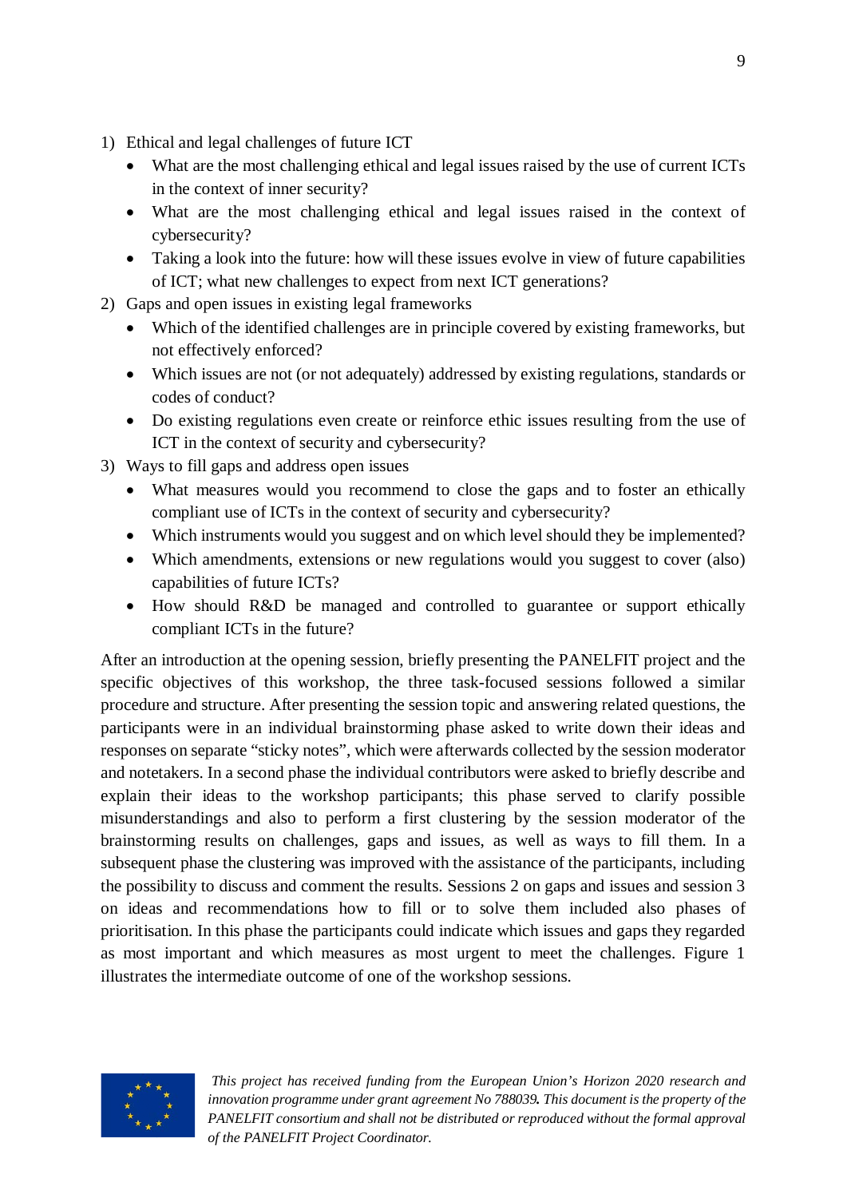1) Ethical and legal challenges of future ICT
   - What are the most challenging ethical and legal issues raised by the use of current ICTs in the context of inner security?
   - What are the most challenging ethical and legal issues raised in the context of cybersecurity?
   - Taking a look into the future: how will these issues evolve in view of future capabilities of ICT; what new challenges to expect from next ICT generations?
2) Gaps and open issues in existing legal frameworks
   - Which of the identified challenges are in principle covered by existing frameworks, but not effectively enforced?
   - Which issues are not (or not adequately) addressed by existing regulations, standards or codes of conduct?
   - Do existing regulations even create or reinforce ethic issues resulting from the use of ICT in the context of security and cybersecurity?
3) Ways to fill gaps and address open issues
   - What measures would you recommend to close the gaps and to foster an ethically compliant use of ICTs in the context of security and cybersecurity?
   - Which instruments would you suggest and on which level should they be implemented?
   - Which amendments, extensions or new regulations would you suggest to cover (also) capabilities of future ICTs?
   - How should R&D be managed and controlled to guarantee or support ethically compliant ICTs in the future?

After an introduction at the opening session, briefly presenting the PANELFIT project and the specific objectives of this workshop, the three task-focused sessions followed a similar procedure and structure. After presenting the session topic and answering related questions, the participants were in an individual brainstorming phase asked to write down their ideas and responses on separate "sticky notes", which were afterwards collected by the session moderator and notetakers. In a second phase the individual contributors were asked to briefly describe and explain their ideas to the workshop participants; this phase served to clarify possible misunderstandings and also to perform a first clustering by the session moderator of the brainstorming results on challenges, gaps and issues, as well as ways to fill them. In a subsequent phase the clustering was improved with the assistance of the participants, including the possibility to discuss and comment the results. Sessions 2 on gaps and issues and session 3 on ideas and recommendations how to fill or to solve them included also phases of prioritisation. In this phase the participants could indicate which issues and gaps they regarded as most important and which measures as most urgent to meet the challenges. Figure 1 illustrates the intermediate outcome of one of the workshop sessions.

*This project has received funding from the European Union's Horizon 2020 research and innovation programme under grant agreement No 788039. This document is the property of the PANELFIT consortium and shall not be distributed or reproduced without the formal approval of the PANELFIT Project Coordinator.*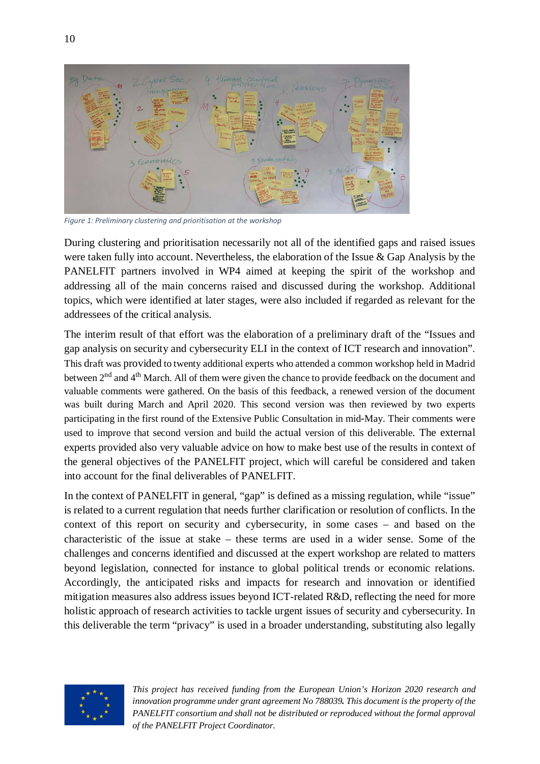*Figure 1: Preliminary clustering and prioritisation at the workshop*

During clustering and prioritisation necessarily not all of the identified gaps and raised issues were taken fully into account. Nevertheless, the elaboration of the Issue & Gap Analysis by the PANELFIT partners involved in WP4 aimed at keeping the spirit of the workshop and addressing all of the main concerns raised and discussed during the workshop. Additional topics, which were identified at later stages, were also included if regarded as relevant for the addressees of the critical analysis.

The interim result of that effort was the elaboration of a preliminary draft of the "Issues and gap analysis on security and cybersecurity ELI in the context of ICT research and innovation". This draft was provided to twenty additional experts who attended a common workshop held in Madrid between 2nd and 4th March. All of them were given the chance to provide feedback on the document and valuable comments were gathered. On the basis of this feedback, a renewed version of the document was built during March and April 2020. This second version was then reviewed by two experts participating in the first round of the Extensive Public Consultation in mid-May. Their comments were used to improve that second version and build the actual version of this deliverable. The external experts provided also very valuable advice on how to make best use of the results in context of the general objectives of the PANELFIT project, which will careful be considered and taken into account for the final deliverables of PANELFIT.

In the context of PANELFIT in general, "gap" is defined as a missing regulation, while "issue" is related to a current regulation that needs further clarification or resolution of conflicts. In the context of this report on security and cybersecurity, in some cases – and based on the characteristic of the issue at stake – these terms are used in a wider sense. Some of the challenges and concerns identified and discussed at the expert workshop are related to matters beyond legislation, connected for instance to global political trends or economic relations. Accordingly, the anticipated risks and impacts for research and innovation or identified mitigation measures also address issues beyond ICT-related R&D, reflecting the need for more holistic approach of research activities to tackle urgent issues of security and cybersecurity. In this deliverable the term "privacy" is used in a broader understanding, substituting also legally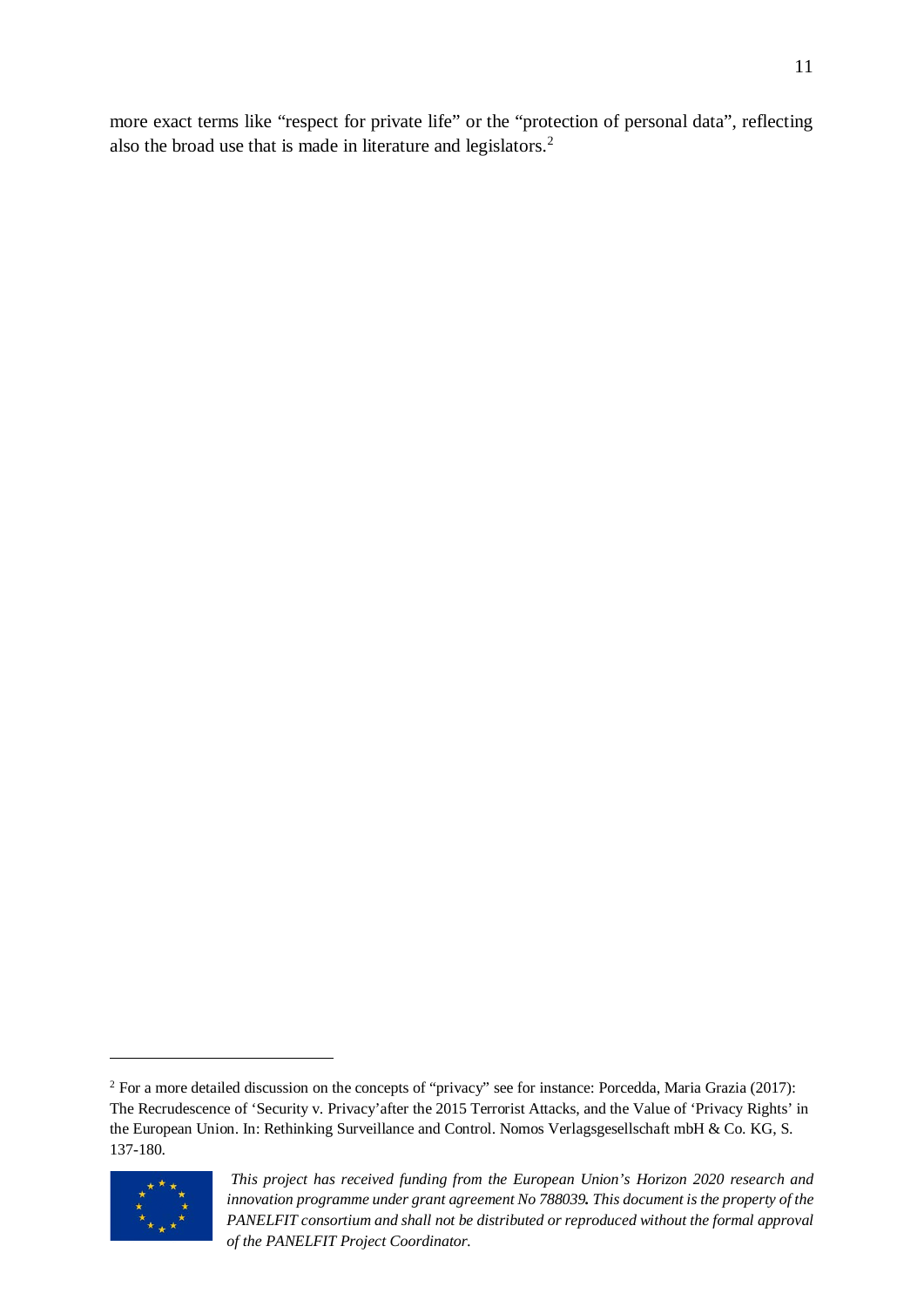more exact terms like "respect for private life" or the "protection of personal data", reflecting also the broad use that is made in literature and legislators.[2]

[2] For a more detailed discussion on the concepts of "privacy" see for instance: Porcedda, Maria Grazia (2017): The Recrudescence of 'Security v. Privacy'after the 2015 Terrorist Attacks, and the Value of 'Privacy Rights' in the European Union. In: Rethinking Surveillance and Control. Nomos Verlagsgesellschaft mbH & Co. KG, S. 137-180.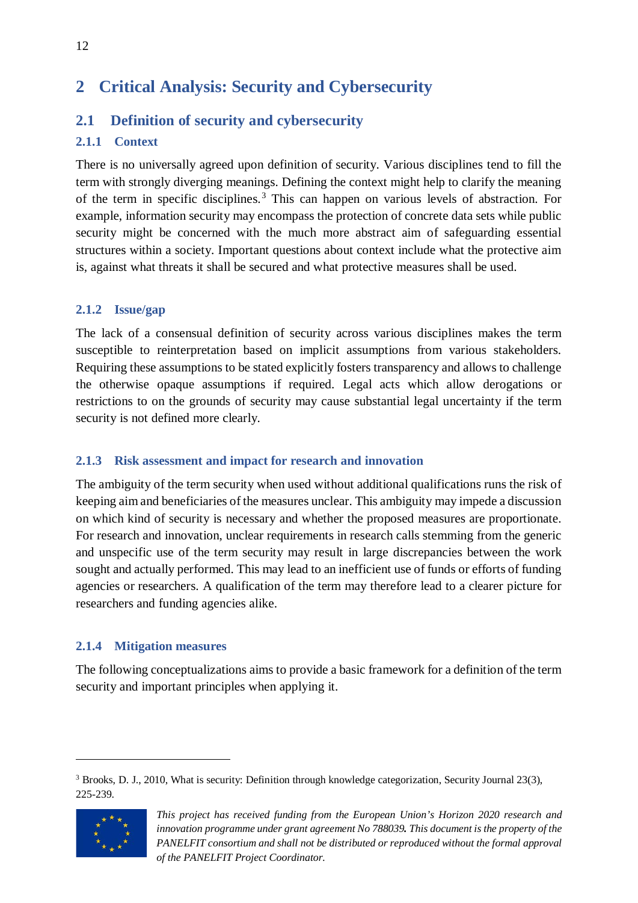# 2 Critical Analysis: Security and Cybersecurity

## 2.1 Definition of security and cybersecurity

### 2.1.1 Context

There is no universally agreed upon definition of security. Various disciplines tend to fill the term with strongly diverging meanings. Defining the context might help to clarify the meaning of the term in specific disciplines.[3] This can happen on various levels of abstraction. For example, information security may encompass the protection of concrete data sets while public security might be concerned with the much more abstract aim of safeguarding essential structures within a society. Important questions about context include what the protective aim is, against what threats it shall be secured and what protective measures shall be used.

### 2.1.2 Issue/gap

The lack of a consensual definition of security across various disciplines makes the term susceptible to reinterpretation based on implicit assumptions from various stakeholders. Requiring these assumptions to be stated explicitly fosters transparency and allows to challenge the otherwise opaque assumptions if required. Legal acts which allow derogations or restrictions to on the grounds of security may cause substantial legal uncertainty if the term security is not defined more clearly.

### 2.1.3 Risk assessment and impact for research and innovation

The ambiguity of the term security when used without additional qualifications runs the risk of keeping aim and beneficiaries of the measures unclear. This ambiguity may impede a discussion on which kind of security is necessary and whether the proposed measures are proportionate. For research and innovation, unclear requirements in research calls stemming from the generic and unspecific use of the term security may result in large discrepancies between the work sought and actually performed. This may lead to an inefficient use of funds or efforts of funding agencies or researchers. A qualification of the term may therefore lead to a clearer picture for researchers and funding agencies alike.

### 2.1.4 Mitigation measures

The following conceptualizations aims to provide a basic framework for a definition of the term security and important principles when applying it.

---

[3] Brooks, D. J., 2010, What is security: Definition through knowledge categorization, Security Journal 23(3), 225-239.

*This project has received funding from the European Union's Horizon 2020 research and innovation programme under grant agreement No 788039. This document is the property of the PANELFIT consortium and shall not be distributed or reproduced without the formal approval of the PANELFIT Project Coordinator.*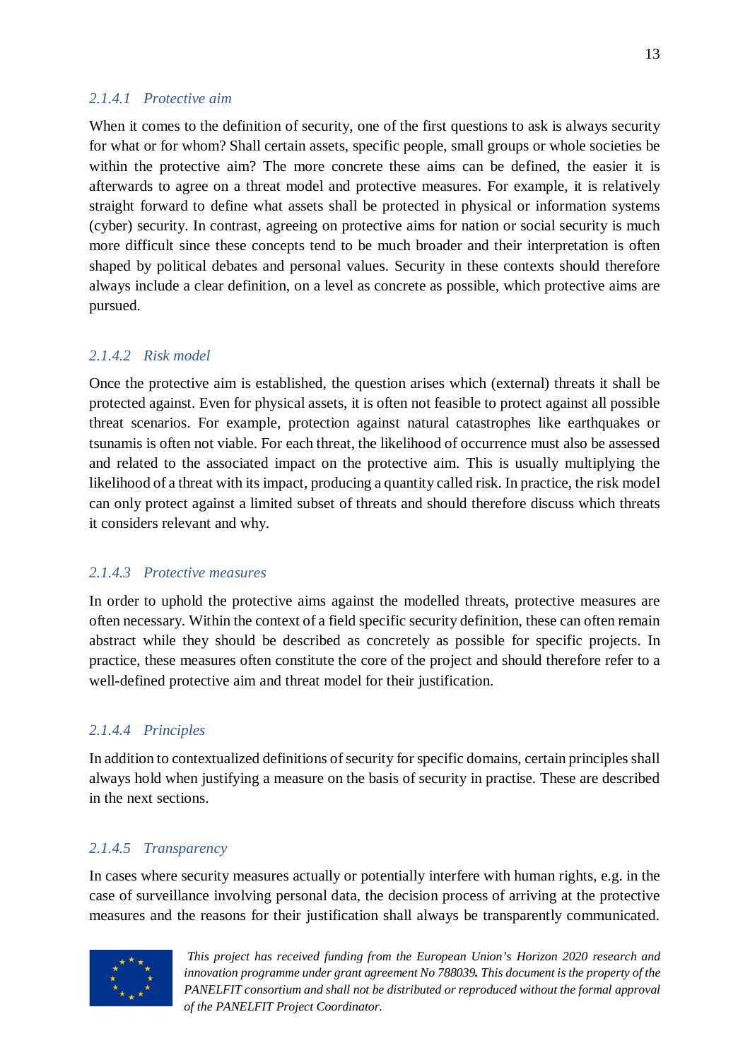#### 2.1.4.1 Protective aim

When it comes to the definition of security, one of the first questions to ask is always security for what or for whom? Shall certain assets, specific people, small groups or whole societies be within the protective aim? The more concrete these aims can be defined, the easier it is afterwards to agree on a threat model and protective measures. For example, it is relatively straight forward to define what assets shall be protected in physical or information systems (cyber) security. In contrast, agreeing on protective aims for nation or social security is much more difficult since these concepts tend to be much broader and their interpretation is often shaped by political debates and personal values. Security in these contexts should therefore always include a clear definition, on a level as concrete as possible, which protective aims are pursued.

#### 2.1.4.2 Risk model

Once the protective aim is established, the question arises which (external) threats it shall be protected against. Even for physical assets, it is often not feasible to protect against all possible threat scenarios. For example, protection against natural catastrophes like earthquakes or tsunamis is often not viable. For each threat, the likelihood of occurrence must also be assessed and related to the associated impact on the protective aim. This is usually multiplying the likelihood of a threat with its impact, producing a quantity called risk. In practice, the risk model can only protect against a limited subset of threats and should therefore discuss which threats it considers relevant and why.

#### 2.1.4.3 Protective measures

In order to uphold the protective aims against the modelled threats, protective measures are often necessary. Within the context of a field specific security definition, these can often remain abstract while they should be described as concretely as possible for specific projects. In practice, these measures often constitute the core of the project and should therefore refer to a well-defined protective aim and threat model for their justification.

#### 2.1.4.4 Principles

In addition to contextualized definitions of security for specific domains, certain principles shall always hold when justifying a measure on the basis of security in practise. These are described in the next sections.

#### 2.1.4.5 Transparency

In cases where security measures actually or potentially interfere with human rights, e.g. in the case of surveillance involving personal data, the decision process of arriving at the protective measures and the reasons for their justification shall always be transparently communicated.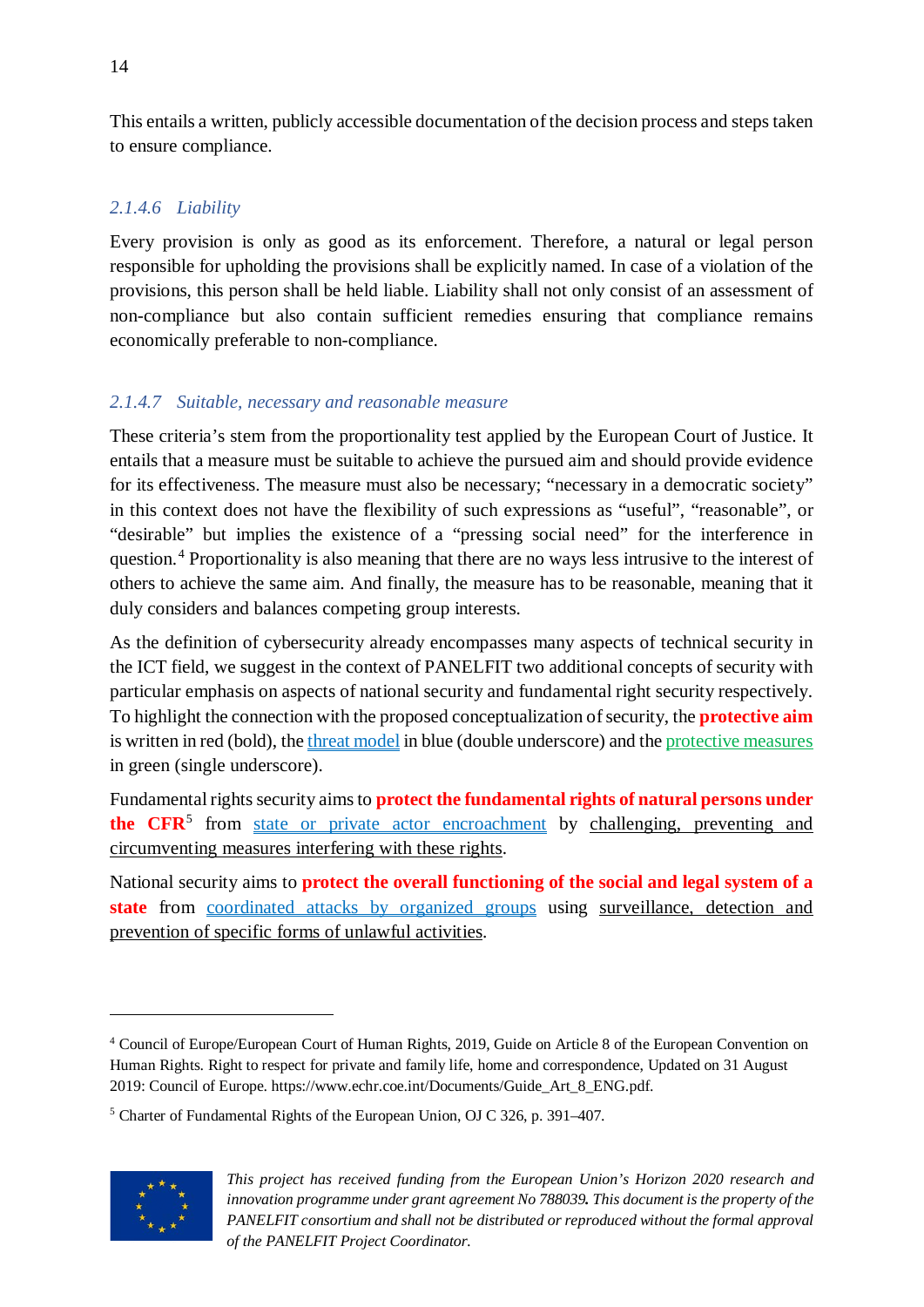This entails a written, publicly accessible documentation of the decision process and steps taken to ensure compliance.

#### *2.1.4.6 Liability*

Every provision is only as good as its enforcement. Therefore, a natural or legal person responsible for upholding the provisions shall be explicitly named. In case of a violation of the provisions, this person shall be held liable. Liability shall not only consist of an assessment of non-compliance but also contain sufficient remedies ensuring that compliance remains economically preferable to non-compliance.

#### *2.1.4.7 Suitable, necessary and reasonable measure*

These criteria's stem from the proportionality test applied by the European Court of Justice. It entails that a measure must be suitable to achieve the pursued aim and should provide evidence for its effectiveness. The measure must also be necessary; "necessary in a democratic society" in this context does not have the flexibility of such expressions as "useful", "reasonable", or "desirable" but implies the existence of a "pressing social need" for the interference in question.[4] Proportionality is also meaning that there are no ways less intrusive to the interest of others to achieve the same aim. And finally, the measure has to be reasonable, meaning that it duly considers and balances competing group interests.

As the definition of cybersecurity already encompasses many aspects of technical security in the ICT field, we suggest in the context of PANELFIT two additional concepts of security with particular emphasis on aspects of national security and fundamental right security respectively. To highlight the connection with the proposed conceptualization of security, the **protective aim** is written in red (bold), the <u>threat model</u> in blue (double underscore) and the <u>protective measures</u> in green (single underscore).

Fundamental rights security aims to **protect the fundamental rights of natural persons under the CFR**[5] from <u>state or private actor encroachment</u> by <u>challenging, preventing and circumventing measures interfering with these rights</u>.

National security aims to **protect the overall functioning of the social and legal system of a state** from <u>coordinated attacks by organized groups</u> using <u>surveillance, detection and prevention of specific forms of unlawful activities</u>.

---

[4] Council of Europe/European Court of Human Rights, 2019, Guide on Article 8 of the European Convention on Human Rights. Right to respect for private and family life, home and correspondence, Updated on 31 August 2019: Council of Europe. https://www.echr.coe.int/Documents/Guide_Art_8_ENG.pdf.

[5] Charter of Fundamental Rights of the European Union, OJ C 326, p. 391–407.

*This project has received funding from the European Union's Horizon 2020 research and innovation programme under grant agreement No 788039. This document is the property of the PANELFIT consortium and shall not be distributed or reproduced without the formal approval of the PANELFIT Project Coordinator.*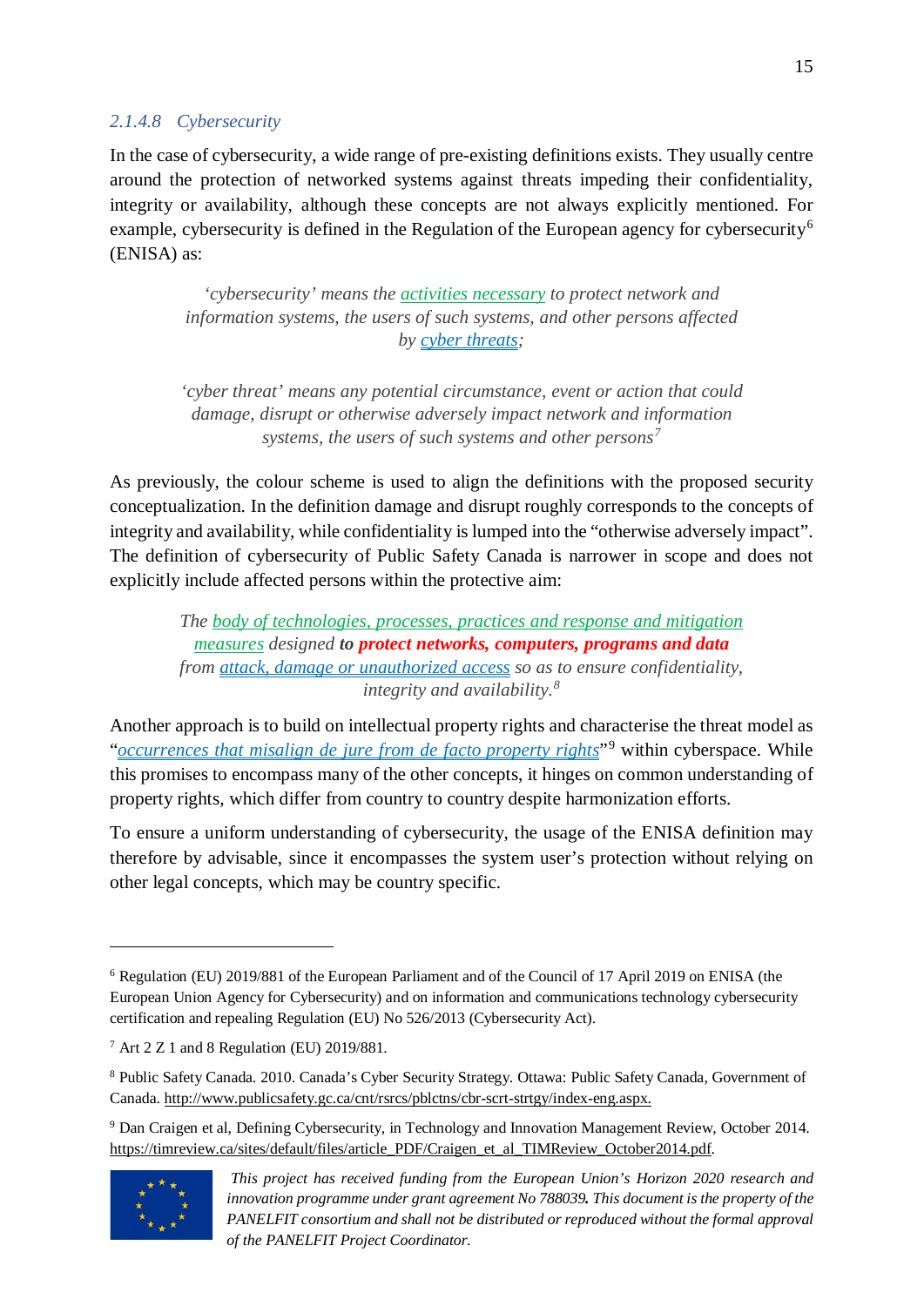### 2.1.4.8 Cybersecurity

In the case of cybersecurity, a wide range of pre-existing definitions exists. They usually centre around the protection of networked systems against threats impeding their confidentiality, integrity or availability, although these concepts are not always explicitly mentioned. For example, cybersecurity is defined in the Regulation of the European agency for cybersecurity[6] (ENISA) as:

> *'cybersecurity' means the activities necessary to protect network and information systems, the users of such systems, and other persons affected by cyber threats;*
>
> *'cyber threat' means any potential circumstance, event or action that could damage, disrupt or otherwise adversely impact network and information systems, the users of such systems and other persons*[7]

As previously, the colour scheme is used to align the definitions with the proposed security conceptualization. In the definition damage and disrupt roughly corresponds to the concepts of integrity and availability, while confidentiality is lumped into the "otherwise adversely impact". The definition of cybersecurity of Public Safety Canada is narrower in scope and does not explicitly include affected persons within the protective aim:

> *The body of technologies, processes, practices and response and mitigation measures designed **to protect networks, computers, programs and data** from attack, damage or unauthorized access so as to ensure confidentiality, integrity and availability.*[8]

Another approach is to build on intellectual property rights and characterise the threat model as "*occurrences that misalign de jure from de facto property rights*"[9] within cyberspace. While this promises to encompass many of the other concepts, it hinges on common understanding of property rights, which differ from country to country despite harmonization efforts.

To ensure a uniform understanding of cybersecurity, the usage of the ENISA definition may therefore by advisable, since it encompasses the system user's protection without relying on other legal concepts, which may be country specific.

---

[6] Regulation (EU) 2019/881 of the European Parliament and of the Council of 17 April 2019 on ENISA (the European Union Agency for Cybersecurity) and on information and communications technology cybersecurity certification and repealing Regulation (EU) No 526/2013 (Cybersecurity Act).

[7] Art 2 Z 1 and 8 Regulation (EU) 2019/881.

[8] Public Safety Canada. 2010. Canada's Cyber Security Strategy. Ottawa: Public Safety Canada, Government of Canada. http://www.publicsafety.gc.ca/cnt/rsrcs/pblctns/cbr-scrt-strtgy/index-eng.aspx.

[9] Dan Craigen et al, Defining Cybersecurity, in Technology and Innovation Management Review, October 2014. https://timreview.ca/sites/default/files/article_PDF/Craigen_et_al_TIMReview_October2014.pdf.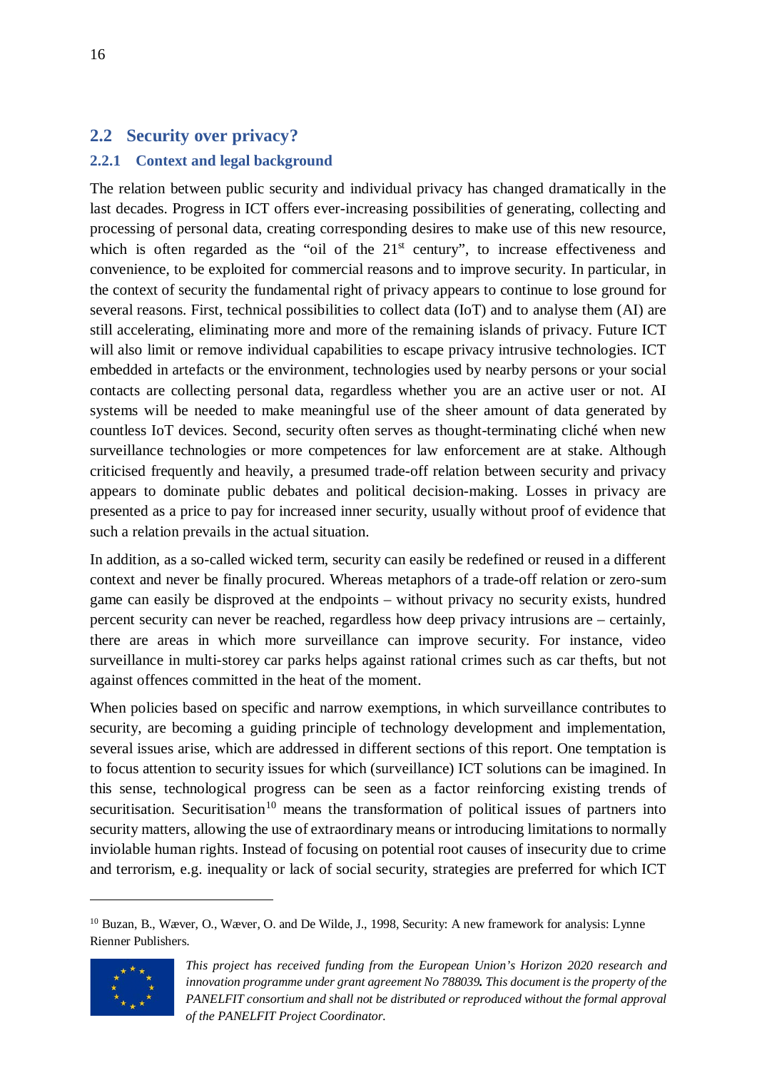## 2.2 Security over privacy?

### 2.2.1 Context and legal background

The relation between public security and individual privacy has changed dramatically in the last decades. Progress in ICT offers ever-increasing possibilities of generating, collecting and processing of personal data, creating corresponding desires to make use of this new resource, which is often regarded as the "oil of the 21st century", to increase effectiveness and convenience, to be exploited for commercial reasons and to improve security. In particular, in the context of security the fundamental right of privacy appears to continue to lose ground for several reasons. First, technical possibilities to collect data (IoT) and to analyse them (AI) are still accelerating, eliminating more and more of the remaining islands of privacy. Future ICT will also limit or remove individual capabilities to escape privacy intrusive technologies. ICT embedded in artefacts or the environment, technologies used by nearby persons or your social contacts are collecting personal data, regardless whether you are an active user or not. AI systems will be needed to make meaningful use of the sheer amount of data generated by countless IoT devices. Second, security often serves as thought-terminating cliché when new surveillance technologies or more competences for law enforcement are at stake. Although criticised frequently and heavily, a presumed trade-off relation between security and privacy appears to dominate public debates and political decision-making. Losses in privacy are presented as a price to pay for increased inner security, usually without proof of evidence that such a relation prevails in the actual situation.

In addition, as a so-called wicked term, security can easily be redefined or reused in a different context and never be finally procured. Whereas metaphors of a trade-off relation or zero-sum game can easily be disproved at the endpoints – without privacy no security exists, hundred percent security can never be reached, regardless how deep privacy intrusions are – certainly, there are areas in which more surveillance can improve security. For instance, video surveillance in multi-storey car parks helps against rational crimes such as car thefts, but not against offences committed in the heat of the moment.

When policies based on specific and narrow exemptions, in which surveillance contributes to security, are becoming a guiding principle of technology development and implementation, several issues arise, which are addressed in different sections of this report. One temptation is to focus attention to security issues for which (surveillance) ICT solutions can be imagined. In this sense, technological progress can be seen as a factor reinforcing existing trends of securitisation. Securitisation[10] means the transformation of political issues of partners into security matters, allowing the use of extraordinary means or introducing limitations to normally inviolable human rights. Instead of focusing on potential root causes of insecurity due to crime and terrorism, e.g. inequality or lack of social security, strategies are preferred for which ICT

[10] Buzan, B., Wæver, O., Wæver, O. and De Wilde, J., 1998, Security: A new framework for analysis: Lynne Rienner Publishers.

*This project has received funding from the European Union's Horizon 2020 research and innovation programme under grant agreement No 788039. This document is the property of the PANELFIT consortium and shall not be distributed or reproduced without the formal approval of the PANELFIT Project Coordinator.*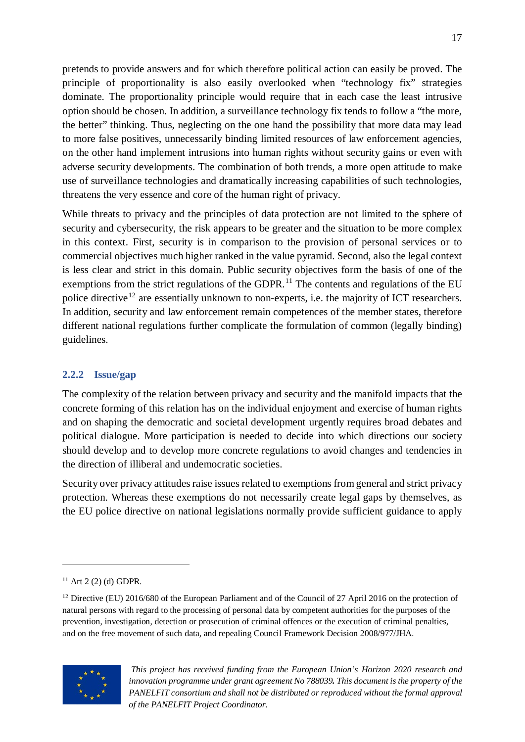pretends to provide answers and for which therefore political action can easily be proved. The principle of proportionality is also easily overlooked when "technology fix" strategies dominate. The proportionality principle would require that in each case the least intrusive option should be chosen. In addition, a surveillance technology fix tends to follow a "the more, the better" thinking. Thus, neglecting on the one hand the possibility that more data may lead to more false positives, unnecessarily binding limited resources of law enforcement agencies, on the other hand implement intrusions into human rights without security gains or even with adverse security developments. The combination of both trends, a more open attitude to make use of surveillance technologies and dramatically increasing capabilities of such technologies, threatens the very essence and core of the human right of privacy.

While threats to privacy and the principles of data protection are not limited to the sphere of security and cybersecurity, the risk appears to be greater and the situation to be more complex in this context. First, security is in comparison to the provision of personal services or to commercial objectives much higher ranked in the value pyramid. Second, also the legal context is less clear and strict in this domain. Public security objectives form the basis of one of the exemptions from the strict regulations of the GDPR.[11] The contents and regulations of the EU police directive[12] are essentially unknown to non-experts, i.e. the majority of ICT researchers. In addition, security and law enforcement remain competences of the member states, therefore different national regulations further complicate the formulation of common (legally binding) guidelines.

### 2.2.2 Issue/gap

The complexity of the relation between privacy and security and the manifold impacts that the concrete forming of this relation has on the individual enjoyment and exercise of human rights and on shaping the democratic and societal development urgently requires broad debates and political dialogue. More participation is needed to decide into which directions our society should develop and to develop more concrete regulations to avoid changes and tendencies in the direction of illiberal and undemocratic societies.

Security over privacy attitudes raise issues related to exemptions from general and strict privacy protection. Whereas these exemptions do not necessarily create legal gaps by themselves, as the EU police directive on national legislations normally provide sufficient guidance to apply

---

[11] Art 2 (2) (d) GDPR.

[12] Directive (EU) 2016/680 of the European Parliament and of the Council of 27 April 2016 on the protection of natural persons with regard to the processing of personal data by competent authorities for the purposes of the prevention, investigation, detection or prosecution of criminal offences or the execution of criminal penalties, and on the free movement of such data, and repealing Council Framework Decision 2008/977/JHA.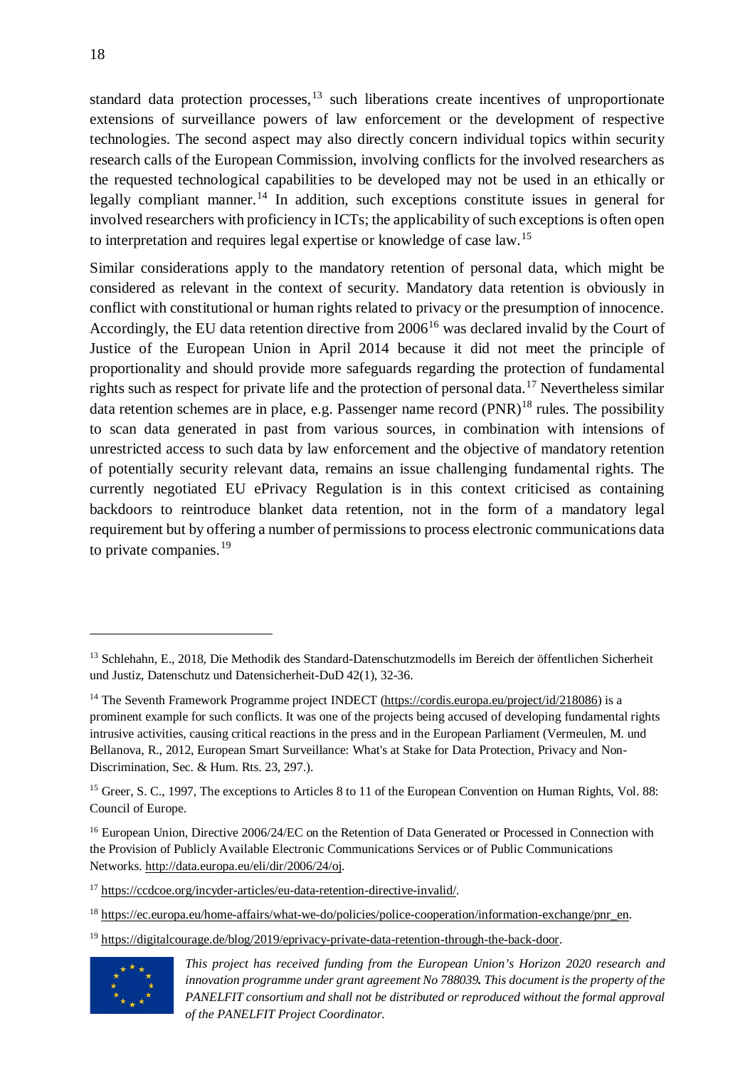standard data protection processes,[13] such liberations create incentives of unproportionate extensions of surveillance powers of law enforcement or the development of respective technologies. The second aspect may also directly concern individual topics within security research calls of the European Commission, involving conflicts for the involved researchers as the requested technological capabilities to be developed may not be used in an ethically or legally compliant manner.[14] In addition, such exceptions constitute issues in general for involved researchers with proficiency in ICTs; the applicability of such exceptions is often open to interpretation and requires legal expertise or knowledge of case law.[15]

Similar considerations apply to the mandatory retention of personal data, which might be considered as relevant in the context of security. Mandatory data retention is obviously in conflict with constitutional or human rights related to privacy or the presumption of innocence. Accordingly, the EU data retention directive from 2006[16] was declared invalid by the Court of Justice of the European Union in April 2014 because it did not meet the principle of proportionality and should provide more safeguards regarding the protection of fundamental rights such as respect for private life and the protection of personal data.[17] Nevertheless similar data retention schemes are in place, e.g. Passenger name record (PNR)[18] rules. The possibility to scan data generated in past from various sources, in combination with intensions of unrestricted access to such data by law enforcement and the objective of mandatory retention of potentially security relevant data, remains an issue challenging fundamental rights. The currently negotiated EU ePrivacy Regulation is in this context criticised as containing backdoors to reintroduce blanket data retention, not in the form of a mandatory legal requirement but by offering a number of permissions to process electronic communications data to private companies.[19]

---

[13] Schlehahn, E., 2018, Die Methodik des Standard-Datenschutzmodells im Bereich der öffentlichen Sicherheit und Justiz, Datenschutz und Datensicherheit-DuD 42(1), 32-36.

[14] The Seventh Framework Programme project INDECT (https://cordis.europa.eu/project/id/218086) is a prominent example for such conflicts. It was one of the projects being accused of developing fundamental rights intrusive activities, causing critical reactions in the press and in the European Parliament (Vermeulen, M. und Bellanova, R., 2012, European Smart Surveillance: What's at Stake for Data Protection, Privacy and Non-Discrimination, Sec. & Hum. Rts. 23, 297.).

[15] Greer, S. C., 1997, The exceptions to Articles 8 to 11 of the European Convention on Human Rights, Vol. 88: Council of Europe.

[16] European Union, Directive 2006/24/EC on the Retention of Data Generated or Processed in Connection with the Provision of Publicly Available Electronic Communications Services or of Public Communications Networks. http://data.europa.eu/eli/dir/2006/24/oj.

[17] https://ccdcoe.org/incyder-articles/eu-data-retention-directive-invalid/.

[18] https://ec.europa.eu/home-affairs/what-we-do/policies/police-cooperation/information-exchange/pnr_en.

[19] https://digitalcourage.de/blog/2019/eprivacy-private-data-retention-through-the-back-door.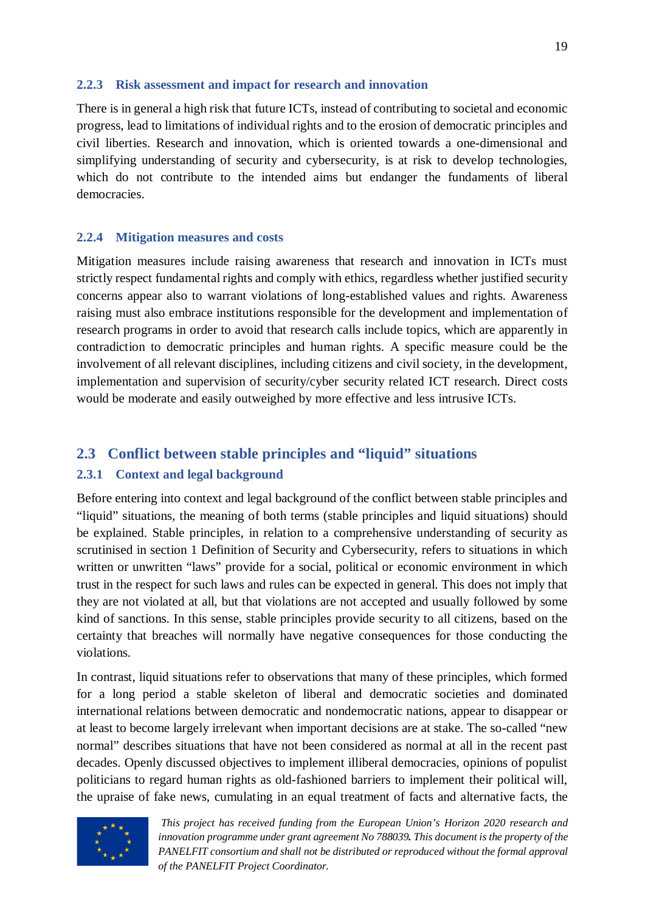### 2.2.3 Risk assessment and impact for research and innovation

There is in general a high risk that future ICTs, instead of contributing to societal and economic progress, lead to limitations of individual rights and to the erosion of democratic principles and civil liberties. Research and innovation, which is oriented towards a one-dimensional and simplifying understanding of security and cybersecurity, is at risk to develop technologies, which do not contribute to the intended aims but endanger the fundaments of liberal democracies.

### 2.2.4 Mitigation measures and costs

Mitigation measures include raising awareness that research and innovation in ICTs must strictly respect fundamental rights and comply with ethics, regardless whether justified security concerns appear also to warrant violations of long-established values and rights. Awareness raising must also embrace institutions responsible for the development and implementation of research programs in order to avoid that research calls include topics, which are apparently in contradiction to democratic principles and human rights. A specific measure could be the involvement of all relevant disciplines, including citizens and civil society, in the development, implementation and supervision of security/cyber security related ICT research. Direct costs would be moderate and easily outweighed by more effective and less intrusive ICTs.

## 2.3 Conflict between stable principles and "liquid" situations

### 2.3.1 Context and legal background

Before entering into context and legal background of the conflict between stable principles and "liquid" situations, the meaning of both terms (stable principles and liquid situations) should be explained. Stable principles, in relation to a comprehensive understanding of security as scrutinised in section 1 Definition of Security and Cybersecurity, refers to situations in which written or unwritten "laws" provide for a social, political or economic environment in which trust in the respect for such laws and rules can be expected in general. This does not imply that they are not violated at all, but that violations are not accepted and usually followed by some kind of sanctions. In this sense, stable principles provide security to all citizens, based on the certainty that breaches will normally have negative consequences for those conducting the violations.

In contrast, liquid situations refer to observations that many of these principles, which formed for a long period a stable skeleton of liberal and democratic societies and dominated international relations between democratic and nondemocratic nations, appear to disappear or at least to become largely irrelevant when important decisions are at stake. The so-called "new normal" describes situations that have not been considered as normal at all in the recent past decades. Openly discussed objectives to implement illiberal democracies, opinions of populist politicians to regard human rights as old-fashioned barriers to implement their political will, the upraise of fake news, cumulating in an equal treatment of facts and alternative facts, the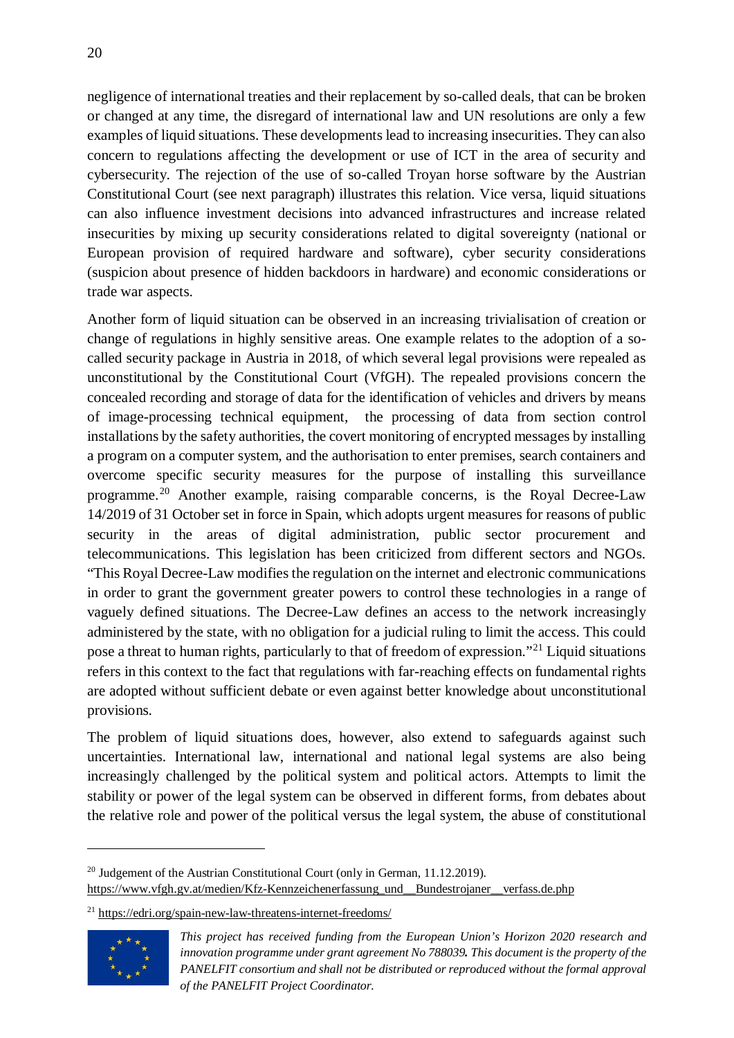negligence of international treaties and their replacement by so-called deals, that can be broken or changed at any time, the disregard of international law and UN resolutions are only a few examples of liquid situations. These developments lead to increasing insecurities. They can also concern to regulations affecting the development or use of ICT in the area of security and cybersecurity. The rejection of the use of so-called Troyan horse software by the Austrian Constitutional Court (see next paragraph) illustrates this relation. Vice versa, liquid situations can also influence investment decisions into advanced infrastructures and increase related insecurities by mixing up security considerations related to digital sovereignty (national or European provision of required hardware and software), cyber security considerations (suspicion about presence of hidden backdoors in hardware) and economic considerations or trade war aspects.

Another form of liquid situation can be observed in an increasing trivialisation of creation or change of regulations in highly sensitive areas. One example relates to the adoption of a so-called security package in Austria in 2018, of which several legal provisions were repealed as unconstitutional by the Constitutional Court (VfGH). The repealed provisions concern the concealed recording and storage of data for the identification of vehicles and drivers by means of image-processing technical equipment, the processing of data from section control installations by the safety authorities, the covert monitoring of encrypted messages by installing a program on a computer system, and the authorisation to enter premises, search containers and overcome specific security measures for the purpose of installing this surveillance programme.[20] Another example, raising comparable concerns, is the Royal Decree-Law 14/2019 of 31 October set in force in Spain, which adopts urgent measures for reasons of public security in the areas of digital administration, public sector procurement and telecommunications. This legislation has been criticized from different sectors and NGOs. "This Royal Decree-Law modifies the regulation on the internet and electronic communications in order to grant the government greater powers to control these technologies in a range of vaguely defined situations. The Decree-Law defines an access to the network increasingly administered by the state, with no obligation for a judicial ruling to limit the access. This could pose a threat to human rights, particularly to that of freedom of expression."[21] Liquid situations refers in this context to the fact that regulations with far-reaching effects on fundamental rights are adopted without sufficient debate or even against better knowledge about unconstitutional provisions.

The problem of liquid situations does, however, also extend to safeguards against such uncertainties. International law, international and national legal systems are also being increasingly challenged by the political system and political actors. Attempts to limit the stability or power of the legal system can be observed in different forms, from debates about the relative role and power of the political versus the legal system, the abuse of constitutional

---

[20] Judgement of the Austrian Constitutional Court (only in German, 11.12.2019). https://www.vfgh.gv.at/medien/Kfz-Kennzeichenerfassung_und__Bundestrojaner__verfass.de.php

[21] https://edri.org/spain-new-law-threatens-internet-freedoms/

*This project has received funding from the European Union's Horizon 2020 research and innovation programme under grant agreement No 788039. This document is the property of the PANELFIT consortium and shall not be distributed or reproduced without the formal approval of the PANELFIT Project Coordinator.*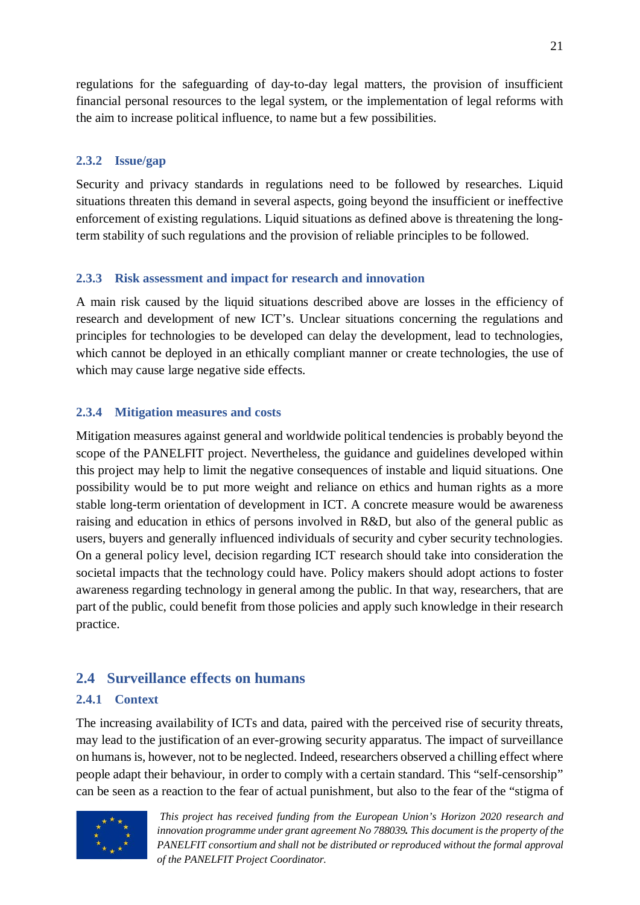regulations for the safeguarding of day-to-day legal matters, the provision of insufficient financial personal resources to the legal system, or the implementation of legal reforms with the aim to increase political influence, to name but a few possibilities.

### 2.3.2 Issue/gap

Security and privacy standards in regulations need to be followed by researches. Liquid situations threaten this demand in several aspects, going beyond the insufficient or ineffective enforcement of existing regulations. Liquid situations as defined above is threatening the long-term stability of such regulations and the provision of reliable principles to be followed.

### 2.3.3 Risk assessment and impact for research and innovation

A main risk caused by the liquid situations described above are losses in the efficiency of research and development of new ICT's. Unclear situations concerning the regulations and principles for technologies to be developed can delay the development, lead to technologies, which cannot be deployed in an ethically compliant manner or create technologies, the use of which may cause large negative side effects.

### 2.3.4 Mitigation measures and costs

Mitigation measures against general and worldwide political tendencies is probably beyond the scope of the PANELFIT project. Nevertheless, the guidance and guidelines developed within this project may help to limit the negative consequences of instable and liquid situations. One possibility would be to put more weight and reliance on ethics and human rights as a more stable long-term orientation of development in ICT. A concrete measure would be awareness raising and education in ethics of persons involved in R&D, but also of the general public as users, buyers and generally influenced individuals of security and cyber security technologies. On a general policy level, decision regarding ICT research should take into consideration the societal impacts that the technology could have. Policy makers should adopt actions to foster awareness regarding technology in general among the public. In that way, researchers, that are part of the public, could benefit from those policies and apply such knowledge in their research practice.

## 2.4 Surveillance effects on humans

### 2.4.1 Context

The increasing availability of ICTs and data, paired with the perceived rise of security threats, may lead to the justification of an ever-growing security apparatus. The impact of surveillance on humans is, however, not to be neglected. Indeed, researchers observed a chilling effect where people adapt their behaviour, in order to comply with a certain standard. This "self-censorship" can be seen as a reaction to the fear of actual punishment, but also to the fear of the "stigma of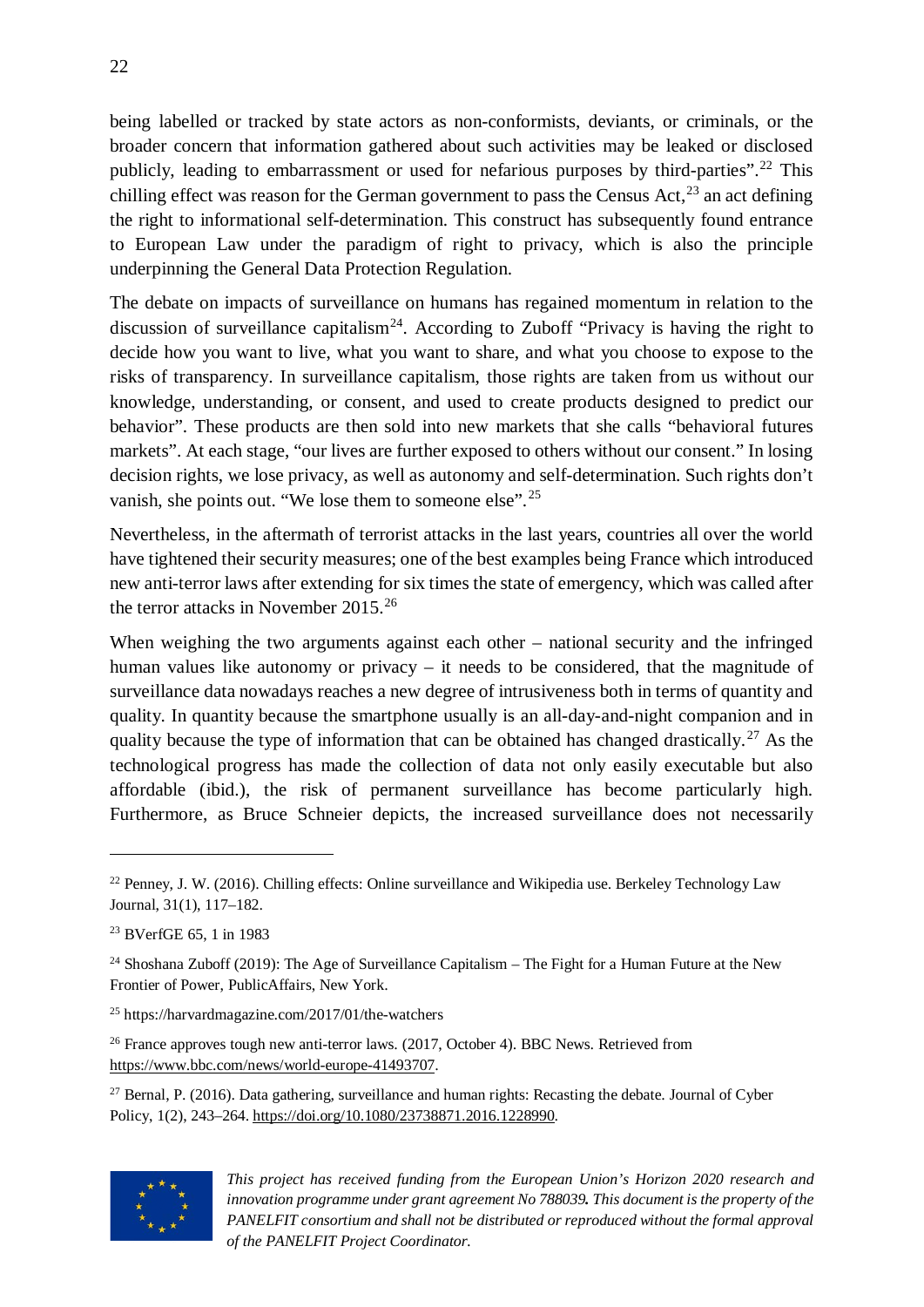being labelled or tracked by state actors as non-conformists, deviants, or criminals, or the broader concern that information gathered about such activities may be leaked or disclosed publicly, leading to embarrassment or used for nefarious purposes by third-parties".[22] This chilling effect was reason for the German government to pass the Census Act,[23] an act defining the right to informational self-determination. This construct has subsequently found entrance to European Law under the paradigm of right to privacy, which is also the principle underpinning the General Data Protection Regulation.

The debate on impacts of surveillance on humans has regained momentum in relation to the discussion of surveillance capitalism[24]. According to Zuboff "Privacy is having the right to decide how you want to live, what you want to share, and what you choose to expose to the risks of transparency. In surveillance capitalism, those rights are taken from us without our knowledge, understanding, or consent, and used to create products designed to predict our behavior". These products are then sold into new markets that she calls "behavioral futures markets". At each stage, "our lives are further exposed to others without our consent." In losing decision rights, we lose privacy, as well as autonomy and self-determination. Such rights don't vanish, she points out. "We lose them to someone else".[25]

Nevertheless, in the aftermath of terrorist attacks in the last years, countries all over the world have tightened their security measures; one of the best examples being France which introduced new anti-terror laws after extending for six times the state of emergency, which was called after the terror attacks in November 2015.[26]

When weighing the two arguments against each other – national security and the infringed human values like autonomy or privacy – it needs to be considered, that the magnitude of surveillance data nowadays reaches a new degree of intrusiveness both in terms of quantity and quality. In quantity because the smartphone usually is an all-day-and-night companion and in quality because the type of information that can be obtained has changed drastically.[27] As the technological progress has made the collection of data not only easily executable but also affordable (ibid.), the risk of permanent surveillance has become particularly high. Furthermore, as Bruce Schneier depicts, the increased surveillance does not necessarily

---

[22] Penney, J. W. (2016). Chilling effects: Online surveillance and Wikipedia use. Berkeley Technology Law Journal, 31(1), 117–182.

[23] BVerfGE 65, 1 in 1983

[24] Shoshana Zuboff (2019): The Age of Surveillance Capitalism – The Fight for a Human Future at the New Frontier of Power, PublicAffairs, New York.

[25] https://harvardmagazine.com/2017/01/the-watchers

[26] France approves tough new anti-terror laws. (2017, October 4). BBC News. Retrieved from https://www.bbc.com/news/world-europe-41493707.

[27] Bernal, P. (2016). Data gathering, surveillance and human rights: Recasting the debate. Journal of Cyber Policy, 1(2), 243–264. https://doi.org/10.1080/23738871.2016.1228990.

*This project has received funding from the European Union's Horizon 2020 research and innovation programme under grant agreement No 788039. This document is the property of the PANELFIT consortium and shall not be distributed or reproduced without the formal approval of the PANELFIT Project Coordinator.*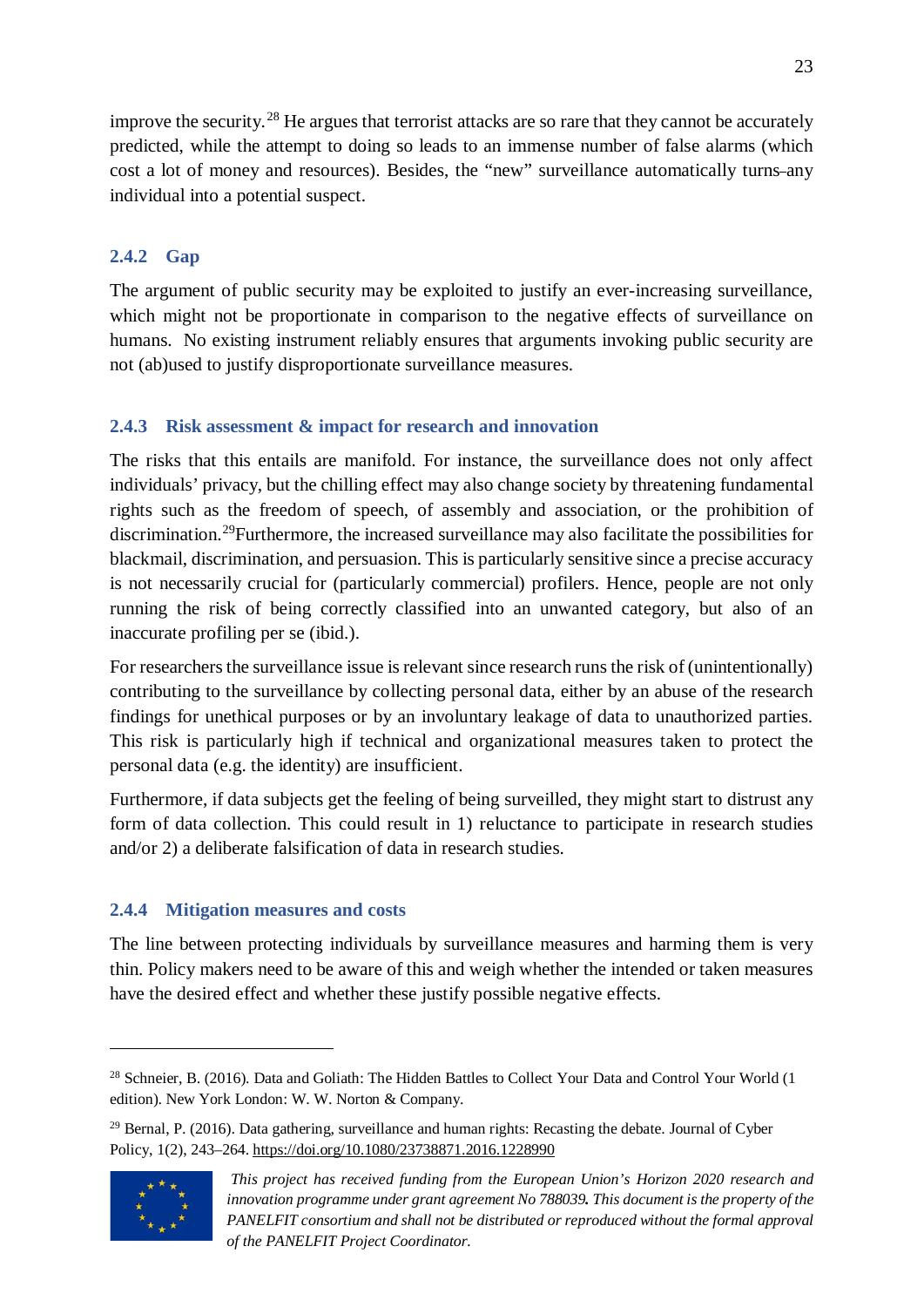improve the security.[28] He argues that terrorist attacks are so rare that they cannot be accurately predicted, while the attempt to doing so leads to an immense number of false alarms (which cost a lot of money and resources). Besides, the "new" surveillance automatically turns any individual into a potential suspect.

### 2.4.2 Gap

The argument of public security may be exploited to justify an ever-increasing surveillance, which might not be proportionate in comparison to the negative effects of surveillance on humans. No existing instrument reliably ensures that arguments invoking public security are not (ab)used to justify disproportionate surveillance measures.

### 2.4.3 Risk assessment & impact for research and innovation

The risks that this entails are manifold. For instance, the surveillance does not only affect individuals' privacy, but the chilling effect may also change society by threatening fundamental rights such as the freedom of speech, of assembly and association, or the prohibition of discrimination.[29]Furthermore, the increased surveillance may also facilitate the possibilities for blackmail, discrimination, and persuasion. This is particularly sensitive since a precise accuracy is not necessarily crucial for (particularly commercial) profilers. Hence, people are not only running the risk of being correctly classified into an unwanted category, but also of an inaccurate profiling per se (ibid.).

For researchers the surveillance issue is relevant since research runs the risk of (unintentionally) contributing to the surveillance by collecting personal data, either by an abuse of the research findings for unethical purposes or by an involuntary leakage of data to unauthorized parties. This risk is particularly high if technical and organizational measures taken to protect the personal data (e.g. the identity) are insufficient.

Furthermore, if data subjects get the feeling of being surveilled, they might start to distrust any form of data collection. This could result in 1) reluctance to participate in research studies and/or 2) a deliberate falsification of data in research studies.

### 2.4.4 Mitigation measures and costs

The line between protecting individuals by surveillance measures and harming them is very thin. Policy makers need to be aware of this and weigh whether the intended or taken measures have the desired effect and whether these justify possible negative effects.

---

[28] Schneier, B. (2016). Data and Goliath: The Hidden Battles to Collect Your Data and Control Your World (1 edition). New York London: W. W. Norton & Company.

[29] Bernal, P. (2016). Data gathering, surveillance and human rights: Recasting the debate. Journal of Cyber Policy, 1(2), 243–264. https://doi.org/10.1080/23738871.2016.1228990

*This project has received funding from the European Union's Horizon 2020 research and innovation programme under grant agreement No 788039. This document is the property of the PANELFIT consortium and shall not be distributed or reproduced without the formal approval of the PANELFIT Project Coordinator.*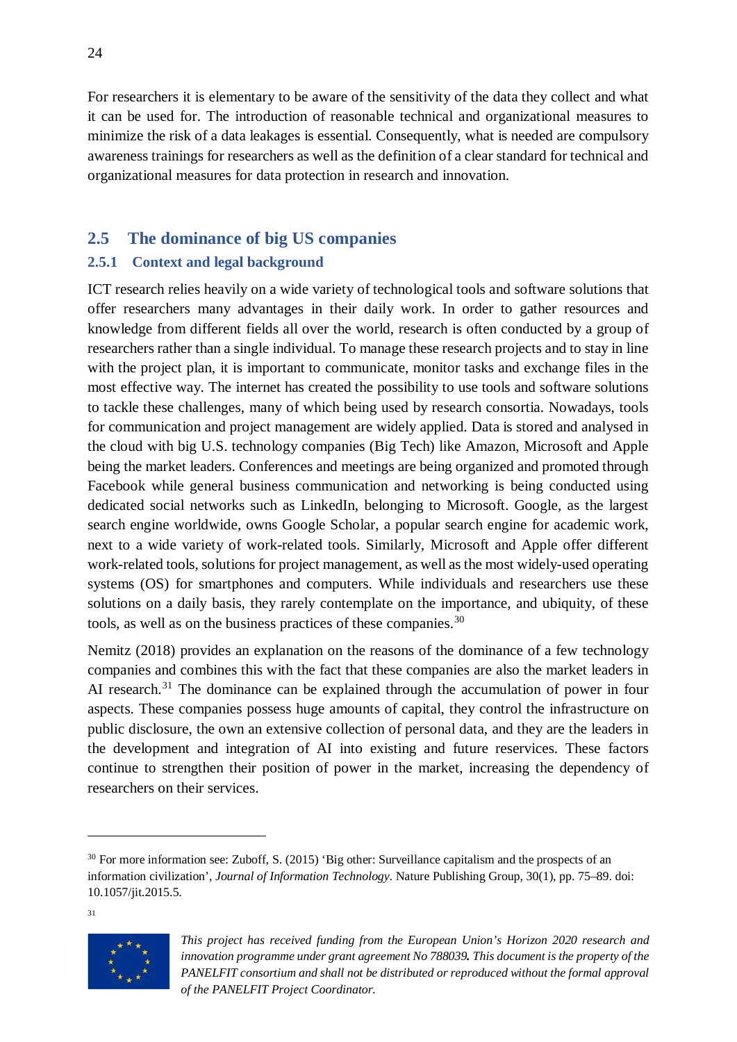For researchers it is elementary to be aware of the sensitivity of the data they collect and what it can be used for. The introduction of reasonable technical and organizational measures to minimize the risk of a data leakages is essential. Consequently, what is needed are compulsory awareness trainings for researchers as well as the definition of a clear standard for technical and organizational measures for data protection in research and innovation.

## 2.5 The dominance of big US companies

### 2.5.1 Context and legal background

ICT research relies heavily on a wide variety of technological tools and software solutions that offer researchers many advantages in their daily work. In order to gather resources and knowledge from different fields all over the world, research is often conducted by a group of researchers rather than a single individual. To manage these research projects and to stay in line with the project plan, it is important to communicate, monitor tasks and exchange files in the most effective way. The internet has created the possibility to use tools and software solutions to tackle these challenges, many of which being used by research consortia. Nowadays, tools for communication and project management are widely applied. Data is stored and analysed in the cloud with big U.S. technology companies (Big Tech) like Amazon, Microsoft and Apple being the market leaders. Conferences and meetings are being organized and promoted through Facebook while general business communication and networking is being conducted using dedicated social networks such as LinkedIn, belonging to Microsoft. Google, as the largest search engine worldwide, owns Google Scholar, a popular search engine for academic work, next to a wide variety of work-related tools. Similarly, Microsoft and Apple offer different work-related tools, solutions for project management, as well as the most widely-used operating systems (OS) for smartphones and computers. While individuals and researchers use these solutions on a daily basis, they rarely contemplate on the importance, and ubiquity, of these tools, as well as on the business practices of these companies.[30]

Nemitz (2018) provides an explanation on the reasons of the dominance of a few technology companies and combines this with the fact that these companies are also the market leaders in AI research.[31] The dominance can be explained through the accumulation of power in four aspects. These companies possess huge amounts of capital, they control the infrastructure on public disclosure, the own an extensive collection of personal data, and they are the leaders in the development and integration of AI into existing and future reservices. These factors continue to strengthen their position of power in the market, increasing the dependency of researchers on their services.

---

[30] For more information see: Zuboff, S. (2015) 'Big other: Surveillance capitalism and the prospects of an information civilization', *Journal of Information Technology*. Nature Publishing Group, 30(1), pp. 75–89. doi: 10.1057/jit.2015.5.

[31]

*This project has received funding from the European Union's Horizon 2020 research and innovation programme under grant agreement No 788039. This document is the property of the PANELFIT consortium and shall not be distributed or reproduced without the formal approval of the PANELFIT Project Coordinator.*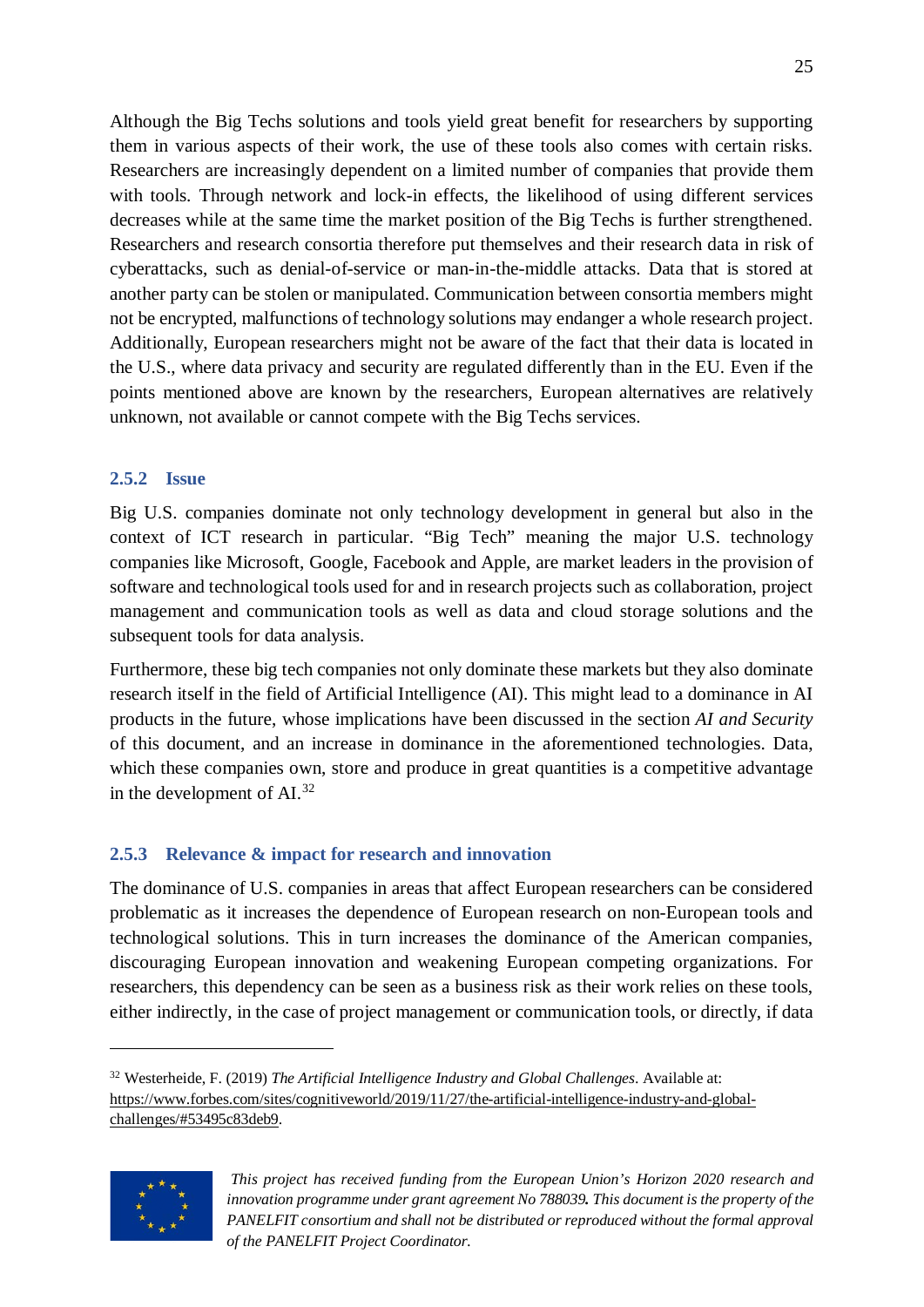Although the Big Techs solutions and tools yield great benefit for researchers by supporting them in various aspects of their work, the use of these tools also comes with certain risks. Researchers are increasingly dependent on a limited number of companies that provide them with tools. Through network and lock-in effects, the likelihood of using different services decreases while at the same time the market position of the Big Techs is further strengthened. Researchers and research consortia therefore put themselves and their research data in risk of cyberattacks, such as denial-of-service or man-in-the-middle attacks. Data that is stored at another party can be stolen or manipulated. Communication between consortia members might not be encrypted, malfunctions of technology solutions may endanger a whole research project. Additionally, European researchers might not be aware of the fact that their data is located in the U.S., where data privacy and security are regulated differently than in the EU. Even if the points mentioned above are known by the researchers, European alternatives are relatively unknown, not available or cannot compete with the Big Techs services.

### 2.5.2 Issue

Big U.S. companies dominate not only technology development in general but also in the context of ICT research in particular. "Big Tech" meaning the major U.S. technology companies like Microsoft, Google, Facebook and Apple, are market leaders in the provision of software and technological tools used for and in research projects such as collaboration, project management and communication tools as well as data and cloud storage solutions and the subsequent tools for data analysis.

Furthermore, these big tech companies not only dominate these markets but they also dominate research itself in the field of Artificial Intelligence (AI). This might lead to a dominance in AI products in the future, whose implications have been discussed in the section *AI and Security* of this document, and an increase in dominance in the aforementioned technologies. Data, which these companies own, store and produce in great quantities is a competitive advantage in the development of AI.[32]

### 2.5.3 Relevance & impact for research and innovation

The dominance of U.S. companies in areas that affect European researchers can be considered problematic as it increases the dependence of European research on non-European tools and technological solutions. This in turn increases the dominance of the American companies, discouraging European innovation and weakening European competing organizations. For researchers, this dependency can be seen as a business risk as their work relies on these tools, either indirectly, in the case of project management or communication tools, or directly, if data

---

[32] Westerheide, F. (2019) *The Artificial Intelligence Industry and Global Challenges*. Available at: https://www.forbes.com/sites/cognitiveworld/2019/11/27/the-artificial-intelligence-industry-and-global-challenges/#53495c83deb9.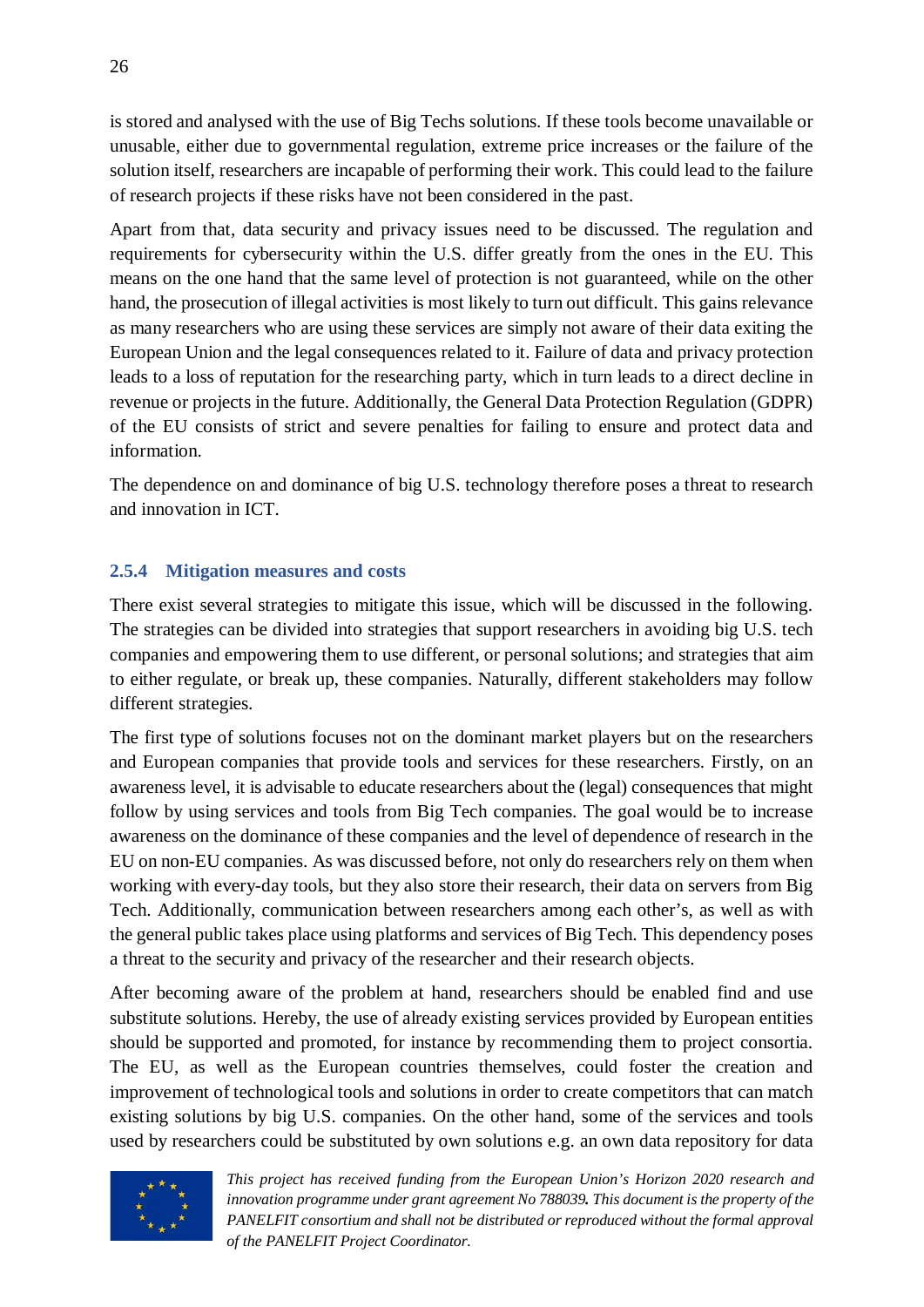is stored and analysed with the use of Big Techs solutions. If these tools become unavailable or unusable, either due to governmental regulation, extreme price increases or the failure of the solution itself, researchers are incapable of performing their work. This could lead to the failure of research projects if these risks have not been considered in the past.

Apart from that, data security and privacy issues need to be discussed. The regulation and requirements for cybersecurity within the U.S. differ greatly from the ones in the EU. This means on the one hand that the same level of protection is not guaranteed, while on the other hand, the prosecution of illegal activities is most likely to turn out difficult. This gains relevance as many researchers who are using these services are simply not aware of their data exiting the European Union and the legal consequences related to it. Failure of data and privacy protection leads to a loss of reputation for the researching party, which in turn leads to a direct decline in revenue or projects in the future. Additionally, the General Data Protection Regulation (GDPR) of the EU consists of strict and severe penalties for failing to ensure and protect data and information.

The dependence on and dominance of big U.S. technology therefore poses a threat to research and innovation in ICT.

### 2.5.4 Mitigation measures and costs

There exist several strategies to mitigate this issue, which will be discussed in the following. The strategies can be divided into strategies that support researchers in avoiding big U.S. tech companies and empowering them to use different, or personal solutions; and strategies that aim to either regulate, or break up, these companies. Naturally, different stakeholders may follow different strategies.

The first type of solutions focuses not on the dominant market players but on the researchers and European companies that provide tools and services for these researchers. Firstly, on an awareness level, it is advisable to educate researchers about the (legal) consequences that might follow by using services and tools from Big Tech companies. The goal would be to increase awareness on the dominance of these companies and the level of dependence of research in the EU on non-EU companies. As was discussed before, not only do researchers rely on them when working with every-day tools, but they also store their research, their data on servers from Big Tech. Additionally, communication between researchers among each other's, as well as with the general public takes place using platforms and services of Big Tech. This dependency poses a threat to the security and privacy of the researcher and their research objects.

After becoming aware of the problem at hand, researchers should be enabled find and use substitute solutions. Hereby, the use of already existing services provided by European entities should be supported and promoted, for instance by recommending them to project consortia. The EU, as well as the European countries themselves, could foster the creation and improvement of technological tools and solutions in order to create competitors that can match existing solutions by big U.S. companies. On the other hand, some of the services and tools used by researchers could be substituted by own solutions e.g. an own data repository for data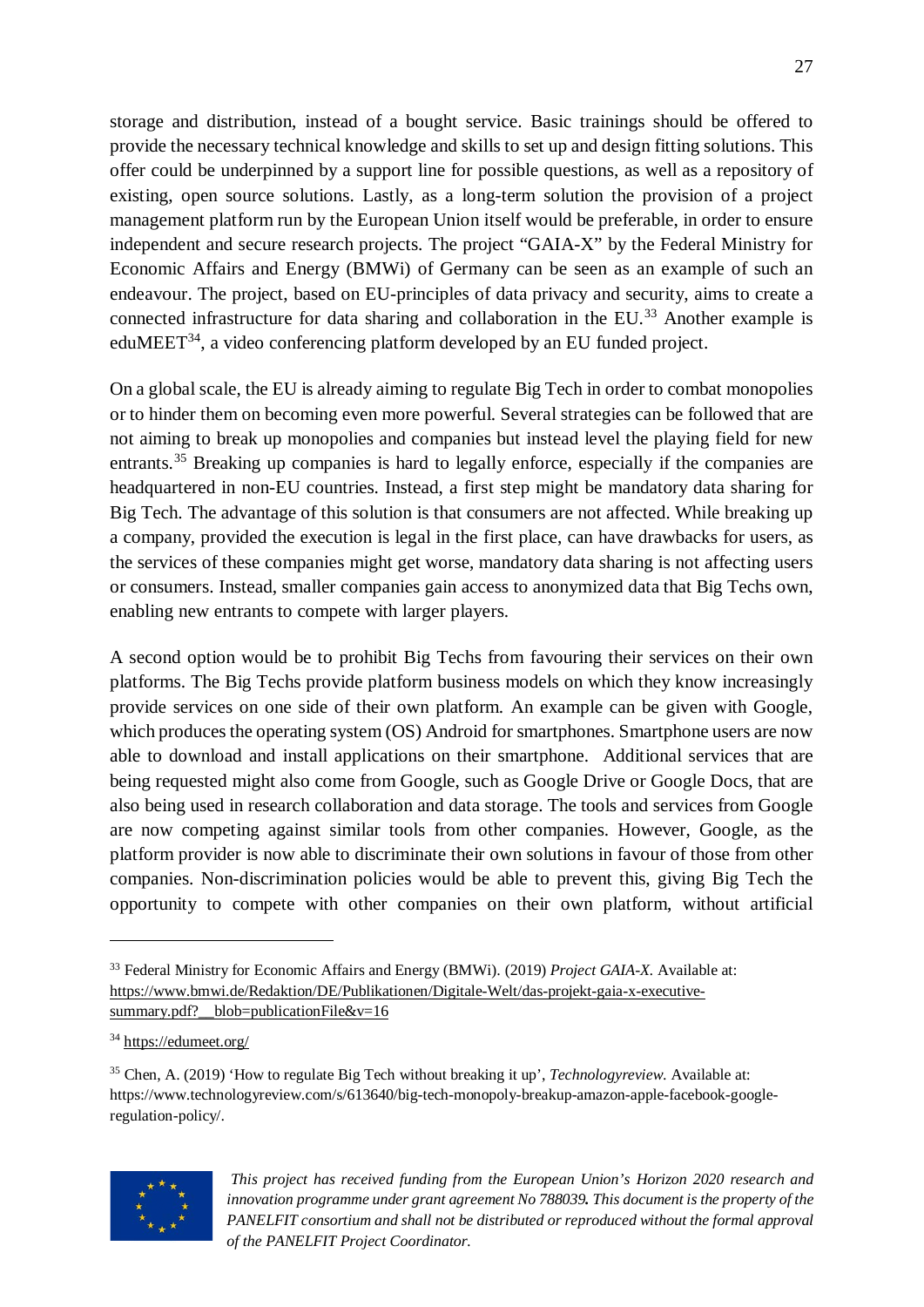storage and distribution, instead of a bought service. Basic trainings should be offered to provide the necessary technical knowledge and skills to set up and design fitting solutions. This offer could be underpinned by a support line for possible questions, as well as a repository of existing, open source solutions. Lastly, as a long-term solution the provision of a project management platform run by the European Union itself would be preferable, in order to ensure independent and secure research projects. The project "GAIA-X" by the Federal Ministry for Economic Affairs and Energy (BMWi) of Germany can be seen as an example of such an endeavour. The project, based on EU-principles of data privacy and security, aims to create a connected infrastructure for data sharing and collaboration in the EU.[33] Another example is eduMEET[34], a video conferencing platform developed by an EU funded project.

On a global scale, the EU is already aiming to regulate Big Tech in order to combat monopolies or to hinder them on becoming even more powerful. Several strategies can be followed that are not aiming to break up monopolies and companies but instead level the playing field for new entrants.[35] Breaking up companies is hard to legally enforce, especially if the companies are headquartered in non-EU countries. Instead, a first step might be mandatory data sharing for Big Tech. The advantage of this solution is that consumers are not affected. While breaking up a company, provided the execution is legal in the first place, can have drawbacks for users, as the services of these companies might get worse, mandatory data sharing is not affecting users or consumers. Instead, smaller companies gain access to anonymized data that Big Techs own, enabling new entrants to compete with larger players.

A second option would be to prohibit Big Techs from favouring their services on their own platforms. The Big Techs provide platform business models on which they know increasingly provide services on one side of their own platform. An example can be given with Google, which produces the operating system (OS) Android for smartphones. Smartphone users are now able to download and install applications on their smartphone. Additional services that are being requested might also come from Google, such as Google Drive or Google Docs, that are also being used in research collaboration and data storage. The tools and services from Google are now competing against similar tools from other companies. However, Google, as the platform provider is now able to discriminate their own solutions in favour of those from other companies. Non-discrimination policies would be able to prevent this, giving Big Tech the opportunity to compete with other companies on their own platform, without artificial

---

[33] Federal Ministry for Economic Affairs and Energy (BMWi). (2019) *Project GAIA-X.* Available at: https://www.bmwi.de/Redaktion/DE/Publikationen/Digitale-Welt/das-projekt-gaia-x-executive-summary.pdf?__blob=publicationFile&v=16

[34] https://edumeet.org/

[35] Chen, A. (2019) 'How to regulate Big Tech without breaking it up', *Technologyreview.* Available at: https://www.technologyreview.com/s/613640/big-tech-monopoly-breakup-amazon-apple-facebook-google-regulation-policy/.

*This project has received funding from the European Union's Horizon 2020 research and innovation programme under grant agreement No 788039. This document is the property of the PANELFIT consortium and shall not be distributed or reproduced without the formal approval of the PANELFIT Project Coordinator.*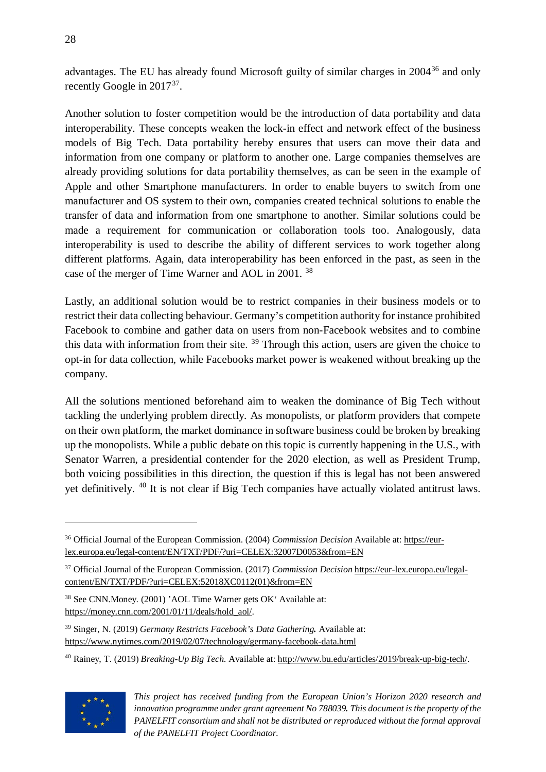advantages. The EU has already found Microsoft guilty of similar charges in 2004[36] and only recently Google in 2017[37].

Another solution to foster competition would be the introduction of data portability and data interoperability. These concepts weaken the lock-in effect and network effect of the business models of Big Tech. Data portability hereby ensures that users can move their data and information from one company or platform to another one. Large companies themselves are already providing solutions for data portability themselves, as can be seen in the example of Apple and other Smartphone manufacturers. In order to enable buyers to switch from one manufacturer and OS system to their own, companies created technical solutions to enable the transfer of data and information from one smartphone to another. Similar solutions could be made a requirement for communication or collaboration tools too. Analogously, data interoperability is used to describe the ability of different services to work together along different platforms. Again, data interoperability has been enforced in the past, as seen in the case of the merger of Time Warner and AOL in 2001. [38]

Lastly, an additional solution would be to restrict companies in their business models or to restrict their data collecting behaviour. Germany's competition authority for instance prohibited Facebook to combine and gather data on users from non-Facebook websites and to combine this data with information from their site. [39] Through this action, users are given the choice to opt-in for data collection, while Facebooks market power is weakened without breaking up the company.

All the solutions mentioned beforehand aim to weaken the dominance of Big Tech without tackling the underlying problem directly. As monopolists, or platform providers that compete on their own platform, the market dominance in software business could be broken by breaking up the monopolists. While a public debate on this topic is currently happening in the U.S., with Senator Warren, a presidential contender for the 2020 election, as well as President Trump, both voicing possibilities in this direction, the question if this is legal has not been answered yet definitively. [40] It is not clear if Big Tech companies have actually violated antitrust laws.

---

[36] Official Journal of the European Commission. (2004) *Commission Decision* Available at: https://eur-lex.europa.eu/legal-content/EN/TXT/PDF/?uri=CELEX:32007D0053&from=EN

[37] Official Journal of the European Commission. (2017) *Commission Decision* https://eur-lex.europa.eu/legal-content/EN/TXT/PDF/?uri=CELEX:52018XC0112(01)&from=EN

[38] See CNN.Money. (2001) 'AOL Time Warner gets OK' Available at: https://money.cnn.com/2001/01/11/deals/hold_aol/.

[39] Singer, N. (2019) *Germany Restricts Facebook's Data Gathering.* Available at: https://www.nytimes.com/2019/02/07/technology/germany-facebook-data.html

[40] Rainey, T. (2019) *Breaking-Up Big Tech.* Available at: http://www.bu.edu/articles/2019/break-up-big-tech/.

*This project has received funding from the European Union's Horizon 2020 research and innovation programme under grant agreement No 788039. This document is the property of the PANELFIT consortium and shall not be distributed or reproduced without the formal approval of the PANELFIT Project Coordinator.*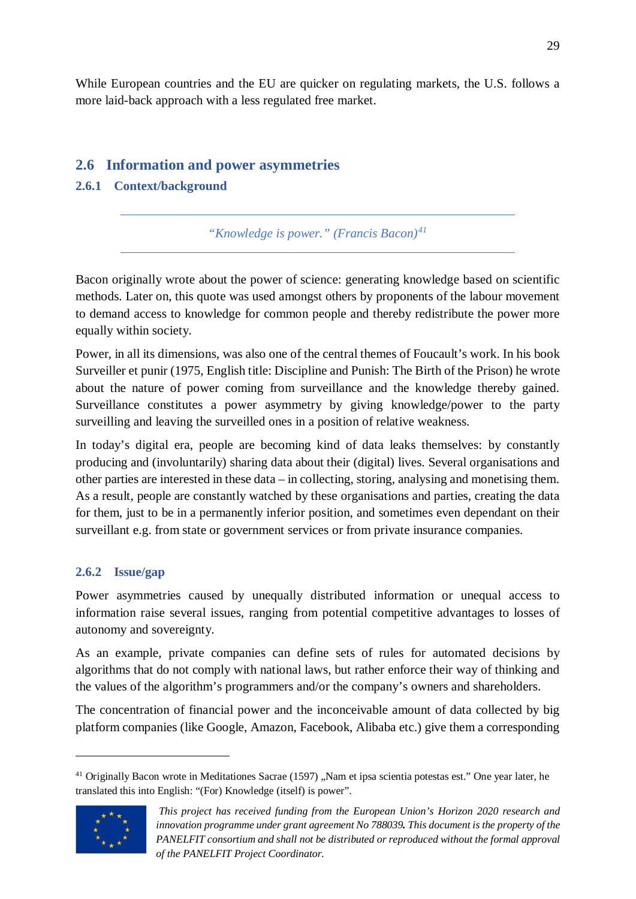While European countries and the EU are quicker on regulating markets, the U.S. follows a more laid-back approach with a less regulated free market.

## 2.6 Information and power asymmetries

### 2.6.1 Context/background

---

*"Knowledge is power." (Francis Bacon)*[41]

---

Bacon originally wrote about the power of science: generating knowledge based on scientific methods. Later on, this quote was used amongst others by proponents of the labour movement to demand access to knowledge for common people and thereby redistribute the power more equally within society.

Power, in all its dimensions, was also one of the central themes of Foucault's work. In his book Surveiller et punir (1975, English title: Discipline and Punish: The Birth of the Prison) he wrote about the nature of power coming from surveillance and the knowledge thereby gained. Surveillance constitutes a power asymmetry by giving knowledge/power to the party surveilling and leaving the surveilled ones in a position of relative weakness.

In today's digital era, people are becoming kind of data leaks themselves: by constantly producing and (involuntarily) sharing data about their (digital) lives. Several organisations and other parties are interested in these data – in collecting, storing, analysing and monetising them. As a result, people are constantly watched by these organisations and parties, creating the data for them, just to be in a permanently inferior position, and sometimes even dependant on their surveillant e.g. from state or government services or from private insurance companies.

### 2.6.2 Issue/gap

Power asymmetries caused by unequally distributed information or unequal access to information raise several issues, ranging from potential competitive advantages to losses of autonomy and sovereignty.

As an example, private companies can define sets of rules for automated decisions by algorithms that do not comply with national laws, but rather enforce their way of thinking and the values of the algorithm's programmers and/or the company's owners and shareholders.

The concentration of financial power and the inconceivable amount of data collected by big platform companies (like Google, Amazon, Facebook, Alibaba etc.) give them a corresponding

---

[41] Originally Bacon wrote in Meditationes Sacrae (1597) „Nam et ipsa scientia potestas est." One year later, he translated this into English: "(For) Knowledge (itself) is power".

*This project has received funding from the European Union's Horizon 2020 research and innovation programme under grant agreement No 788039. This document is the property of the PANELFIT consortium and shall not be distributed or reproduced without the formal approval of the PANELFIT Project Coordinator.*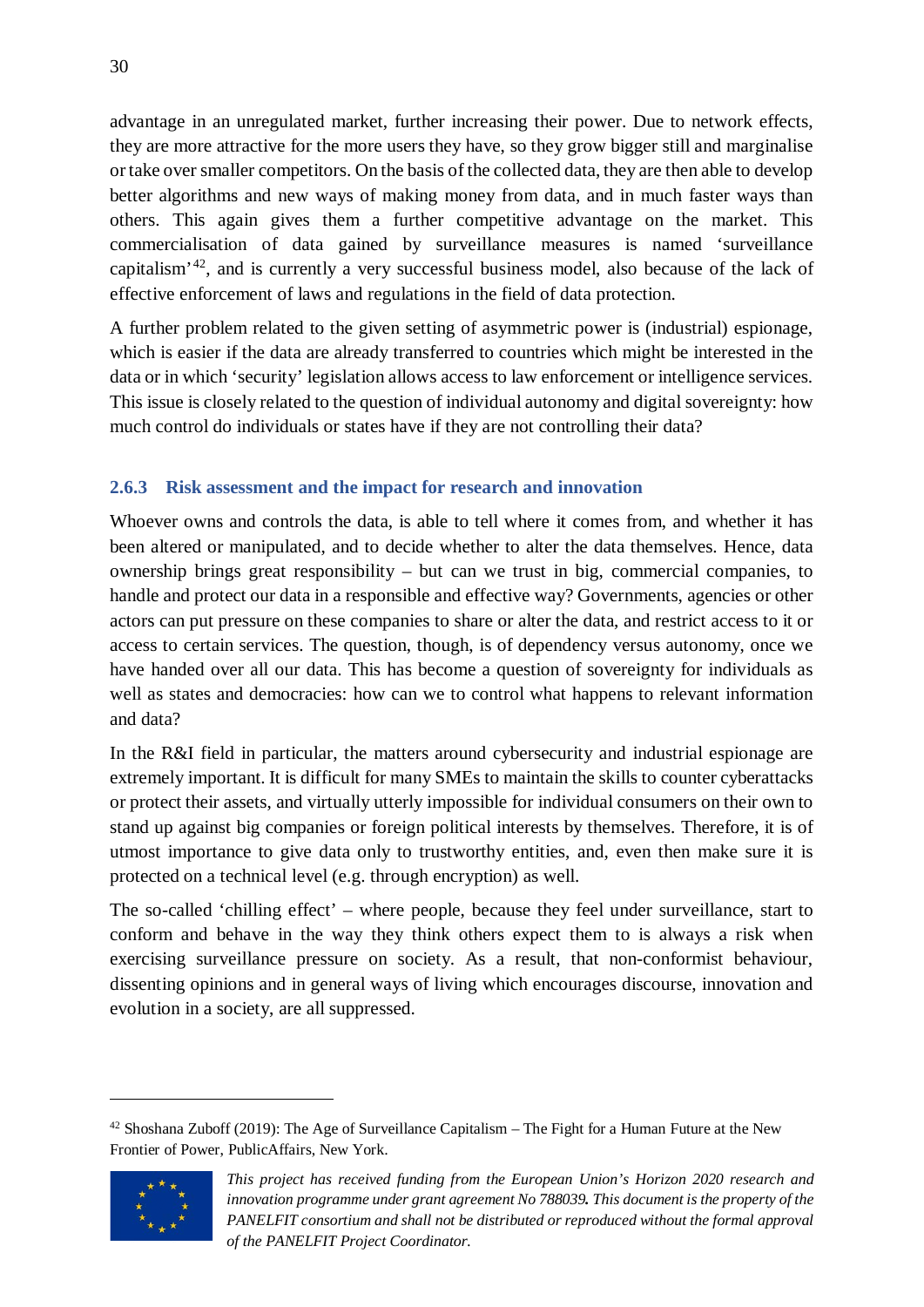advantage in an unregulated market, further increasing their power. Due to network effects, they are more attractive for the more users they have, so they grow bigger still and marginalise or take over smaller competitors. On the basis of the collected data, they are then able to develop better algorithms and new ways of making money from data, and in much faster ways than others. This again gives them a further competitive advantage on the market. This commercialisation of data gained by surveillance measures is named 'surveillance capitalism'[42], and is currently a very successful business model, also because of the lack of effective enforcement of laws and regulations in the field of data protection.

A further problem related to the given setting of asymmetric power is (industrial) espionage, which is easier if the data are already transferred to countries which might be interested in the data or in which 'security' legislation allows access to law enforcement or intelligence services. This issue is closely related to the question of individual autonomy and digital sovereignty: how much control do individuals or states have if they are not controlling their data?

### 2.6.3 Risk assessment and the impact for research and innovation

Whoever owns and controls the data, is able to tell where it comes from, and whether it has been altered or manipulated, and to decide whether to alter the data themselves. Hence, data ownership brings great responsibility – but can we trust in big, commercial companies, to handle and protect our data in a responsible and effective way? Governments, agencies or other actors can put pressure on these companies to share or alter the data, and restrict access to it or access to certain services. The question, though, is of dependency versus autonomy, once we have handed over all our data. This has become a question of sovereignty for individuals as well as states and democracies: how can we to control what happens to relevant information and data?

In the R&I field in particular, the matters around cybersecurity and industrial espionage are extremely important. It is difficult for many SMEs to maintain the skills to counter cyberattacks or protect their assets, and virtually utterly impossible for individual consumers on their own to stand up against big companies or foreign political interests by themselves. Therefore, it is of utmost importance to give data only to trustworthy entities, and, even then make sure it is protected on a technical level (e.g. through encryption) as well.

The so-called 'chilling effect' – where people, because they feel under surveillance, start to conform and behave in the way they think others expect them to is always a risk when exercising surveillance pressure on society. As a result, that non-conformist behaviour, dissenting opinions and in general ways of living which encourages discourse, innovation and evolution in a society, are all suppressed.

[42] Shoshana Zuboff (2019): The Age of Surveillance Capitalism – The Fight for a Human Future at the New Frontier of Power, PublicAffairs, New York.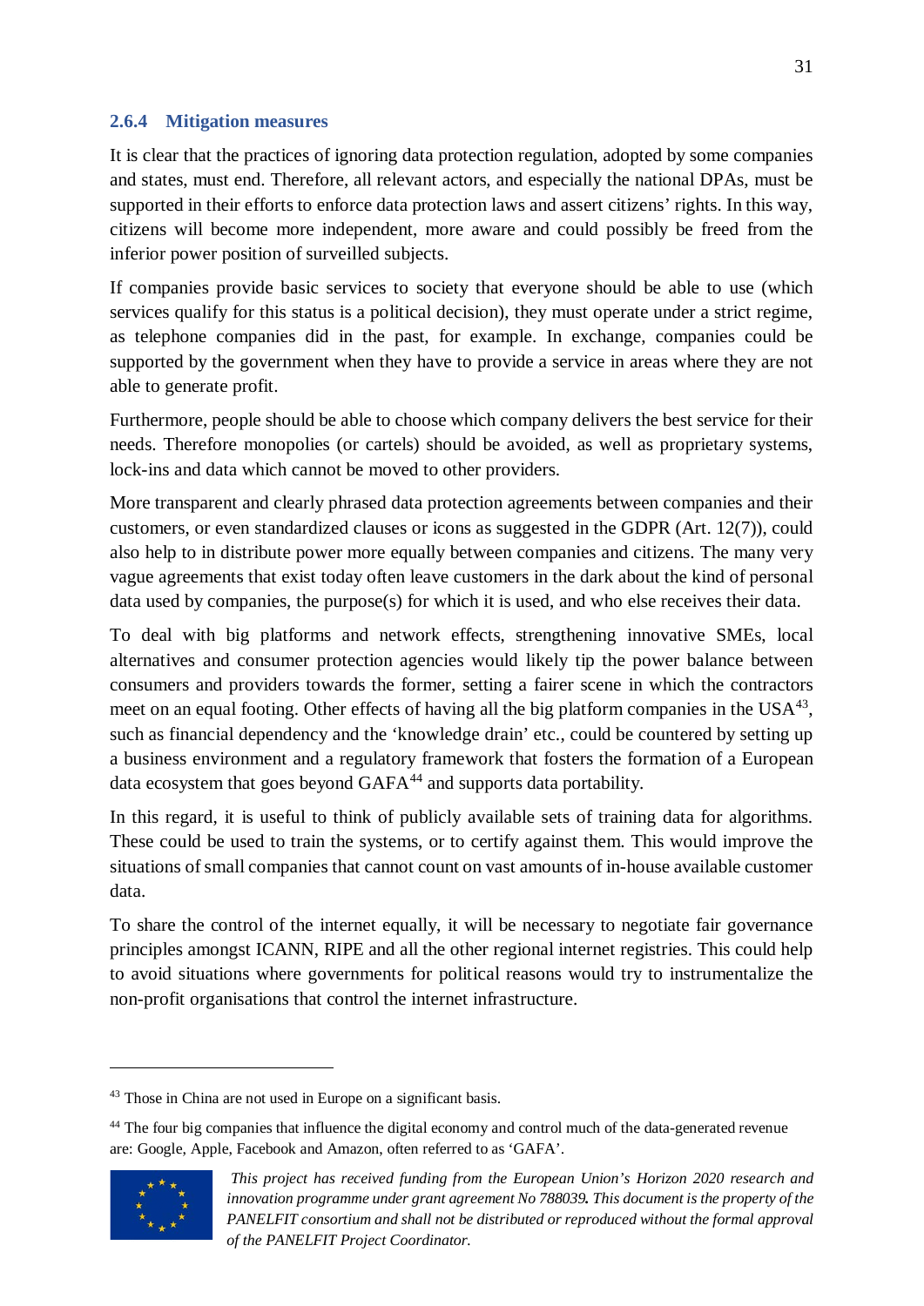### 2.6.4 Mitigation measures

It is clear that the practices of ignoring data protection regulation, adopted by some companies and states, must end. Therefore, all relevant actors, and especially the national DPAs, must be supported in their efforts to enforce data protection laws and assert citizens' rights. In this way, citizens will become more independent, more aware and could possibly be freed from the inferior power position of surveilled subjects.

If companies provide basic services to society that everyone should be able to use (which services qualify for this status is a political decision), they must operate under a strict regime, as telephone companies did in the past, for example. In exchange, companies could be supported by the government when they have to provide a service in areas where they are not able to generate profit.

Furthermore, people should be able to choose which company delivers the best service for their needs. Therefore monopolies (or cartels) should be avoided, as well as proprietary systems, lock-ins and data which cannot be moved to other providers.

More transparent and clearly phrased data protection agreements between companies and their customers, or even standardized clauses or icons as suggested in the GDPR (Art. 12(7)), could also help to in distribute power more equally between companies and citizens. The many very vague agreements that exist today often leave customers in the dark about the kind of personal data used by companies, the purpose(s) for which it is used, and who else receives their data.

To deal with big platforms and network effects, strengthening innovative SMEs, local alternatives and consumer protection agencies would likely tip the power balance between consumers and providers towards the former, setting a fairer scene in which the contractors meet on an equal footing. Other effects of having all the big platform companies in the USA[43], such as financial dependency and the 'knowledge drain' etc., could be countered by setting up a business environment and a regulatory framework that fosters the formation of a European data ecosystem that goes beyond GAFA[44] and supports data portability.

In this regard, it is useful to think of publicly available sets of training data for algorithms. These could be used to train the systems, or to certify against them. This would improve the situations of small companies that cannot count on vast amounts of in-house available customer data.

To share the control of the internet equally, it will be necessary to negotiate fair governance principles amongst ICANN, RIPE and all the other regional internet registries. This could help to avoid situations where governments for political reasons would try to instrumentalize the non-profit organisations that control the internet infrastructure.

---

[43] Those in China are not used in Europe on a significant basis.

[44] The four big companies that influence the digital economy and control much of the data-generated revenue are: Google, Apple, Facebook and Amazon, often referred to as 'GAFA'.

*This project has received funding from the European Union's Horizon 2020 research and innovation programme under grant agreement No 788039. This document is the property of the PANELFIT consortium and shall not be distributed or reproduced without the formal approval of the PANELFIT Project Coordinator.*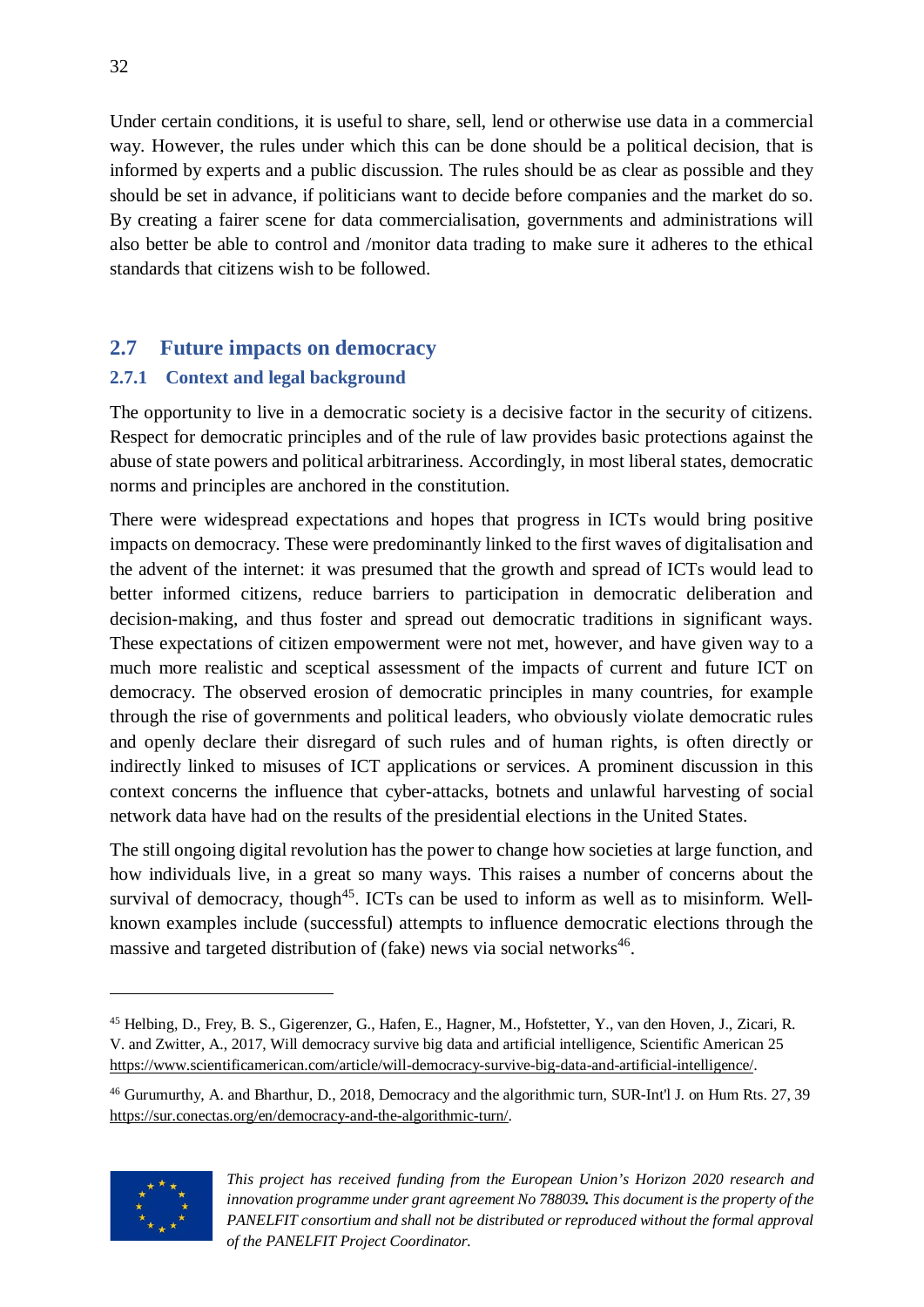Under certain conditions, it is useful to share, sell, lend or otherwise use data in a commercial way. However, the rules under which this can be done should be a political decision, that is informed by experts and a public discussion. The rules should be as clear as possible and they should be set in advance, if politicians want to decide before companies and the market do so. By creating a fairer scene for data commercialisation, governments and administrations will also better be able to control and /monitor data trading to make sure it adheres to the ethical standards that citizens wish to be followed.

## 2.7 Future impacts on democracy

### 2.7.1 Context and legal background

The opportunity to live in a democratic society is a decisive factor in the security of citizens. Respect for democratic principles and of the rule of law provides basic protections against the abuse of state powers and political arbitrariness. Accordingly, in most liberal states, democratic norms and principles are anchored in the constitution.

There were widespread expectations and hopes that progress in ICTs would bring positive impacts on democracy. These were predominantly linked to the first waves of digitalisation and the advent of the internet: it was presumed that the growth and spread of ICTs would lead to better informed citizens, reduce barriers to participation in democratic deliberation and decision-making, and thus foster and spread out democratic traditions in significant ways. These expectations of citizen empowerment were not met, however, and have given way to a much more realistic and sceptical assessment of the impacts of current and future ICT on democracy. The observed erosion of democratic principles in many countries, for example through the rise of governments and political leaders, who obviously violate democratic rules and openly declare their disregard of such rules and of human rights, is often directly or indirectly linked to misuses of ICT applications or services. A prominent discussion in this context concerns the influence that cyber-attacks, botnets and unlawful harvesting of social network data have had on the results of the presidential elections in the United States.

The still ongoing digital revolution has the power to change how societies at large function, and how individuals live, in a great so many ways. This raises a number of concerns about the survival of democracy, though[45]. ICTs can be used to inform as well as to misinform. Well-known examples include (successful) attempts to influence democratic elections through the massive and targeted distribution of (fake) news via social networks[46].

---

[45] Helbing, D., Frey, B. S., Gigerenzer, G., Hafen, E., Hagner, M., Hofstetter, Y., van den Hoven, J., Zicari, R. V. and Zwitter, A., 2017, Will democracy survive big data and artificial intelligence, Scientific American 25 https://www.scientificamerican.com/article/will-democracy-survive-big-data-and-artificial-intelligence/.

[46] Gurumurthy, A. and Bharthur, D., 2018, Democracy and the algorithmic turn, SUR-Int'l J. on Hum Rts. 27, 39 https://sur.conectas.org/en/democracy-and-the-algorithmic-turn/.

*This project has received funding from the European Union's Horizon 2020 research and innovation programme under grant agreement No 788039. This document is the property of the PANELFIT consortium and shall not be distributed or reproduced without the formal approval of the PANELFIT Project Coordinator.*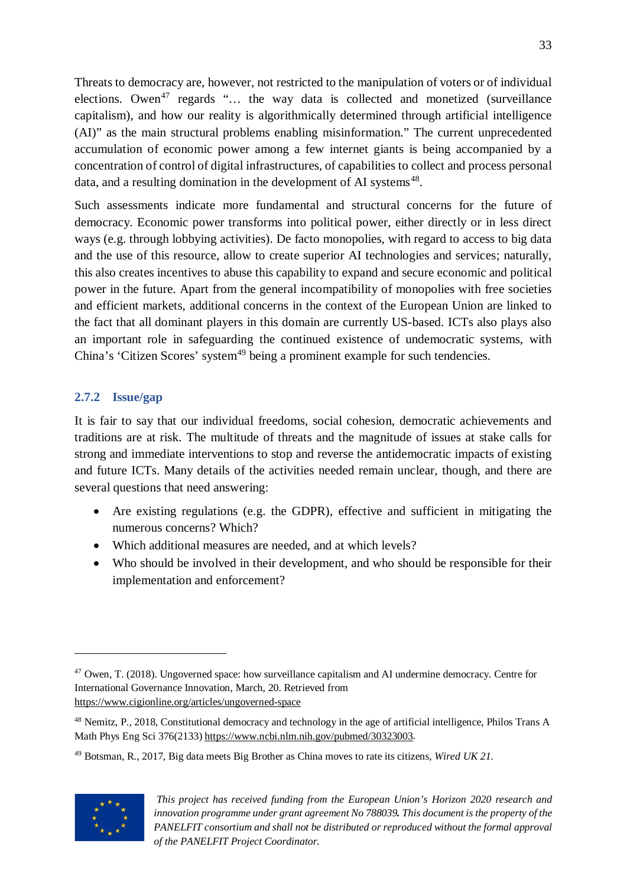Threats to democracy are, however, not restricted to the manipulation of voters or of individual elections. Owen[47] regards "… the way data is collected and monetized (surveillance capitalism), and how our reality is algorithmically determined through artificial intelligence (AI)" as the main structural problems enabling misinformation." The current unprecedented accumulation of economic power among a few internet giants is being accompanied by a concentration of control of digital infrastructures, of capabilities to collect and process personal data, and a resulting domination in the development of AI systems[48].

Such assessments indicate more fundamental and structural concerns for the future of democracy. Economic power transforms into political power, either directly or in less direct ways (e.g. through lobbying activities). De facto monopolies, with regard to access to big data and the use of this resource, allow to create superior AI technologies and services; naturally, this also creates incentives to abuse this capability to expand and secure economic and political power in the future. Apart from the general incompatibility of monopolies with free societies and efficient markets, additional concerns in the context of the European Union are linked to the fact that all dominant players in this domain are currently US-based. ICTs also plays also an important role in safeguarding the continued existence of undemocratic systems, with China's 'Citizen Scores' system[49] being a prominent example for such tendencies.

### 2.7.2 Issue/gap

It is fair to say that our individual freedoms, social cohesion, democratic achievements and traditions are at risk. The multitude of threats and the magnitude of issues at stake calls for strong and immediate interventions to stop and reverse the antidemocratic impacts of existing and future ICTs. Many details of the activities needed remain unclear, though, and there are several questions that need answering:

- Are existing regulations (e.g. the GDPR), effective and sufficient in mitigating the numerous concerns? Which?
- Which additional measures are needed, and at which levels?
- Who should be involved in their development, and who should be responsible for their implementation and enforcement?

---

[47] Owen, T. (2018). Ungoverned space: how surveillance capitalism and AI undermine democracy. Centre for International Governance Innovation, March, 20. Retrieved from https://www.cigionline.org/articles/ungoverned-space

[48] Nemitz, P., 2018, Constitutional democracy and technology in the age of artificial intelligence, Philos Trans A Math Phys Eng Sci 376(2133) https://www.ncbi.nlm.nih.gov/pubmed/30323003.

[49] Botsman, R., 2017, Big data meets Big Brother as China moves to rate its citizens, *Wired UK 21.*

*This project has received funding from the European Union's Horizon 2020 research and innovation programme under grant agreement No 788039. This document is the property of the PANELFIT consortium and shall not be distributed or reproduced without the formal approval of the PANELFIT Project Coordinator.*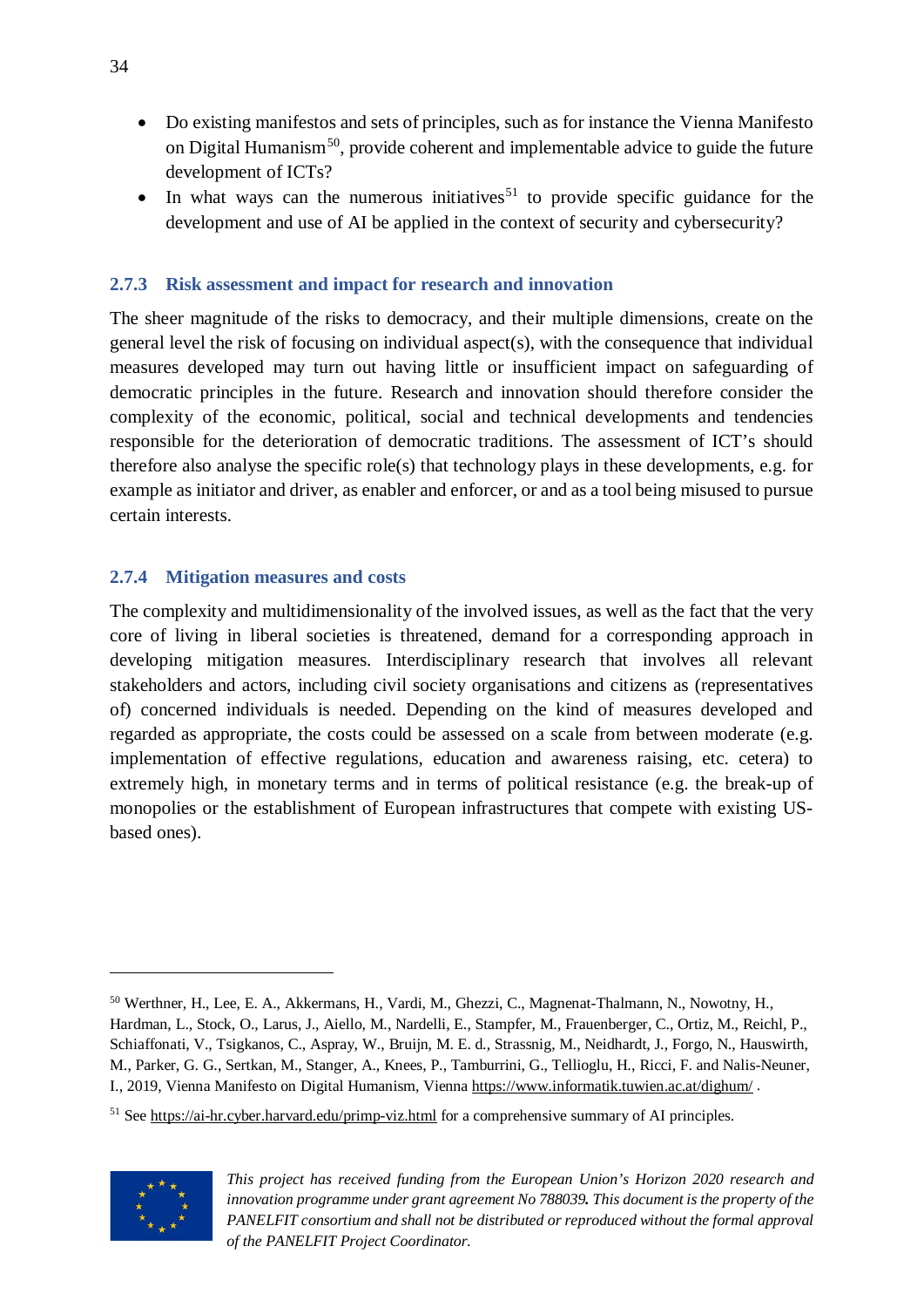- Do existing manifestos and sets of principles, such as for instance the Vienna Manifesto on Digital Humanism[50], provide coherent and implementable advice to guide the future development of ICTs?
- In what ways can the numerous initiatives[51] to provide specific guidance for the development and use of AI be applied in the context of security and cybersecurity?

### 2.7.3 Risk assessment and impact for research and innovation

The sheer magnitude of the risks to democracy, and their multiple dimensions, create on the general level the risk of focusing on individual aspect(s), with the consequence that individual measures developed may turn out having little or insufficient impact on safeguarding of democratic principles in the future. Research and innovation should therefore consider the complexity of the economic, political, social and technical developments and tendencies responsible for the deterioration of democratic traditions. The assessment of ICT's should therefore also analyse the specific role(s) that technology plays in these developments, e.g. for example as initiator and driver, as enabler and enforcer, or and as a tool being misused to pursue certain interests.

### 2.7.4 Mitigation measures and costs

The complexity and multidimensionality of the involved issues, as well as the fact that the very core of living in liberal societies is threatened, demand for a corresponding approach in developing mitigation measures. Interdisciplinary research that involves all relevant stakeholders and actors, including civil society organisations and citizens as (representatives of) concerned individuals is needed. Depending on the kind of measures developed and regarded as appropriate, the costs could be assessed on a scale from between moderate (e.g. implementation of effective regulations, education and awareness raising, etc. cetera) to extremely high, in monetary terms and in terms of political resistance (e.g. the break-up of monopolies or the establishment of European infrastructures that compete with existing US-based ones).

---

[50] Werthner, H., Lee, E. A., Akkermans, H., Vardi, M., Ghezzi, C., Magnenat-Thalmann, N., Nowotny, H., Hardman, L., Stock, O., Larus, J., Aiello, M., Nardelli, E., Stampfer, M., Frauenberger, C., Ortiz, M., Reichl, P., Schiaffonati, V., Tsigkanos, C., Aspray, W., Bruijn, M. E. d., Strassnig, M., Neidhardt, J., Forgo, N., Hauswirth, M., Parker, G. G., Sertkan, M., Stanger, A., Knees, P., Tamburrini, G., Tellioglu, H., Ricci, F. and Nalis-Neuner, I., 2019, Vienna Manifesto on Digital Humanism, Vienna https://www.informatik.tuwien.ac.at/dighum/ .

[51] See https://ai-hr.cyber.harvard.edu/primp-viz.html for a comprehensive summary of AI principles.

*This project has received funding from the European Union's Horizon 2020 research and innovation programme under grant agreement No 788039. This document is the property of the PANELFIT consortium and shall not be distributed or reproduced without the formal approval of the PANELFIT Project Coordinator.*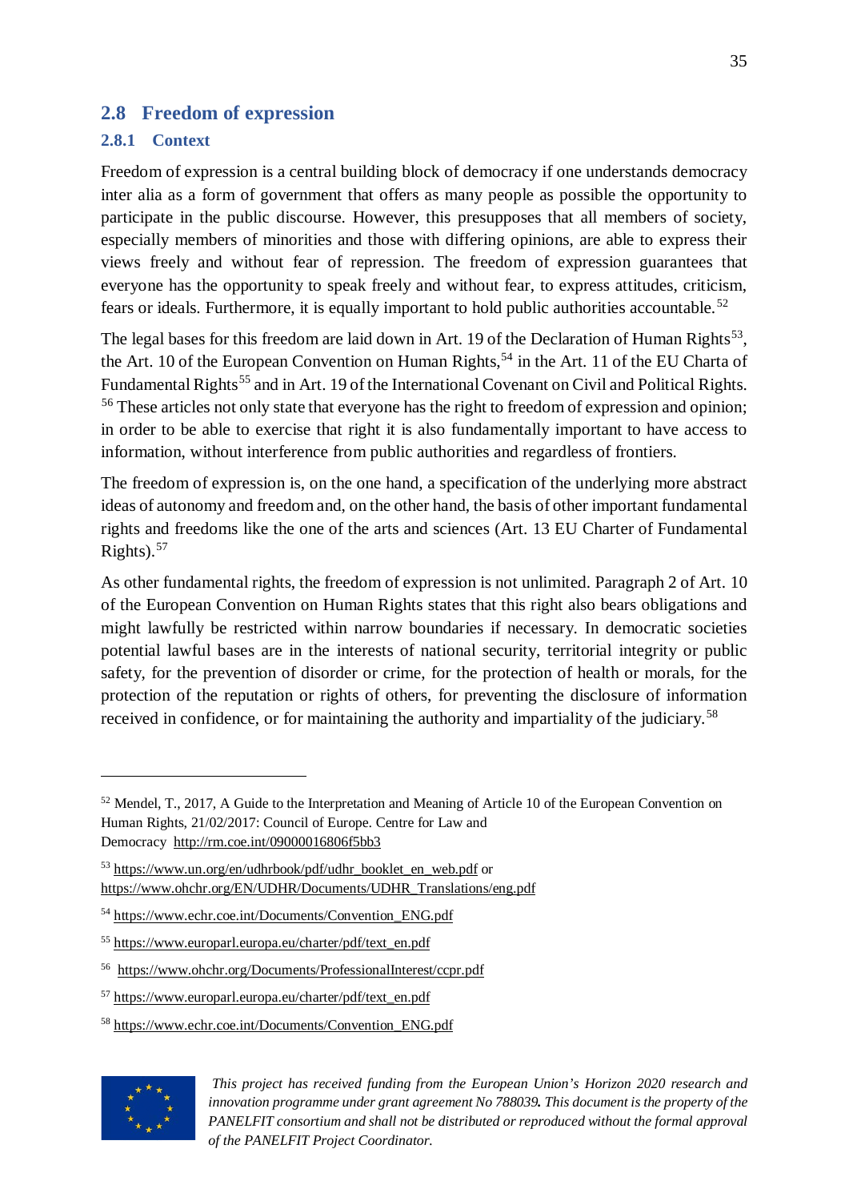## 2.8 Freedom of expression

### 2.8.1 Context

Freedom of expression is a central building block of democracy if one understands democracy inter alia as a form of government that offers as many people as possible the opportunity to participate in the public discourse. However, this presupposes that all members of society, especially members of minorities and those with differing opinions, are able to express their views freely and without fear of repression. The freedom of expression guarantees that everyone has the opportunity to speak freely and without fear, to express attitudes, criticism, fears or ideals. Furthermore, it is equally important to hold public authorities accountable.[52]

The legal bases for this freedom are laid down in Art. 19 of the Declaration of Human Rights[53], the Art. 10 of the European Convention on Human Rights,[54] in the Art. 11 of the EU Charta of Fundamental Rights[55] and in Art. 19 of the International Covenant on Civil and Political Rights.[56] These articles not only state that everyone has the right to freedom of expression and opinion; in order to be able to exercise that right it is also fundamentally important to have access to information, without interference from public authorities and regardless of frontiers.

The freedom of expression is, on the one hand, a specification of the underlying more abstract ideas of autonomy and freedom and, on the other hand, the basis of other important fundamental rights and freedoms like the one of the arts and sciences (Art. 13 EU Charter of Fundamental Rights).[57]

As other fundamental rights, the freedom of expression is not unlimited. Paragraph 2 of Art. 10 of the European Convention on Human Rights states that this right also bears obligations and might lawfully be restricted within narrow boundaries if necessary. In democratic societies potential lawful bases are in the interests of national security, territorial integrity or public safety, for the prevention of disorder or crime, for the protection of health or morals, for the protection of the reputation or rights of others, for preventing the disclosure of information received in confidence, or for maintaining the authority and impartiality of the judiciary.[58]

---

[52] Mendel, T., 2017, A Guide to the Interpretation and Meaning of Article 10 of the European Convention on Human Rights, 21/02/2017: Council of Europe. Centre for Law and Democracy http://rm.coe.int/09000016806f5bb3

[53] https://www.un.org/en/udhrbook/pdf/udhr_booklet_en_web.pdf or https://www.ohchr.org/EN/UDHR/Documents/UDHR_Translations/eng.pdf

[54] https://www.echr.coe.int/Documents/Convention_ENG.pdf

[55] https://www.europarl.europa.eu/charter/pdf/text_en.pdf

[56] https://www.ohchr.org/Documents/ProfessionalInterest/ccpr.pdf

[57] https://www.europarl.europa.eu/charter/pdf/text_en.pdf

[58] https://www.echr.coe.int/Documents/Convention_ENG.pdf

*This project has received funding from the European Union's Horizon 2020 research and innovation programme under grant agreement No 788039. This document is the property of the PANELFIT consortium and shall not be distributed or reproduced without the formal approval of the PANELFIT Project Coordinator.*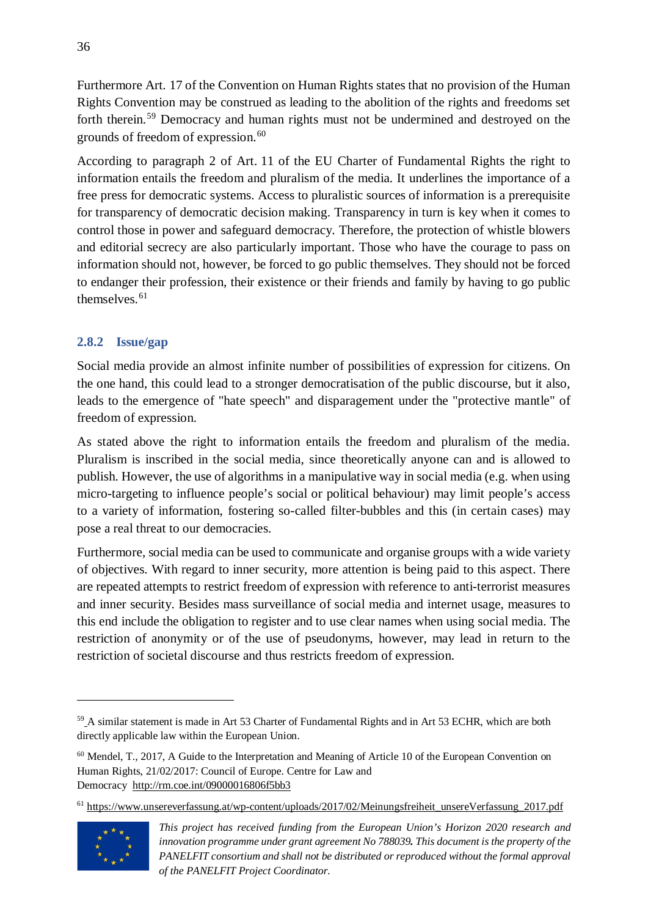Furthermore Art. 17 of the Convention on Human Rights states that no provision of the Human Rights Convention may be construed as leading to the abolition of the rights and freedoms set forth therein.[59] Democracy and human rights must not be undermined and destroyed on the grounds of freedom of expression.[60]

According to paragraph 2 of Art. 11 of the EU Charter of Fundamental Rights the right to information entails the freedom and pluralism of the media. It underlines the importance of a free press for democratic systems. Access to pluralistic sources of information is a prerequisite for transparency of democratic decision making. Transparency in turn is key when it comes to control those in power and safeguard democracy. Therefore, the protection of whistle blowers and editorial secrecy are also particularly important. Those who have the courage to pass on information should not, however, be forced to go public themselves. They should not be forced to endanger their profession, their existence or their friends and family by having to go public themselves.[61]

### 2.8.2 Issue/gap

Social media provide an almost infinite number of possibilities of expression for citizens. On the one hand, this could lead to a stronger democratisation of the public discourse, but it also, leads to the emergence of "hate speech" and disparagement under the "protective mantle" of freedom of expression.

As stated above the right to information entails the freedom and pluralism of the media. Pluralism is inscribed in the social media, since theoretically anyone can and is allowed to publish. However, the use of algorithms in a manipulative way in social media (e.g. when using micro-targeting to influence people's social or political behaviour) may limit people's access to a variety of information, fostering so-called filter-bubbles and this (in certain cases) may pose a real threat to our democracies.

Furthermore, social media can be used to communicate and organise groups with a wide variety of objectives. With regard to inner security, more attention is being paid to this aspect. There are repeated attempts to restrict freedom of expression with reference to anti-terrorist measures and inner security. Besides mass surveillance of social media and internet usage, measures to this end include the obligation to register and to use clear names when using social media. The restriction of anonymity or of the use of pseudonyms, however, may lead in return to the restriction of societal discourse and thus restricts freedom of expression.

---

[59] A similar statement is made in Art 53 Charter of Fundamental Rights and in Art 53 ECHR, which are both directly applicable law within the European Union.

[60] Mendel, T., 2017, A Guide to the Interpretation and Meaning of Article 10 of the European Convention on Human Rights, 21/02/2017: Council of Europe. Centre for Law and Democracy http://rm.coe.int/09000016806f5bb3

[61] https://www.unsereverfassung.at/wp-content/uploads/2017/02/Meinungsfreiheit_unsereVerfassung_2017.pdf

*This project has received funding from the European Union's Horizon 2020 research and innovation programme under grant agreement No 788039. This document is the property of the PANELFIT consortium and shall not be distributed or reproduced without the formal approval of the PANELFIT Project Coordinator.*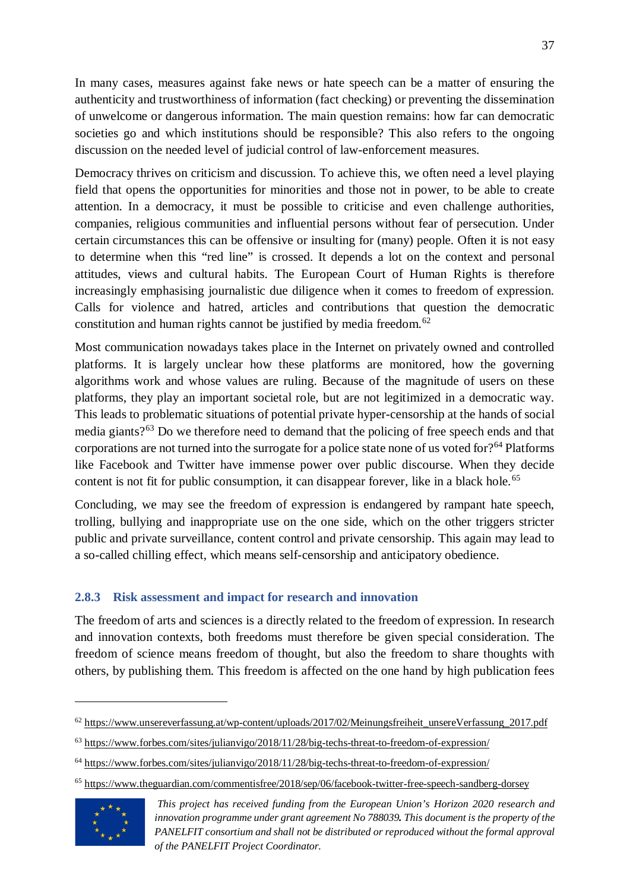In many cases, measures against fake news or hate speech can be a matter of ensuring the authenticity and trustworthiness of information (fact checking) or preventing the dissemination of unwelcome or dangerous information. The main question remains: how far can democratic societies go and which institutions should be responsible? This also refers to the ongoing discussion on the needed level of judicial control of law-enforcement measures.

Democracy thrives on criticism and discussion. To achieve this, we often need a level playing field that opens the opportunities for minorities and those not in power, to be able to create attention. In a democracy, it must be possible to criticise and even challenge authorities, companies, religious communities and influential persons without fear of persecution. Under certain circumstances this can be offensive or insulting for (many) people. Often it is not easy to determine when this "red line" is crossed. It depends a lot on the context and personal attitudes, views and cultural habits. The European Court of Human Rights is therefore increasingly emphasising journalistic due diligence when it comes to freedom of expression. Calls for violence and hatred, articles and contributions that question the democratic constitution and human rights cannot be justified by media freedom.[62]

Most communication nowadays takes place in the Internet on privately owned and controlled platforms. It is largely unclear how these platforms are monitored, how the governing algorithms work and whose values are ruling. Because of the magnitude of users on these platforms, they play an important societal role, but are not legitimized in a democratic way. This leads to problematic situations of potential private hyper-censorship at the hands of social media giants?[63] Do we therefore need to demand that the policing of free speech ends and that corporations are not turned into the surrogate for a police state none of us voted for?[64] Platforms like Facebook and Twitter have immense power over public discourse. When they decide content is not fit for public consumption, it can disappear forever, like in a black hole.[65]

Concluding, we may see the freedom of expression is endangered by rampant hate speech, trolling, bullying and inappropriate use on the one side, which on the other triggers stricter public and private surveillance, content control and private censorship. This again may lead to a so-called chilling effect, which means self-censorship and anticipatory obedience.

### 2.8.3 Risk assessment and impact for research and innovation

The freedom of arts and sciences is a directly related to the freedom of expression. In research and innovation contexts, both freedoms must therefore be given special consideration. The freedom of science means freedom of thought, but also the freedom to share thoughts with others, by publishing them. This freedom is affected on the one hand by high publication fees

---

[62] https://www.unsereverfassung.at/wp-content/uploads/2017/02/Meinungsfreiheit_unsereVerfassung_2017.pdf

[63] https://www.forbes.com/sites/julianvigo/2018/11/28/big-techs-threat-to-freedom-of-expression/

[64] https://www.forbes.com/sites/julianvigo/2018/11/28/big-techs-threat-to-freedom-of-expression/

[65] https://www.theguardian.com/commentisfree/2018/sep/06/facebook-twitter-free-speech-sandberg-dorsey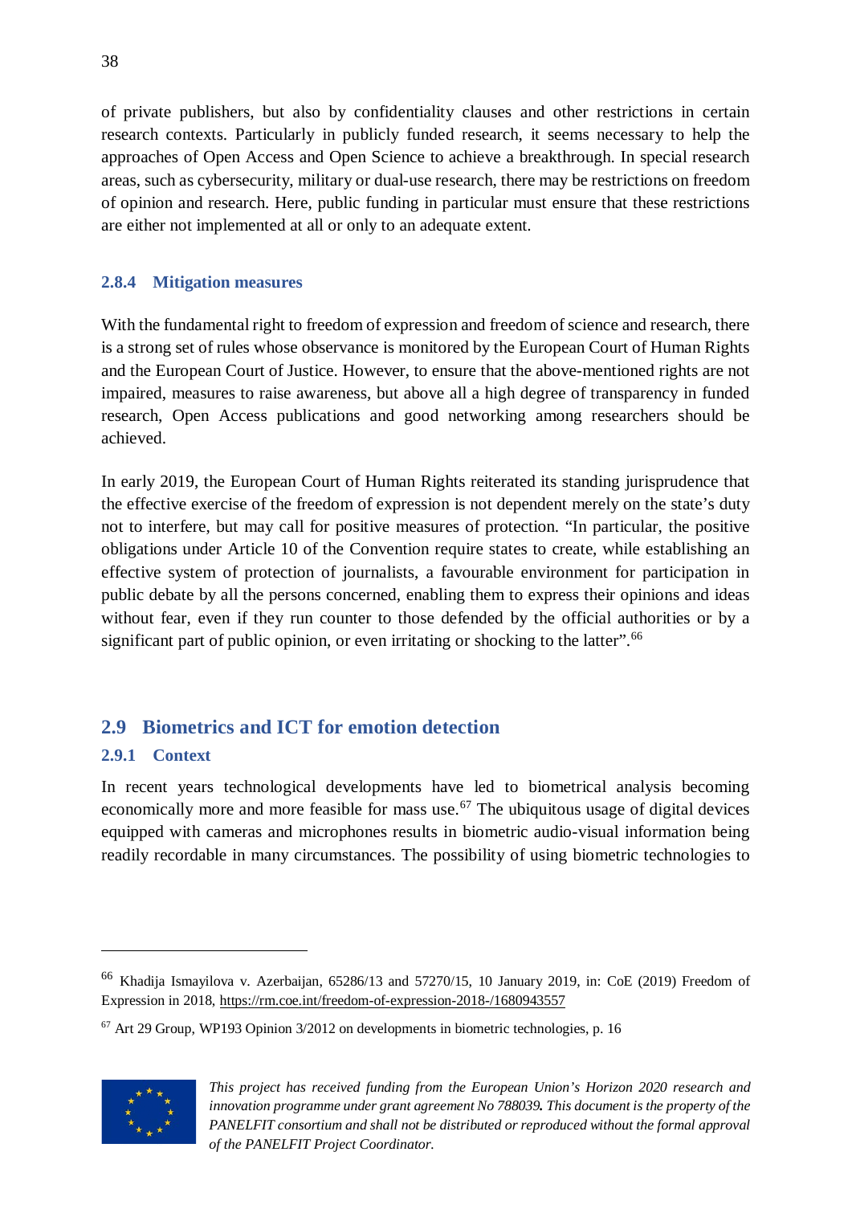of private publishers, but also by confidentiality clauses and other restrictions in certain research contexts. Particularly in publicly funded research, it seems necessary to help the approaches of Open Access and Open Science to achieve a breakthrough. In special research areas, such as cybersecurity, military or dual-use research, there may be restrictions on freedom of opinion and research. Here, public funding in particular must ensure that these restrictions are either not implemented at all or only to an adequate extent.

### 2.8.4 Mitigation measures

With the fundamental right to freedom of expression and freedom of science and research, there is a strong set of rules whose observance is monitored by the European Court of Human Rights and the European Court of Justice. However, to ensure that the above-mentioned rights are not impaired, measures to raise awareness, but above all a high degree of transparency in funded research, Open Access publications and good networking among researchers should be achieved.

In early 2019, the European Court of Human Rights reiterated its standing jurisprudence that the effective exercise of the freedom of expression is not dependent merely on the state's duty not to interfere, but may call for positive measures of protection. "In particular, the positive obligations under Article 10 of the Convention require states to create, while establishing an effective system of protection of journalists, a favourable environment for participation in public debate by all the persons concerned, enabling them to express their opinions and ideas without fear, even if they run counter to those defended by the official authorities or by a significant part of public opinion, or even irritating or shocking to the latter".[66]

## 2.9 Biometrics and ICT for emotion detection

### 2.9.1 Context

In recent years technological developments have led to biometrical analysis becoming economically more and more feasible for mass use.[67] The ubiquitous usage of digital devices equipped with cameras and microphones results in biometric audio-visual information being readily recordable in many circumstances. The possibility of using biometric technologies to

---

[66] Khadija Ismayilova v. Azerbaijan, 65286/13 and 57270/15, 10 January 2019, in: CoE (2019) Freedom of Expression in 2018, https://rm.coe.int/freedom-of-expression-2018-/1680943557

[67] Art 29 Group, WP193 Opinion 3/2012 on developments in biometric technologies, p. 16

*This project has received funding from the European Union's Horizon 2020 research and innovation programme under grant agreement No 788039. This document is the property of the PANELFIT consortium and shall not be distributed or reproduced without the formal approval of the PANELFIT Project Coordinator.*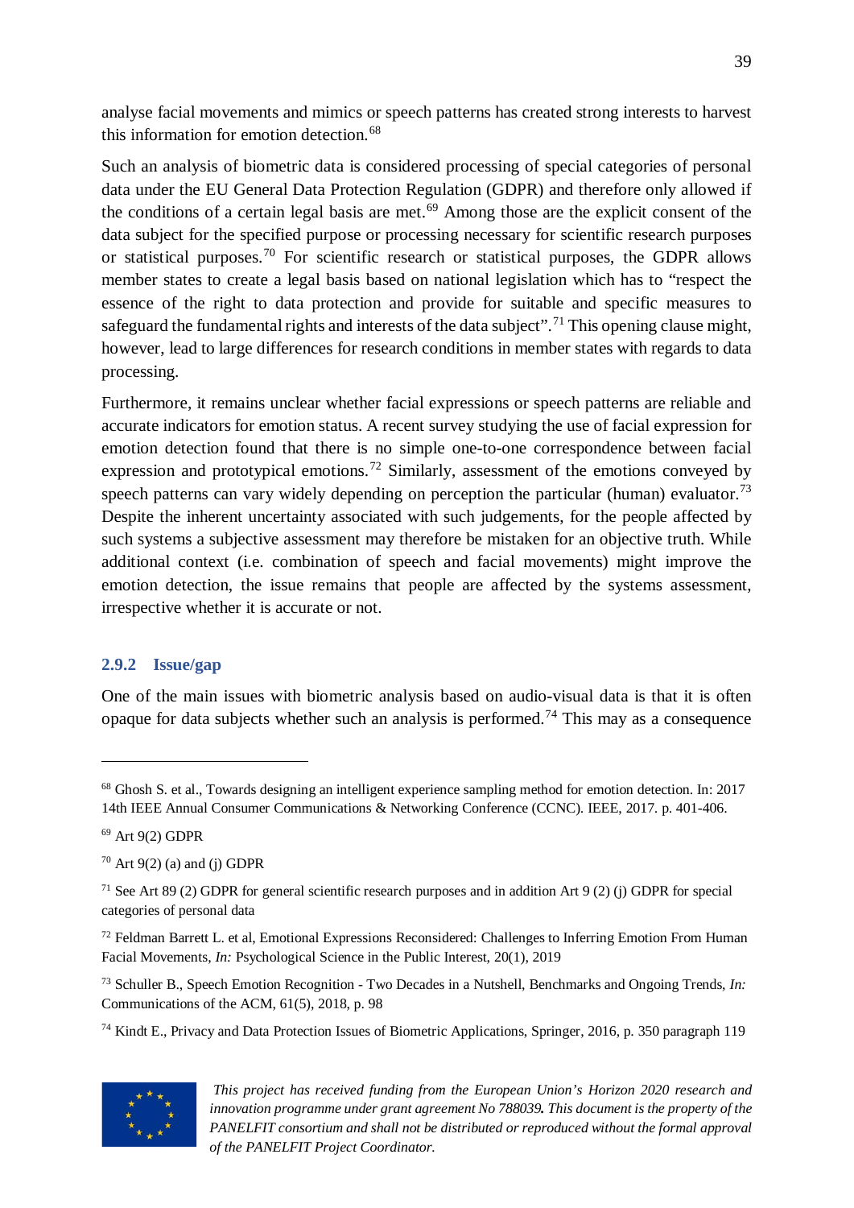analyse facial movements and mimics or speech patterns has created strong interests to harvest this information for emotion detection.[68]

Such an analysis of biometric data is considered processing of special categories of personal data under the EU General Data Protection Regulation (GDPR) and therefore only allowed if the conditions of a certain legal basis are met.[69] Among those are the explicit consent of the data subject for the specified purpose or processing necessary for scientific research purposes or statistical purposes.[70] For scientific research or statistical purposes, the GDPR allows member states to create a legal basis based on national legislation which has to "respect the essence of the right to data protection and provide for suitable and specific measures to safeguard the fundamental rights and interests of the data subject".[71] This opening clause might, however, lead to large differences for research conditions in member states with regards to data processing.

Furthermore, it remains unclear whether facial expressions or speech patterns are reliable and accurate indicators for emotion status. A recent survey studying the use of facial expression for emotion detection found that there is no simple one-to-one correspondence between facial expression and prototypical emotions.[72] Similarly, assessment of the emotions conveyed by speech patterns can vary widely depending on perception the particular (human) evaluator.[73] Despite the inherent uncertainty associated with such judgements, for the people affected by such systems a subjective assessment may therefore be mistaken for an objective truth. While additional context (i.e. combination of speech and facial movements) might improve the emotion detection, the issue remains that people are affected by the systems assessment, irrespective whether it is accurate or not.

### 2.9.2 Issue/gap

One of the main issues with biometric analysis based on audio-visual data is that it is often opaque for data subjects whether such an analysis is performed.[74] This may as a consequence

---

[68] Ghosh S. et al., Towards designing an intelligent experience sampling method for emotion detection. In: 2017 14th IEEE Annual Consumer Communications & Networking Conference (CCNC). IEEE, 2017. p. 401-406.

[69] Art 9(2) GDPR

[70] Art 9(2) (a) and (j) GDPR

[71] See Art 89 (2) GDPR for general scientific research purposes and in addition Art 9 (2) (j) GDPR for special categories of personal data

[72] Feldman Barrett L. et al, Emotional Expressions Reconsidered: Challenges to Inferring Emotion From Human Facial Movements, *In:* Psychological Science in the Public Interest, 20(1), 2019

[73] Schuller B., Speech Emotion Recognition - Two Decades in a Nutshell, Benchmarks and Ongoing Trends, *In:* Communications of the ACM, 61(5), 2018, p. 98

[74] Kindt E., Privacy and Data Protection Issues of Biometric Applications, Springer, 2016, p. 350 paragraph 119

*This project has received funding from the European Union's Horizon 2020 research and innovation programme under grant agreement No 788039. This document is the property of the PANELFIT consortium and shall not be distributed or reproduced without the formal approval of the PANELFIT Project Coordinator.*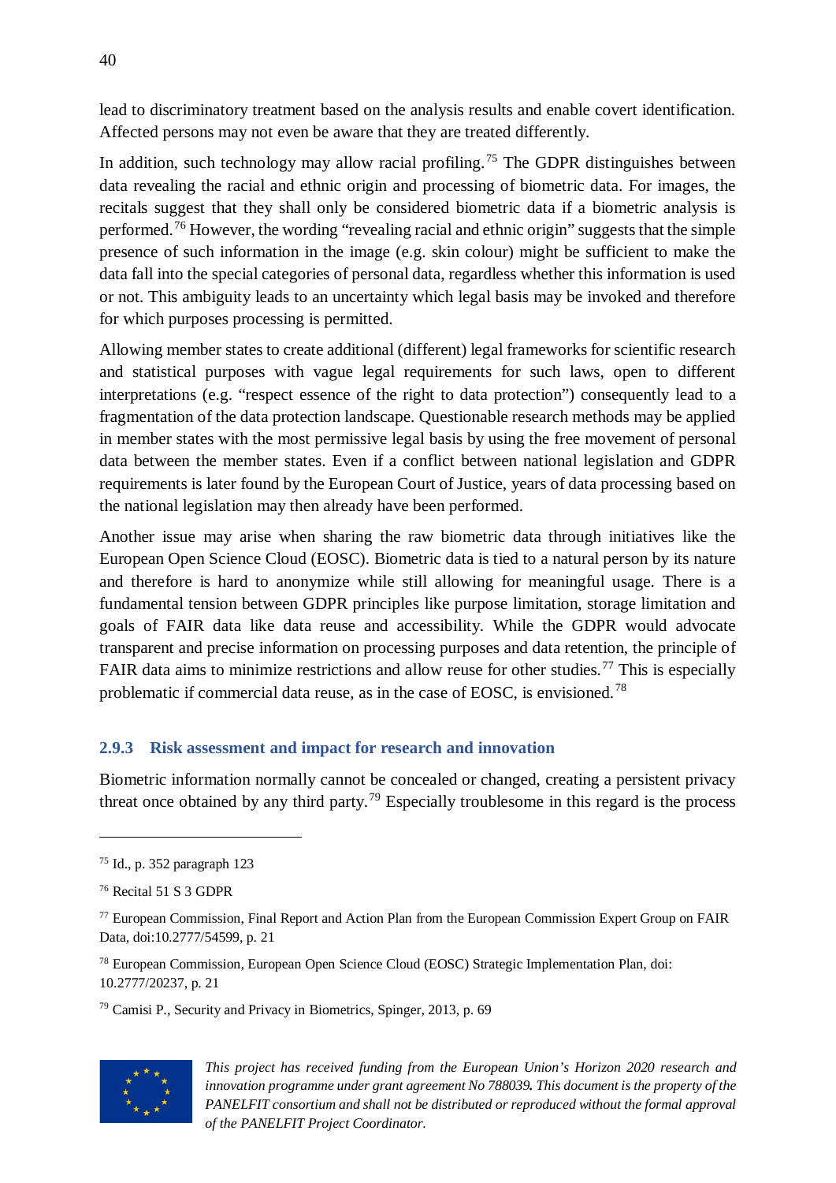lead to discriminatory treatment based on the analysis results and enable covert identification. Affected persons may not even be aware that they are treated differently.

In addition, such technology may allow racial profiling.[75] The GDPR distinguishes between data revealing the racial and ethnic origin and processing of biometric data. For images, the recitals suggest that they shall only be considered biometric data if a biometric analysis is performed.[76] However, the wording "revealing racial and ethnic origin" suggests that the simple presence of such information in the image (e.g. skin colour) might be sufficient to make the data fall into the special categories of personal data, regardless whether this information is used or not. This ambiguity leads to an uncertainty which legal basis may be invoked and therefore for which purposes processing is permitted.

Allowing member states to create additional (different) legal frameworks for scientific research and statistical purposes with vague legal requirements for such laws, open to different interpretations (e.g. "respect essence of the right to data protection") consequently lead to a fragmentation of the data protection landscape. Questionable research methods may be applied in member states with the most permissive legal basis by using the free movement of personal data between the member states. Even if a conflict between national legislation and GDPR requirements is later found by the European Court of Justice, years of data processing based on the national legislation may then already have been performed.

Another issue may arise when sharing the raw biometric data through initiatives like the European Open Science Cloud (EOSC). Biometric data is tied to a natural person by its nature and therefore is hard to anonymize while still allowing for meaningful usage. There is a fundamental tension between GDPR principles like purpose limitation, storage limitation and goals of FAIR data like data reuse and accessibility. While the GDPR would advocate transparent and precise information on processing purposes and data retention, the principle of FAIR data aims to minimize restrictions and allow reuse for other studies.[77] This is especially problematic if commercial data reuse, as in the case of EOSC, is envisioned.[78]

### 2.9.3 Risk assessment and impact for research and innovation

Biometric information normally cannot be concealed or changed, creating a persistent privacy threat once obtained by any third party.[79] Especially troublesome in this regard is the process

---

[75] Id., p. 352 paragraph 123

[76] Recital 51 S 3 GDPR

[77] European Commission, Final Report and Action Plan from the European Commission Expert Group on FAIR Data, doi:10.2777/54599, p. 21

[78] European Commission, European Open Science Cloud (EOSC) Strategic Implementation Plan, doi: 10.2777/20237, p. 21

[79] Camisi P., Security and Privacy in Biometrics, Spinger, 2013, p. 69

*This project has received funding from the European Union's Horizon 2020 research and innovation programme under grant agreement No 788039. This document is the property of the PANELFIT consortium and shall not be distributed or reproduced without the formal approval of the PANELFIT Project Coordinator.*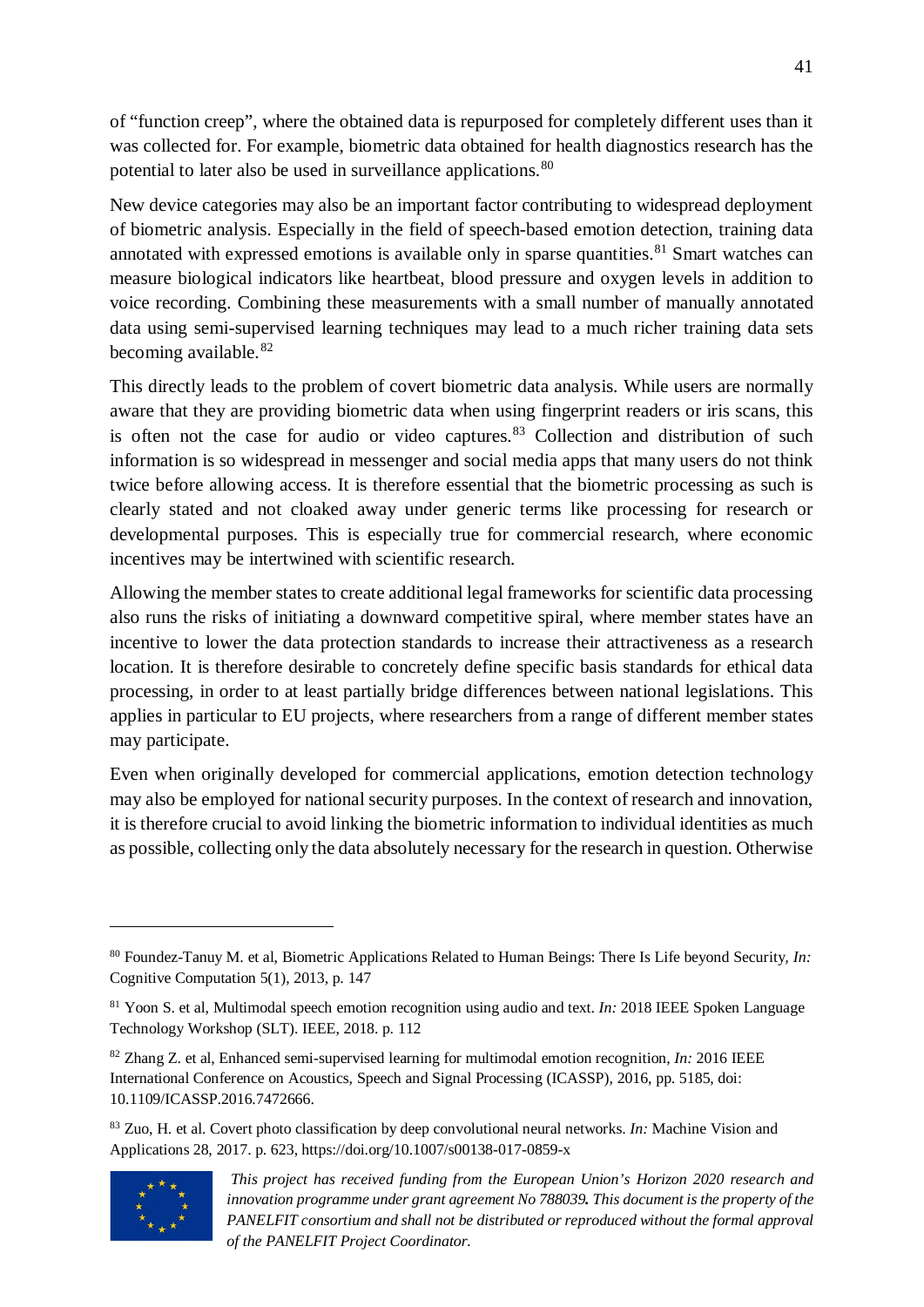of "function creep", where the obtained data is repurposed for completely different uses than it was collected for. For example, biometric data obtained for health diagnostics research has the potential to later also be used in surveillance applications.[80]

New device categories may also be an important factor contributing to widespread deployment of biometric analysis. Especially in the field of speech-based emotion detection, training data annotated with expressed emotions is available only in sparse quantities.[81] Smart watches can measure biological indicators like heartbeat, blood pressure and oxygen levels in addition to voice recording. Combining these measurements with a small number of manually annotated data using semi-supervised learning techniques may lead to a much richer training data sets becoming available.[82]

This directly leads to the problem of covert biometric data analysis. While users are normally aware that they are providing biometric data when using fingerprint readers or iris scans, this is often not the case for audio or video captures.[83] Collection and distribution of such information is so widespread in messenger and social media apps that many users do not think twice before allowing access. It is therefore essential that the biometric processing as such is clearly stated and not cloaked away under generic terms like processing for research or developmental purposes. This is especially true for commercial research, where economic incentives may be intertwined with scientific research.

Allowing the member states to create additional legal frameworks for scientific data processing also runs the risks of initiating a downward competitive spiral, where member states have an incentive to lower the data protection standards to increase their attractiveness as a research location. It is therefore desirable to concretely define specific basis standards for ethical data processing, in order to at least partially bridge differences between national legislations. This applies in particular to EU projects, where researchers from a range of different member states may participate.

Even when originally developed for commercial applications, emotion detection technology may also be employed for national security purposes. In the context of research and innovation, it is therefore crucial to avoid linking the biometric information to individual identities as much as possible, collecting only the data absolutely necessary for the research in question. Otherwise

---

[80] Foundez-Tanuy M. et al, Biometric Applications Related to Human Beings: There Is Life beyond Security, *In:* Cognitive Computation 5(1), 2013, p. 147

[81] Yoon S. et al, Multimodal speech emotion recognition using audio and text. *In:* 2018 IEEE Spoken Language Technology Workshop (SLT). IEEE, 2018. p. 112

[82] Zhang Z. et al, Enhanced semi-supervised learning for multimodal emotion recognition, *In:* 2016 IEEE International Conference on Acoustics, Speech and Signal Processing (ICASSP), 2016, pp. 5185, doi: 10.1109/ICASSP.2016.7472666.

[83] Zuo, H. et al. Covert photo classification by deep convolutional neural networks. *In:* Machine Vision and Applications 28, 2017. p. 623, https://doi.org/10.1007/s00138-017-0859-x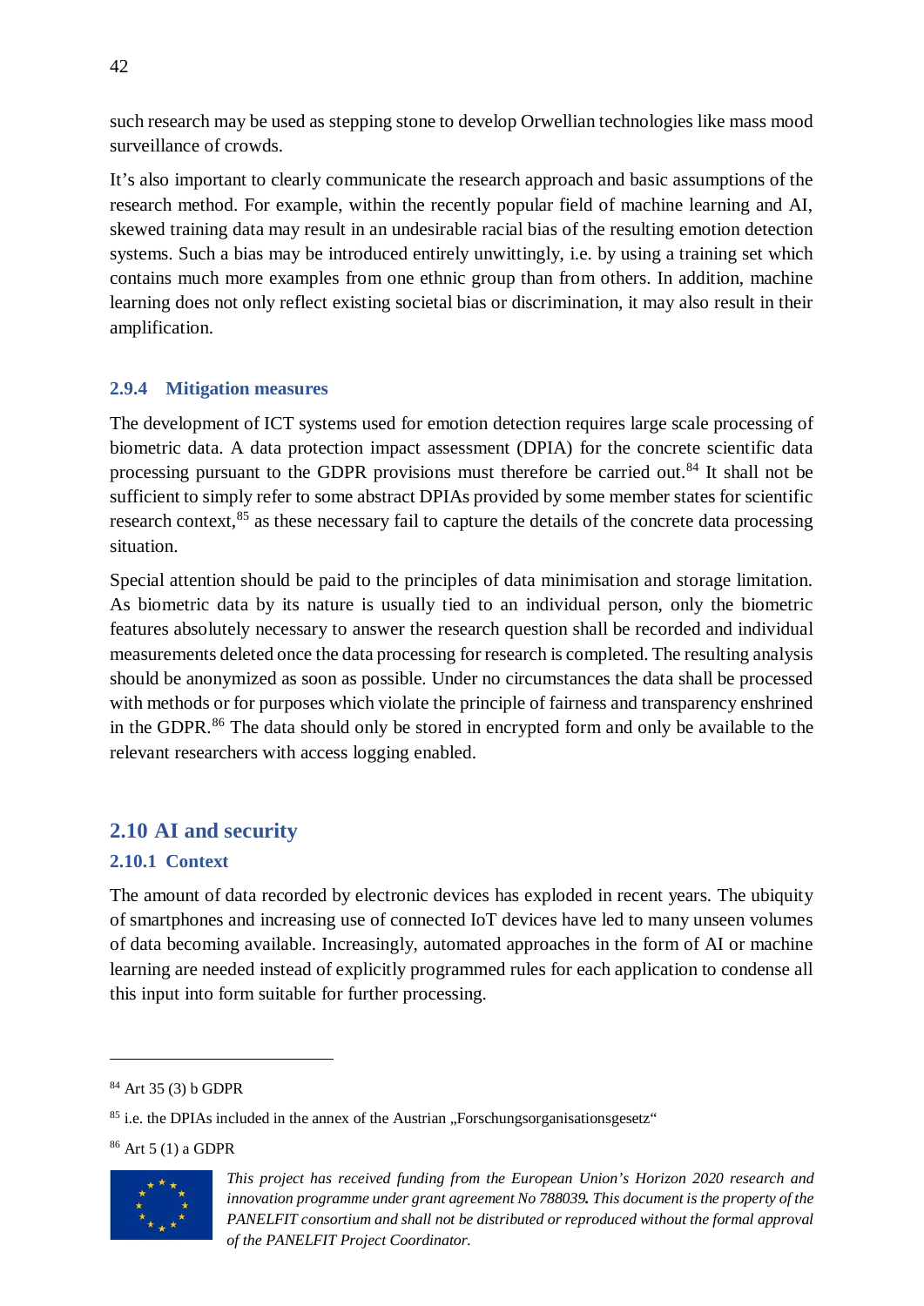such research may be used as stepping stone to develop Orwellian technologies like mass mood surveillance of crowds.

It's also important to clearly communicate the research approach and basic assumptions of the research method. For example, within the recently popular field of machine learning and AI, skewed training data may result in an undesirable racial bias of the resulting emotion detection systems. Such a bias may be introduced entirely unwittingly, i.e. by using a training set which contains much more examples from one ethnic group than from others. In addition, machine learning does not only reflect existing societal bias or discrimination, it may also result in their amplification.

### 2.9.4 Mitigation measures

The development of ICT systems used for emotion detection requires large scale processing of biometric data. A data protection impact assessment (DPIA) for the concrete scientific data processing pursuant to the GDPR provisions must therefore be carried out.[84] It shall not be sufficient to simply refer to some abstract DPIAs provided by some member states for scientific research context,[85] as these necessary fail to capture the details of the concrete data processing situation.

Special attention should be paid to the principles of data minimisation and storage limitation. As biometric data by its nature is usually tied to an individual person, only the biometric features absolutely necessary to answer the research question shall be recorded and individual measurements deleted once the data processing for research is completed. The resulting analysis should be anonymized as soon as possible. Under no circumstances the data shall be processed with methods or for purposes which violate the principle of fairness and transparency enshrined in the GDPR.[86] The data should only be stored in encrypted form and only be available to the relevant researchers with access logging enabled.

## 2.10 AI and security

### 2.10.1 Context

The amount of data recorded by electronic devices has exploded in recent years. The ubiquity of smartphones and increasing use of connected IoT devices have led to many unseen volumes of data becoming available. Increasingly, automated approaches in the form of AI or machine learning are needed instead of explicitly programmed rules for each application to condense all this input into form suitable for further processing.

---

[84] Art 35 (3) b GDPR

[85] i.e. the DPIAs included in the annex of the Austrian „Forschungsorganisationsgesetz“

[86] Art 5 (1) a GDPR

*This project has received funding from the European Union's Horizon 2020 research and innovation programme under grant agreement No 788039. This document is the property of the PANELFIT consortium and shall not be distributed or reproduced without the formal approval of the PANELFIT Project Coordinator.*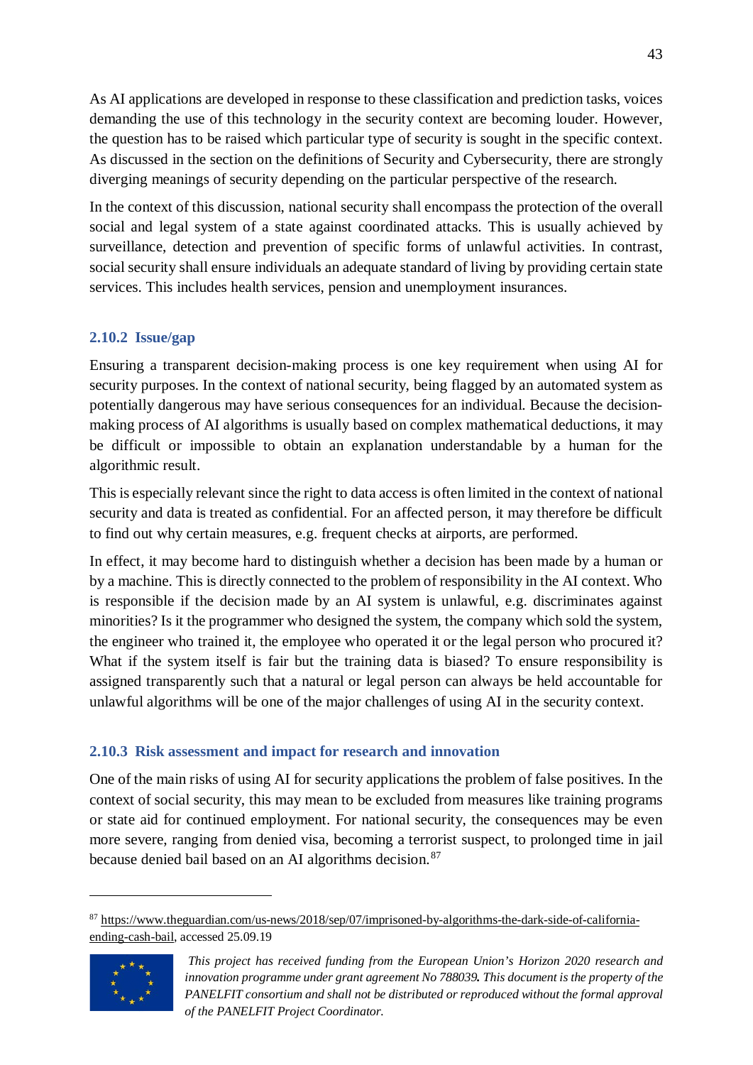As AI applications are developed in response to these classification and prediction tasks, voices demanding the use of this technology in the security context are becoming louder. However, the question has to be raised which particular type of security is sought in the specific context. As discussed in the section on the definitions of Security and Cybersecurity, there are strongly diverging meanings of security depending on the particular perspective of the research.

In the context of this discussion, national security shall encompass the protection of the overall social and legal system of a state against coordinated attacks. This is usually achieved by surveillance, detection and prevention of specific forms of unlawful activities. In contrast, social security shall ensure individuals an adequate standard of living by providing certain state services. This includes health services, pension and unemployment insurances.

### 2.10.2 Issue/gap

Ensuring a transparent decision-making process is one key requirement when using AI for security purposes. In the context of national security, being flagged by an automated system as potentially dangerous may have serious consequences for an individual. Because the decision-making process of AI algorithms is usually based on complex mathematical deductions, it may be difficult or impossible to obtain an explanation understandable by a human for the algorithmic result.

This is especially relevant since the right to data access is often limited in the context of national security and data is treated as confidential. For an affected person, it may therefore be difficult to find out why certain measures, e.g. frequent checks at airports, are performed.

In effect, it may become hard to distinguish whether a decision has been made by a human or by a machine. This is directly connected to the problem of responsibility in the AI context. Who is responsible if the decision made by an AI system is unlawful, e.g. discriminates against minorities? Is it the programmer who designed the system, the company which sold the system, the engineer who trained it, the employee who operated it or the legal person who procured it? What if the system itself is fair but the training data is biased? To ensure responsibility is assigned transparently such that a natural or legal person can always be held accountable for unlawful algorithms will be one of the major challenges of using AI in the security context.

### 2.10.3 Risk assessment and impact for research and innovation

One of the main risks of using AI for security applications the problem of false positives. In the context of social security, this may mean to be excluded from measures like training programs or state aid for continued employment. For national security, the consequences may be even more severe, ranging from denied visa, becoming a terrorist suspect, to prolonged time in jail because denied bail based on an AI algorithms decision.[87]

---

[87] https://www.theguardian.com/us-news/2018/sep/07/imprisoned-by-algorithms-the-dark-side-of-california-ending-cash-bail, accessed 25.09.19

*This project has received funding from the European Union's Horizon 2020 research and innovation programme under grant agreement No 788039. This document is the property of the PANELFIT consortium and shall not be distributed or reproduced without the formal approval of the PANELFIT Project Coordinator.*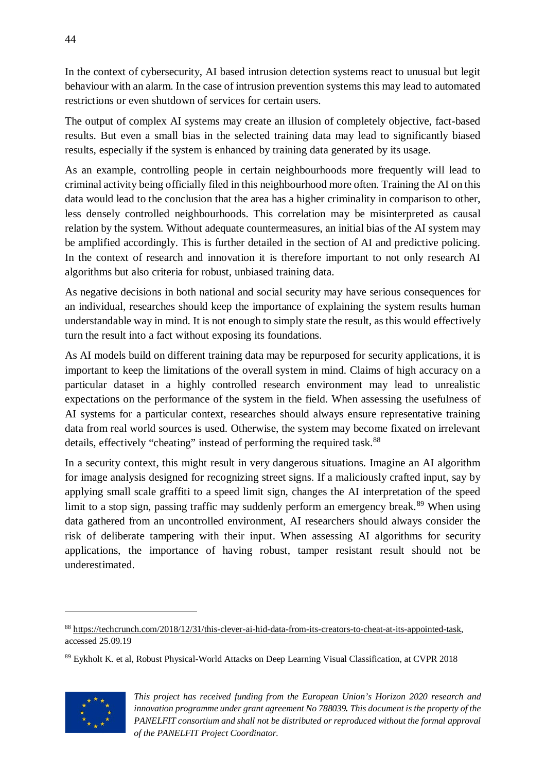In the context of cybersecurity, AI based intrusion detection systems react to unusual but legit behaviour with an alarm. In the case of intrusion prevention systems this may lead to automated restrictions or even shutdown of services for certain users.

The output of complex AI systems may create an illusion of completely objective, fact-based results. But even a small bias in the selected training data may lead to significantly biased results, especially if the system is enhanced by training data generated by its usage.

As an example, controlling people in certain neighbourhoods more frequently will lead to criminal activity being officially filed in this neighbourhood more often. Training the AI on this data would lead to the conclusion that the area has a higher criminality in comparison to other, less densely controlled neighbourhoods. This correlation may be misinterpreted as causal relation by the system. Without adequate countermeasures, an initial bias of the AI system may be amplified accordingly. This is further detailed in the section of AI and predictive policing. In the context of research and innovation it is therefore important to not only research AI algorithms but also criteria for robust, unbiased training data.

As negative decisions in both national and social security may have serious consequences for an individual, researches should keep the importance of explaining the system results human understandable way in mind. It is not enough to simply state the result, as this would effectively turn the result into a fact without exposing its foundations.

As AI models build on different training data may be repurposed for security applications, it is important to keep the limitations of the overall system in mind. Claims of high accuracy on a particular dataset in a highly controlled research environment may lead to unrealistic expectations on the performance of the system in the field. When assessing the usefulness of AI systems for a particular context, researches should always ensure representative training data from real world sources is used. Otherwise, the system may become fixated on irrelevant details, effectively "cheating" instead of performing the required task.[88]

In a security context, this might result in very dangerous situations. Imagine an AI algorithm for image analysis designed for recognizing street signs. If a maliciously crafted input, say by applying small scale graffiti to a speed limit sign, changes the AI interpretation of the speed limit to a stop sign, passing traffic may suddenly perform an emergency break.[89] When using data gathered from an uncontrolled environment, AI researchers should always consider the risk of deliberate tampering with their input. When assessing AI algorithms for security applications, the importance of having robust, tamper resistant result should not be underestimated.

---

[88] https://techcrunch.com/2018/12/31/this-clever-ai-hid-data-from-its-creators-to-cheat-at-its-appointed-task, accessed 25.09.19

[89] Eykholt K. et al, Robust Physical-World Attacks on Deep Learning Visual Classification, at CVPR 2018

*This project has received funding from the European Union's Horizon 2020 research and innovation programme under grant agreement No 788039. This document is the property of the PANELFIT consortium and shall not be distributed or reproduced without the formal approval of the PANELFIT Project Coordinator.*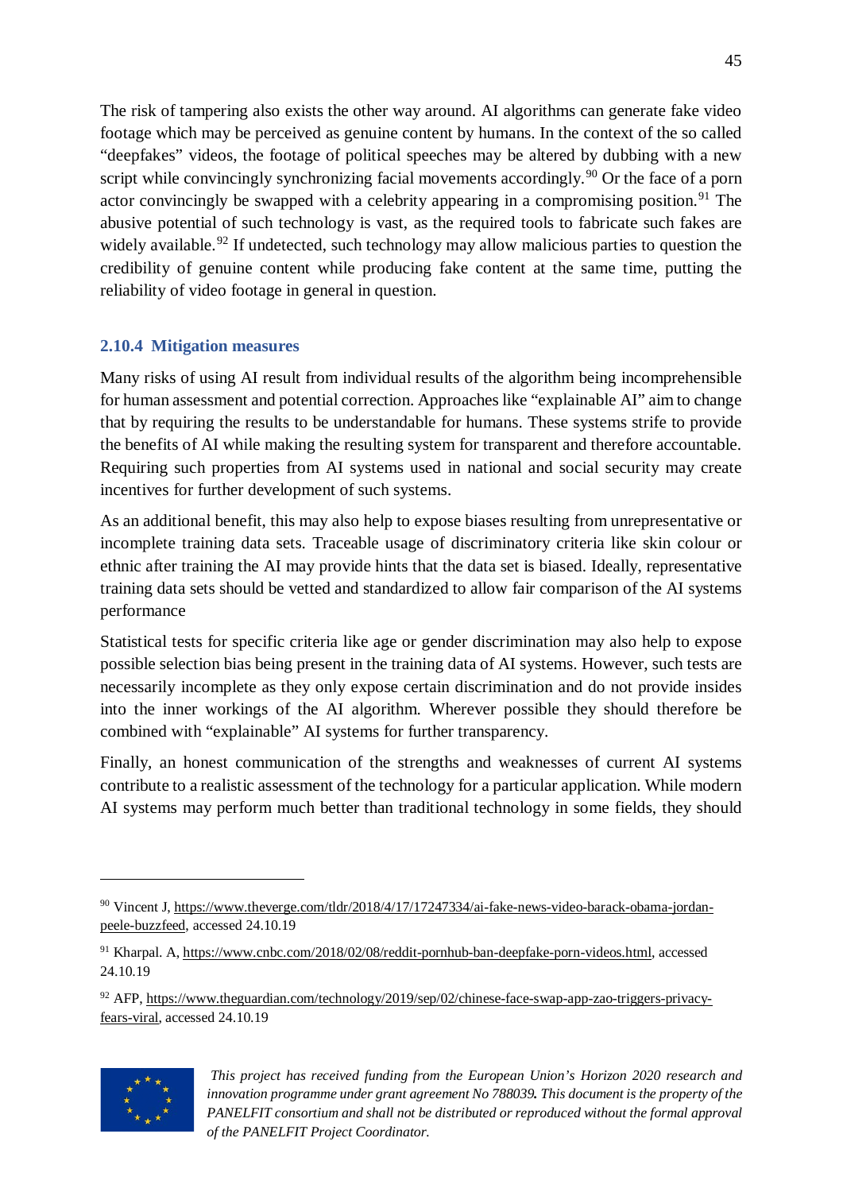The risk of tampering also exists the other way around. AI algorithms can generate fake video footage which may be perceived as genuine content by humans. In the context of the so called "deepfakes" videos, the footage of political speeches may be altered by dubbing with a new script while convincingly synchronizing facial movements accordingly.[90] Or the face of a porn actor convincingly be swapped with a celebrity appearing in a compromising position.[91] The abusive potential of such technology is vast, as the required tools to fabricate such fakes are widely available.[92] If undetected, such technology may allow malicious parties to question the credibility of genuine content while producing fake content at the same time, putting the reliability of video footage in general in question.

### 2.10.4 Mitigation measures

Many risks of using AI result from individual results of the algorithm being incomprehensible for human assessment and potential correction. Approaches like "explainable AI" aim to change that by requiring the results to be understandable for humans. These systems strife to provide the benefits of AI while making the resulting system for transparent and therefore accountable. Requiring such properties from AI systems used in national and social security may create incentives for further development of such systems.

As an additional benefit, this may also help to expose biases resulting from unrepresentative or incomplete training data sets. Traceable usage of discriminatory criteria like skin colour or ethnic after training the AI may provide hints that the data set is biased. Ideally, representative training data sets should be vetted and standardized to allow fair comparison of the AI systems performance

Statistical tests for specific criteria like age or gender discrimination may also help to expose possible selection bias being present in the training data of AI systems. However, such tests are necessarily incomplete as they only expose certain discrimination and do not provide insides into the inner workings of the AI algorithm. Wherever possible they should therefore be combined with "explainable" AI systems for further transparency.

Finally, an honest communication of the strengths and weaknesses of current AI systems contribute to a realistic assessment of the technology for a particular application. While modern AI systems may perform much better than traditional technology in some fields, they should

---

[90] Vincent J, https://www.theverge.com/tldr/2018/4/17/17247334/ai-fake-news-video-barack-obama-jordan-peele-buzzfeed, accessed 24.10.19

[91] Kharpal. A, https://www.cnbc.com/2018/02/08/reddit-pornhub-ban-deepfake-porn-videos.html, accessed 24.10.19

[92] AFP, https://www.theguardian.com/technology/2019/sep/02/chinese-face-swap-app-zao-triggers-privacy-fears-viral, accessed 24.10.19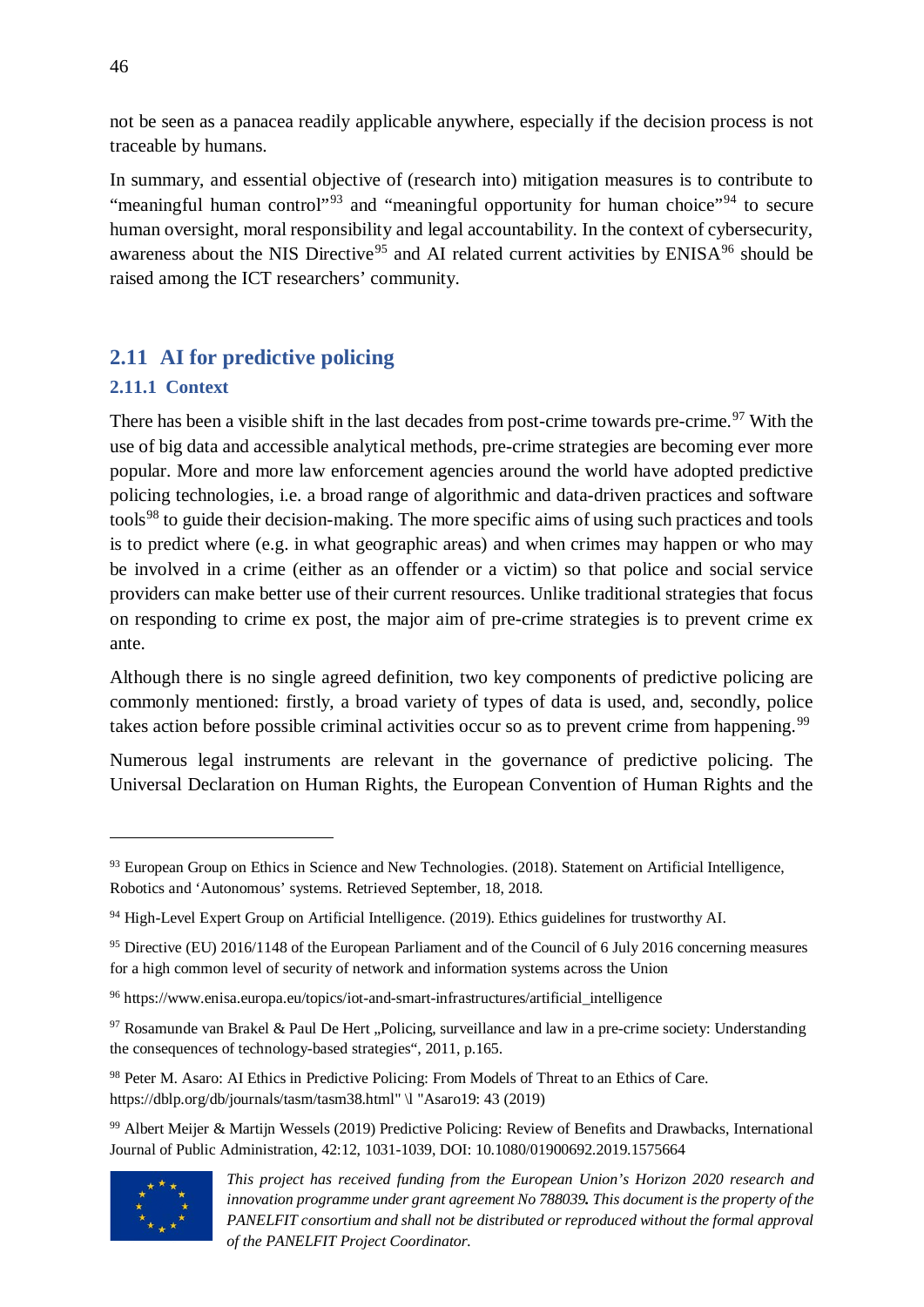not be seen as a panacea readily applicable anywhere, especially if the decision process is not traceable by humans.

In summary, and essential objective of (research into) mitigation measures is to contribute to "meaningful human control"[93] and "meaningful opportunity for human choice"[94] to secure human oversight, moral responsibility and legal accountability. In the context of cybersecurity, awareness about the NIS Directive[95] and AI related current activities by ENISA[96] should be raised among the ICT researchers' community.

## 2.11 AI for predictive policing

### 2.11.1 Context

There has been a visible shift in the last decades from post-crime towards pre-crime.[97] With the use of big data and accessible analytical methods, pre-crime strategies are becoming ever more popular. More and more law enforcement agencies around the world have adopted predictive policing technologies, i.e. a broad range of algorithmic and data-driven practices and software tools[98] to guide their decision-making. The more specific aims of using such practices and tools is to predict where (e.g. in what geographic areas) and when crimes may happen or who may be involved in a crime (either as an offender or a victim) so that police and social service providers can make better use of their current resources. Unlike traditional strategies that focus on responding to crime ex post, the major aim of pre-crime strategies is to prevent crime ex ante.

Although there is no single agreed definition, two key components of predictive policing are commonly mentioned: firstly, a broad variety of types of data is used, and, secondly, police takes action before possible criminal activities occur so as to prevent crime from happening.[99]

Numerous legal instruments are relevant in the governance of predictive policing. The Universal Declaration on Human Rights, the European Convention of Human Rights and the

---

[93] European Group on Ethics in Science and New Technologies. (2018). Statement on Artificial Intelligence, Robotics and 'Autonomous' systems. Retrieved September, 18, 2018.

[94] High-Level Expert Group on Artificial Intelligence. (2019). Ethics guidelines for trustworthy AI.

[95] Directive (EU) 2016/1148 of the European Parliament and of the Council of 6 July 2016 concerning measures for a high common level of security of network and information systems across the Union

[96] https://www.enisa.europa.eu/topics/iot-and-smart-infrastructures/artificial_intelligence

[97] Rosamunde van Brakel & Paul De Hert „Policing, surveillance and law in a pre-crime society: Understanding the consequences of technology-based strategies", 2011, p.165.

[98] Peter M. Asaro: AI Ethics in Predictive Policing: From Models of Threat to an Ethics of Care. https://dblp.org/db/journals/tasm/tasm38.html" \l "Asaro19: 43 (2019)

[99] Albert Meijer & Martijn Wessels (2019) Predictive Policing: Review of Benefits and Drawbacks, International Journal of Public Administration, 42:12, 1031-1039, DOI: 10.1080/01900692.2019.1575664

*This project has received funding from the European Union's Horizon 2020 research and innovation programme under grant agreement No 788039. This document is the property of the PANELFIT consortium and shall not be distributed or reproduced without the formal approval of the PANELFIT Project Coordinator.*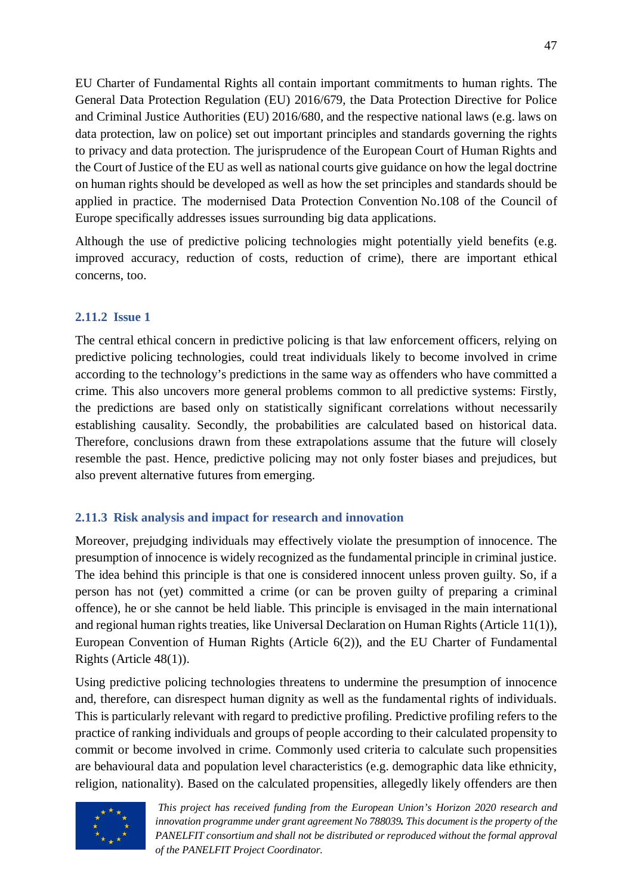EU Charter of Fundamental Rights all contain important commitments to human rights. The General Data Protection Regulation (EU) 2016/679, the Data Protection Directive for Police and Criminal Justice Authorities (EU) 2016/680, and the respective national laws (e.g. laws on data protection, law on police) set out important principles and standards governing the rights to privacy and data protection. The jurisprudence of the European Court of Human Rights and the Court of Justice of the EU as well as national courts give guidance on how the legal doctrine on human rights should be developed as well as how the set principles and standards should be applied in practice. The modernised Data Protection Convention No.108 of the Council of Europe specifically addresses issues surrounding big data applications.

Although the use of predictive policing technologies might potentially yield benefits (e.g. improved accuracy, reduction of costs, reduction of crime), there are important ethical concerns, too.

### 2.11.2 Issue 1

The central ethical concern in predictive policing is that law enforcement officers, relying on predictive policing technologies, could treat individuals likely to become involved in crime according to the technology's predictions in the same way as offenders who have committed a crime. This also uncovers more general problems common to all predictive systems: Firstly, the predictions are based only on statistically significant correlations without necessarily establishing causality. Secondly, the probabilities are calculated based on historical data. Therefore, conclusions drawn from these extrapolations assume that the future will closely resemble the past. Hence, predictive policing may not only foster biases and prejudices, but also prevent alternative futures from emerging.

### 2.11.3 Risk analysis and impact for research and innovation

Moreover, prejudging individuals may effectively violate the presumption of innocence. The presumption of innocence is widely recognized as the fundamental principle in criminal justice. The idea behind this principle is that one is considered innocent unless proven guilty. So, if a person has not (yet) committed a crime (or can be proven guilty of preparing a criminal offence), he or she cannot be held liable. This principle is envisaged in the main international and regional human rights treaties, like Universal Declaration on Human Rights (Article 11(1)), European Convention of Human Rights (Article 6(2)), and the EU Charter of Fundamental Rights (Article 48(1)).

Using predictive policing technologies threatens to undermine the presumption of innocence and, therefore, can disrespect human dignity as well as the fundamental rights of individuals. This is particularly relevant with regard to predictive profiling. Predictive profiling refers to the practice of ranking individuals and groups of people according to their calculated propensity to commit or become involved in crime. Commonly used criteria to calculate such propensities are behavioural data and population level characteristics (e.g. demographic data like ethnicity, religion, nationality). Based on the calculated propensities, allegedly likely offenders are then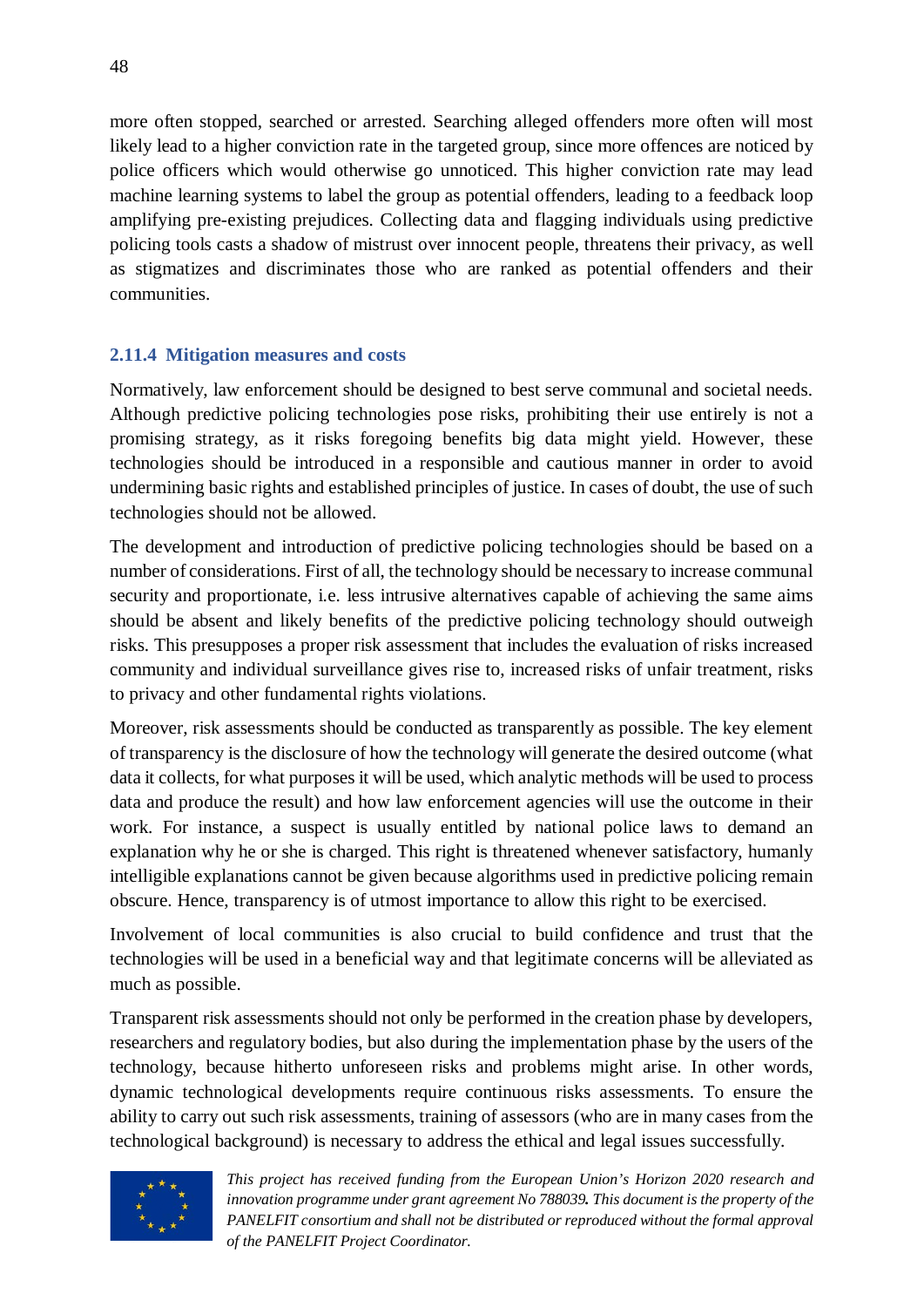more often stopped, searched or arrested. Searching alleged offenders more often will most likely lead to a higher conviction rate in the targeted group, since more offences are noticed by police officers which would otherwise go unnoticed. This higher conviction rate may lead machine learning systems to label the group as potential offenders, leading to a feedback loop amplifying pre-existing prejudices. Collecting data and flagging individuals using predictive policing tools casts a shadow of mistrust over innocent people, threatens their privacy, as well as stigmatizes and discriminates those who are ranked as potential offenders and their communities.

### 2.11.4 Mitigation measures and costs

Normatively, law enforcement should be designed to best serve communal and societal needs. Although predictive policing technologies pose risks, prohibiting their use entirely is not a promising strategy, as it risks foregoing benefits big data might yield. However, these technologies should be introduced in a responsible and cautious manner in order to avoid undermining basic rights and established principles of justice. In cases of doubt, the use of such technologies should not be allowed.

The development and introduction of predictive policing technologies should be based on a number of considerations. First of all, the technology should be necessary to increase communal security and proportionate, i.e. less intrusive alternatives capable of achieving the same aims should be absent and likely benefits of the predictive policing technology should outweigh risks. This presupposes a proper risk assessment that includes the evaluation of risks increased community and individual surveillance gives rise to, increased risks of unfair treatment, risks to privacy and other fundamental rights violations.

Moreover, risk assessments should be conducted as transparently as possible. The key element of transparency is the disclosure of how the technology will generate the desired outcome (what data it collects, for what purposes it will be used, which analytic methods will be used to process data and produce the result) and how law enforcement agencies will use the outcome in their work. For instance, a suspect is usually entitled by national police laws to demand an explanation why he or she is charged. This right is threatened whenever satisfactory, humanly intelligible explanations cannot be given because algorithms used in predictive policing remain obscure. Hence, transparency is of utmost importance to allow this right to be exercised.

Involvement of local communities is also crucial to build confidence and trust that the technologies will be used in a beneficial way and that legitimate concerns will be alleviated as much as possible.

Transparent risk assessments should not only be performed in the creation phase by developers, researchers and regulatory bodies, but also during the implementation phase by the users of the technology, because hitherto unforeseen risks and problems might arise. In other words, dynamic technological developments require continuous risks assessments. To ensure the ability to carry out such risk assessments, training of assessors (who are in many cases from the technological background) is necessary to address the ethical and legal issues successfully.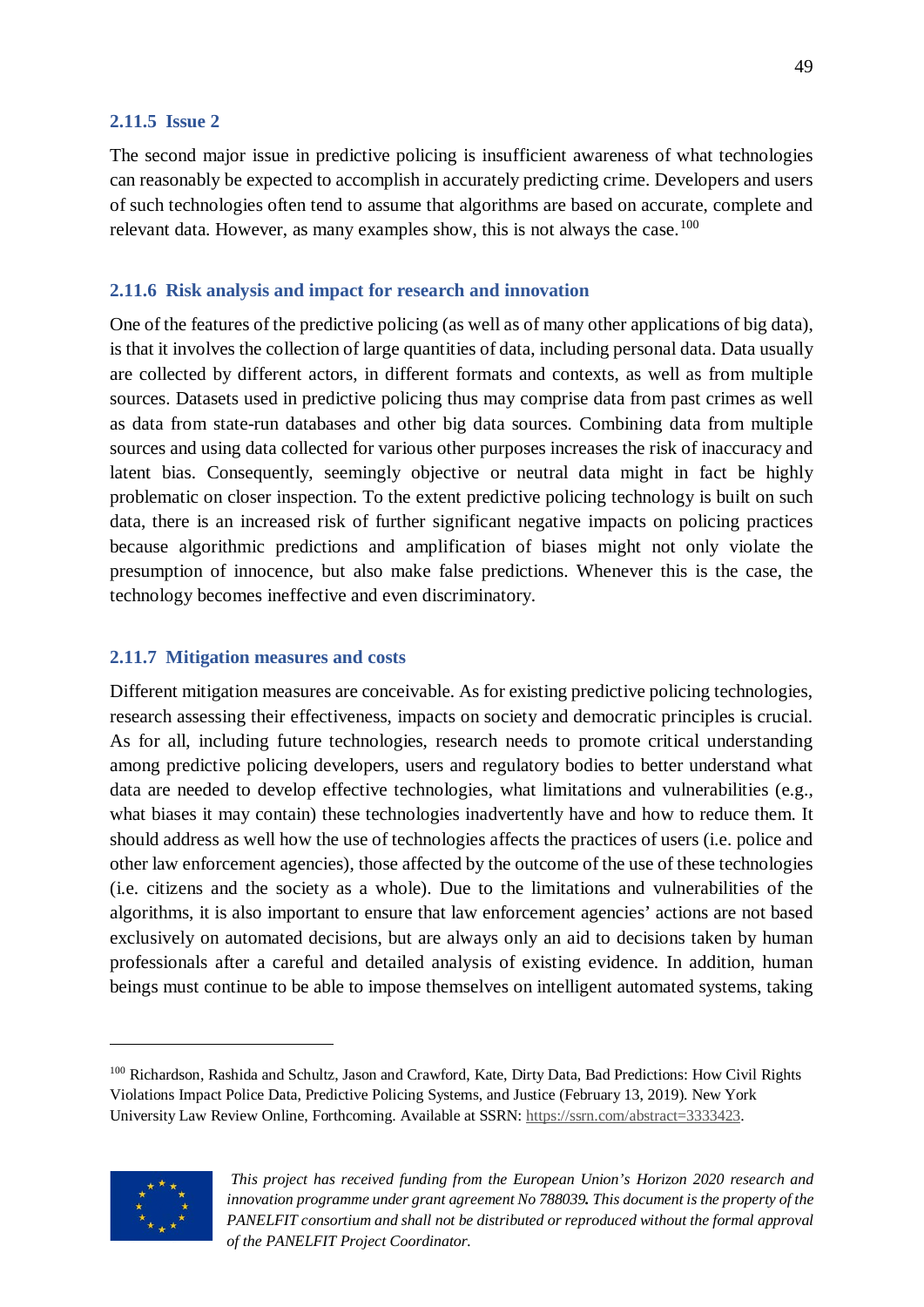### 2.11.5 Issue 2

The second major issue in predictive policing is insufficient awareness of what technologies can reasonably be expected to accomplish in accurately predicting crime. Developers and users of such technologies often tend to assume that algorithms are based on accurate, complete and relevant data. However, as many examples show, this is not always the case.[100]

### 2.11.6 Risk analysis and impact for research and innovation

One of the features of the predictive policing (as well as of many other applications of big data), is that it involves the collection of large quantities of data, including personal data. Data usually are collected by different actors, in different formats and contexts, as well as from multiple sources. Datasets used in predictive policing thus may comprise data from past crimes as well as data from state-run databases and other big data sources. Combining data from multiple sources and using data collected for various other purposes increases the risk of inaccuracy and latent bias. Consequently, seemingly objective or neutral data might in fact be highly problematic on closer inspection. To the extent predictive policing technology is built on such data, there is an increased risk of further significant negative impacts on policing practices because algorithmic predictions and amplification of biases might not only violate the presumption of innocence, but also make false predictions. Whenever this is the case, the technology becomes ineffective and even discriminatory.

### 2.11.7 Mitigation measures and costs

Different mitigation measures are conceivable. As for existing predictive policing technologies, research assessing their effectiveness, impacts on society and democratic principles is crucial. As for all, including future technologies, research needs to promote critical understanding among predictive policing developers, users and regulatory bodies to better understand what data are needed to develop effective technologies, what limitations and vulnerabilities (e.g., what biases it may contain) these technologies inadvertently have and how to reduce them. It should address as well how the use of technologies affects the practices of users (i.e. police and other law enforcement agencies), those affected by the outcome of the use of these technologies (i.e. citizens and the society as a whole). Due to the limitations and vulnerabilities of the algorithms, it is also important to ensure that law enforcement agencies' actions are not based exclusively on automated decisions, but are always only an aid to decisions taken by human professionals after a careful and detailed analysis of existing evidence. In addition, human beings must continue to be able to impose themselves on intelligent automated systems, taking

---

[100] Richardson, Rashida and Schultz, Jason and Crawford, Kate, Dirty Data, Bad Predictions: How Civil Rights Violations Impact Police Data, Predictive Policing Systems, and Justice (February 13, 2019). New York University Law Review Online, Forthcoming. Available at SSRN: https://ssrn.com/abstract=3333423.

*This project has received funding from the European Union's Horizon 2020 research and innovation programme under grant agreement No 788039. This document is the property of the PANELFIT consortium and shall not be distributed or reproduced without the formal approval of the PANELFIT Project Coordinator.*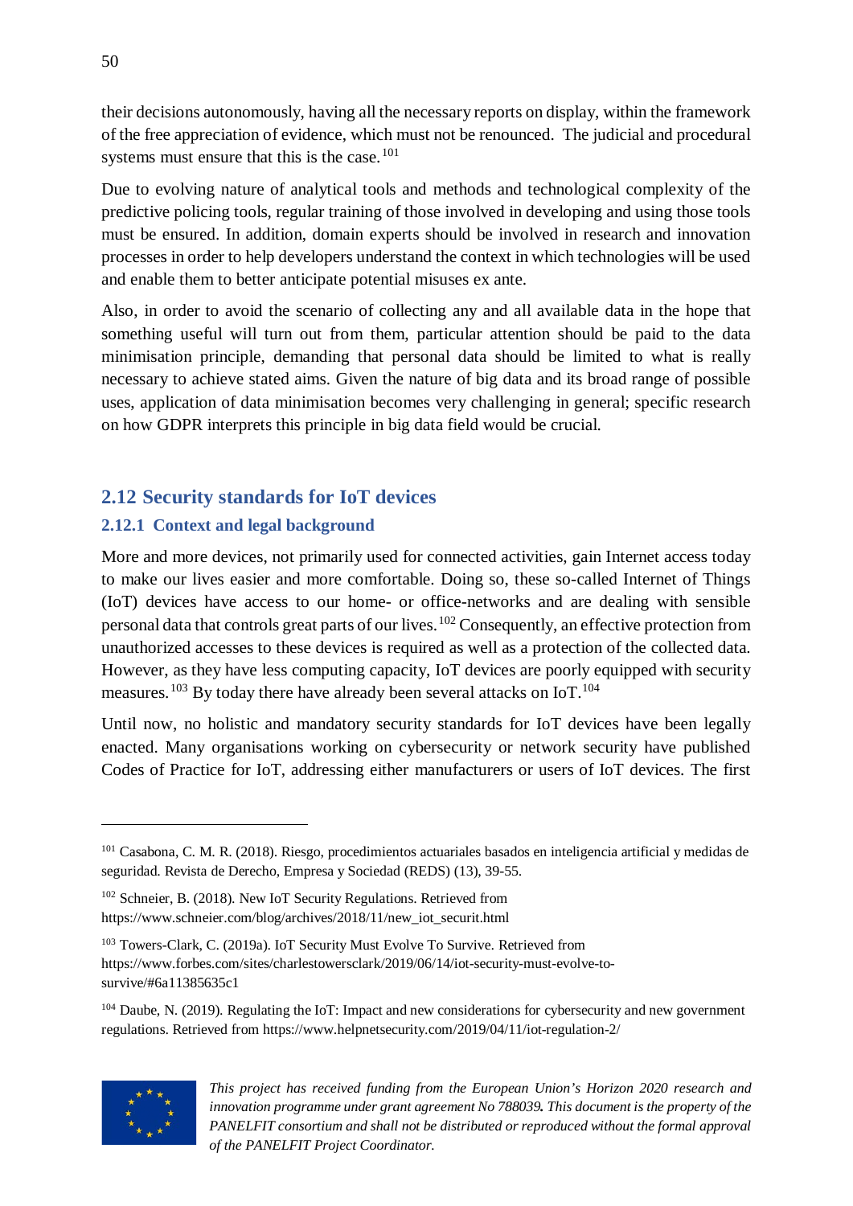their decisions autonomously, having all the necessary reports on display, within the framework of the free appreciation of evidence, which must not be renounced. The judicial and procedural systems must ensure that this is the case.[101]

Due to evolving nature of analytical tools and methods and technological complexity of the predictive policing tools, regular training of those involved in developing and using those tools must be ensured. In addition, domain experts should be involved in research and innovation processes in order to help developers understand the context in which technologies will be used and enable them to better anticipate potential misuses ex ante.

Also, in order to avoid the scenario of collecting any and all available data in the hope that something useful will turn out from them, particular attention should be paid to the data minimisation principle, demanding that personal data should be limited to what is really necessary to achieve stated aims. Given the nature of big data and its broad range of possible uses, application of data minimisation becomes very challenging in general; specific research on how GDPR interprets this principle in big data field would be crucial.

## 2.12 Security standards for IoT devices

### 2.12.1 Context and legal background

More and more devices, not primarily used for connected activities, gain Internet access today to make our lives easier and more comfortable. Doing so, these so-called Internet of Things (IoT) devices have access to our home- or office-networks and are dealing with sensible personal data that controls great parts of our lives.[102] Consequently, an effective protection from unauthorized accesses to these devices is required as well as a protection of the collected data. However, as they have less computing capacity, IoT devices are poorly equipped with security measures.[103] By today there have already been several attacks on IoT.[104]

Until now, no holistic and mandatory security standards for IoT devices have been legally enacted. Many organisations working on cybersecurity or network security have published Codes of Practice for IoT, addressing either manufacturers or users of IoT devices. The first

---

[101] Casabona, C. M. R. (2018). Riesgo, procedimientos actuariales basados en inteligencia artificial y medidas de seguridad. Revista de Derecho, Empresa y Sociedad (REDS) (13), 39-55.

[102] Schneier, B. (2018). New IoT Security Regulations. Retrieved from https://www.schneier.com/blog/archives/2018/11/new_iot_securit.html

[103] Towers-Clark, C. (2019a). IoT Security Must Evolve To Survive. Retrieved from https://www.forbes.com/sites/charlestowersclark/2019/06/14/iot-security-must-evolve-to-survive/#6a11385635c1

[104] Daube, N. (2019). Regulating the IoT: Impact and new considerations for cybersecurity and new government regulations. Retrieved from https://www.helpnetsecurity.com/2019/04/11/iot-regulation-2/

*This project has received funding from the European Union's Horizon 2020 research and innovation programme under grant agreement No 788039. This document is the property of the PANELFIT consortium and shall not be distributed or reproduced without the formal approval of the PANELFIT Project Coordinator.*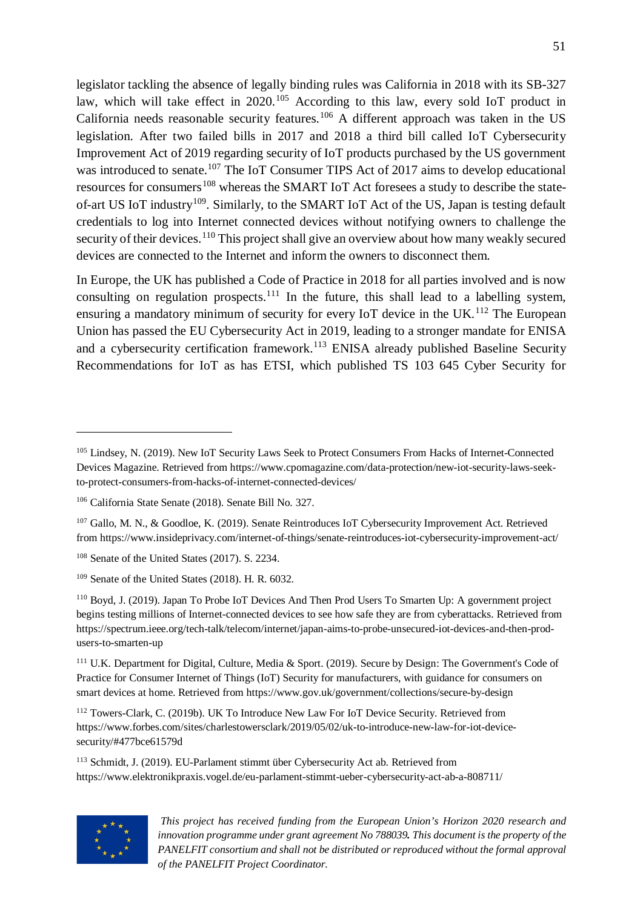legislator tackling the absence of legally binding rules was California in 2018 with its SB-327 law, which will take effect in 2020.[105] According to this law, every sold IoT product in California needs reasonable security features.[106] A different approach was taken in the US legislation. After two failed bills in 2017 and 2018 a third bill called IoT Cybersecurity Improvement Act of 2019 regarding security of IoT products purchased by the US government was introduced to senate.[107] The IoT Consumer TIPS Act of 2017 aims to develop educational resources for consumers[108] whereas the SMART IoT Act foresees a study to describe the state-of-art US IoT industry[109]. Similarly, to the SMART IoT Act of the US, Japan is testing default credentials to log into Internet connected devices without notifying owners to challenge the security of their devices.[110] This project shall give an overview about how many weakly secured devices are connected to the Internet and inform the owners to disconnect them.

In Europe, the UK has published a Code of Practice in 2018 for all parties involved and is now consulting on regulation prospects.[111] In the future, this shall lead to a labelling system, ensuring a mandatory minimum of security for every IoT device in the UK.[112] The European Union has passed the EU Cybersecurity Act in 2019, leading to a stronger mandate for ENISA and a cybersecurity certification framework.[113] ENISA already published Baseline Security Recommendations for IoT as has ETSI, which published TS 103 645 Cyber Security for

---

[105] Lindsey, N. (2019). New IoT Security Laws Seek to Protect Consumers From Hacks of Internet-Connected Devices Magazine. Retrieved from https://www.cpomagazine.com/data-protection/new-iot-security-laws-seek-to-protect-consumers-from-hacks-of-internet-connected-devices/

[106] California State Senate (2018). Senate Bill No. 327.

[107] Gallo, M. N., & Goodloe, K. (2019). Senate Reintroduces IoT Cybersecurity Improvement Act. Retrieved from https://www.insideprivacy.com/internet-of-things/senate-reintroduces-iot-cybersecurity-improvement-act/

[108] Senate of the United States (2017). S. 2234.

[109] Senate of the United States (2018). H. R. 6032.

[110] Boyd, J. (2019). Japan To Probe IoT Devices And Then Prod Users To Smarten Up: A government project begins testing millions of Internet-connected devices to see how safe they are from cyberattacks. Retrieved from https://spectrum.ieee.org/tech-talk/telecom/internet/japan-aims-to-probe-unsecured-iot-devices-and-then-prod-users-to-smarten-up

[111] U.K. Department for Digital, Culture, Media & Sport. (2019). Secure by Design: The Government's Code of Practice for Consumer Internet of Things (IoT) Security for manufacturers, with guidance for consumers on smart devices at home. Retrieved from https://www.gov.uk/government/collections/secure-by-design

[112] Towers-Clark, C. (2019b). UK To Introduce New Law For IoT Device Security. Retrieved from https://www.forbes.com/sites/charlestowersclark/2019/05/02/uk-to-introduce-new-law-for-iot-device-security/#477bce61579d

[113] Schmidt, J. (2019). EU-Parlament stimmt über Cybersecurity Act ab. Retrieved from https://www.elektronikpraxis.vogel.de/eu-parlament-stimmt-ueber-cybersecurity-act-ab-a-808711/

*This project has received funding from the European Union's Horizon 2020 research and innovation programme under grant agreement No 788039. This document is the property of the PANELFIT consortium and shall not be distributed or reproduced without the formal approval of the PANELFIT Project Coordinator.*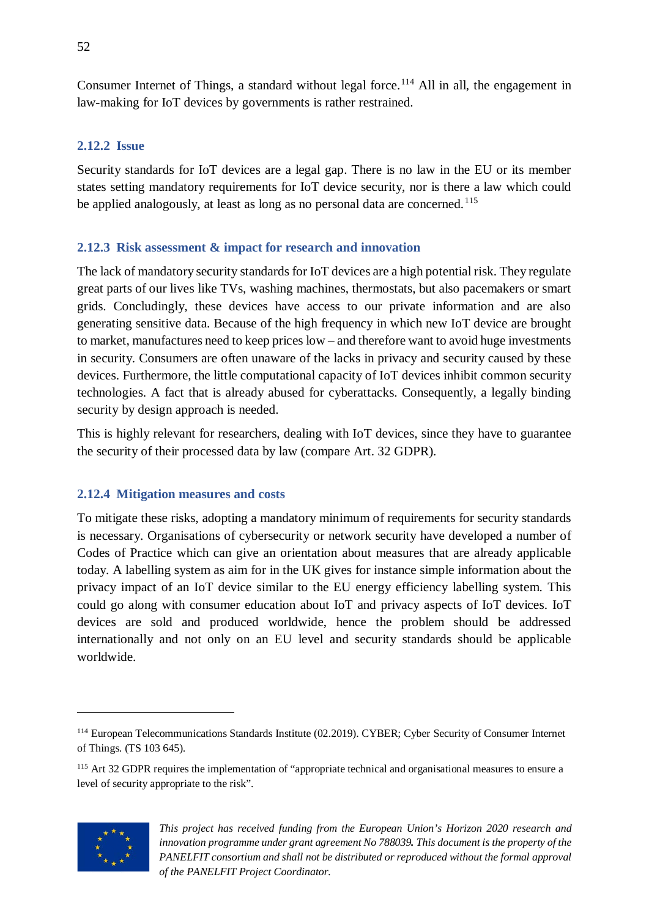Consumer Internet of Things, a standard without legal force.[114] All in all, the engagement in law-making for IoT devices by governments is rather restrained.

### 2.12.2 Issue

Security standards for IoT devices are a legal gap. There is no law in the EU or its member states setting mandatory requirements for IoT device security, nor is there a law which could be applied analogously, at least as long as no personal data are concerned.[115]

### 2.12.3 Risk assessment & impact for research and innovation

The lack of mandatory security standards for IoT devices are a high potential risk. They regulate great parts of our lives like TVs, washing machines, thermostats, but also pacemakers or smart grids. Concludingly, these devices have access to our private information and are also generating sensitive data. Because of the high frequency in which new IoT device are brought to market, manufactures need to keep prices low – and therefore want to avoid huge investments in security. Consumers are often unaware of the lacks in privacy and security caused by these devices. Furthermore, the little computational capacity of IoT devices inhibit common security technologies. A fact that is already abused for cyberattacks. Consequently, a legally binding security by design approach is needed.

This is highly relevant for researchers, dealing with IoT devices, since they have to guarantee the security of their processed data by law (compare Art. 32 GDPR).

### 2.12.4 Mitigation measures and costs

To mitigate these risks, adopting a mandatory minimum of requirements for security standards is necessary. Organisations of cybersecurity or network security have developed a number of Codes of Practice which can give an orientation about measures that are already applicable today. A labelling system as aim for in the UK gives for instance simple information about the privacy impact of an IoT device similar to the EU energy efficiency labelling system. This could go along with consumer education about IoT and privacy aspects of IoT devices. IoT devices are sold and produced worldwide, hence the problem should be addressed internationally and not only on an EU level and security standards should be applicable worldwide.

---

[114] European Telecommunications Standards Institute (02.2019). CYBER; Cyber Security of Consumer Internet of Things. (TS 103 645).

[115] Art 32 GDPR requires the implementation of "appropriate technical and organisational measures to ensure a level of security appropriate to the risk".

*This project has received funding from the European Union's Horizon 2020 research and innovation programme under grant agreement No 788039. This document is the property of the PANELFIT consortium and shall not be distributed or reproduced without the formal approval of the PANELFIT Project Coordinator.*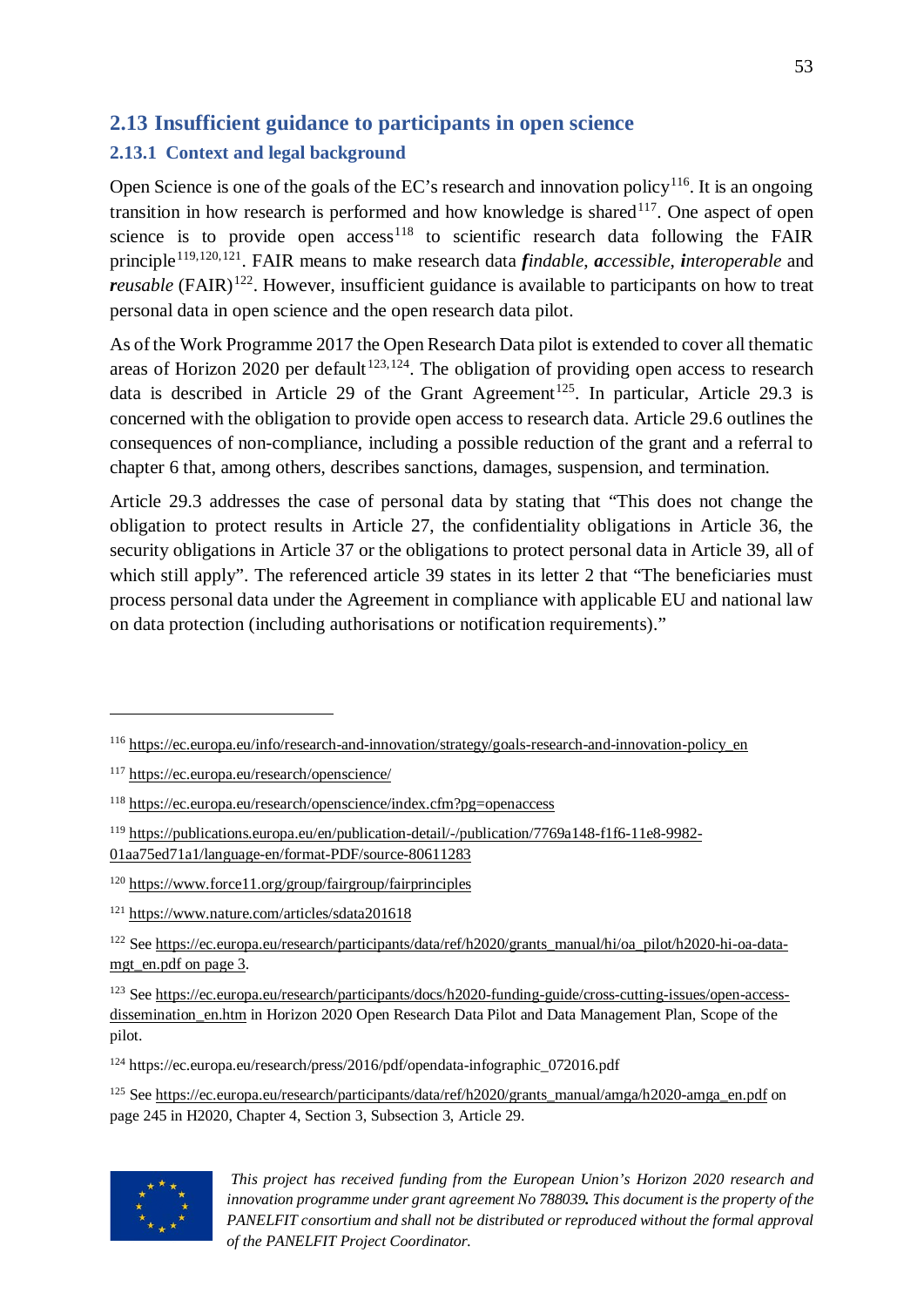## 2.13 Insufficient guidance to participants in open science

### 2.13.1 Context and legal background

Open Science is one of the goals of the EC's research and innovation policy[116]. It is an ongoing transition in how research is performed and how knowledge is shared[117]. One aspect of open science is to provide open access[118] to scientific research data following the FAIR principle[119,120,121]. FAIR means to make research data ***f**indable*, ***a**ccessible*, ***i**nteroperable* and ***r**eusable* (FAIR)[122]. However, insufficient guidance is available to participants on how to treat personal data in open science and the open research data pilot.

As of the Work Programme 2017 the Open Research Data pilot is extended to cover all thematic areas of Horizon 2020 per default[123,124]. The obligation of providing open access to research data is described in Article 29 of the Grant Agreement[125]. In particular, Article 29.3 is concerned with the obligation to provide open access to research data. Article 29.6 outlines the consequences of non-compliance, including a possible reduction of the grant and a referral to chapter 6 that, among others, describes sanctions, damages, suspension, and termination.

Article 29.3 addresses the case of personal data by stating that "This does not change the obligation to protect results in Article 27, the confidentiality obligations in Article 36, the security obligations in Article 37 or the obligations to protect personal data in Article 39, all of which still apply". The referenced article 39 states in its letter 2 that "The beneficiaries must process personal data under the Agreement in compliance with applicable EU and national law on data protection (including authorisations or notification requirements)."

---

[116] https://ec.europa.eu/info/research-and-innovation/strategy/goals-research-and-innovation-policy_en

[117] https://ec.europa.eu/research/openscience/

[118] https://ec.europa.eu/research/openscience/index.cfm?pg=openaccess

[119] https://publications.europa.eu/en/publication-detail/-/publication/7769a148-f1f6-11e8-9982-01aa75ed71a1/language-en/format-PDF/source-80611283

[120] https://www.force11.org/group/fairgroup/fairprinciples

[121] https://www.nature.com/articles/sdata201618

[122] See https://ec.europa.eu/research/participants/data/ref/h2020/grants_manual/hi/oa_pilot/h2020-hi-oa-data-mgt_en.pdf on page 3.

[123] See https://ec.europa.eu/research/participants/docs/h2020-funding-guide/cross-cutting-issues/open-access-dissemination_en.htm in Horizon 2020 Open Research Data Pilot and Data Management Plan, Scope of the pilot.

[124] https://ec.europa.eu/research/press/2016/pdf/opendata-infographic_072016.pdf

[125] See https://ec.europa.eu/research/participants/data/ref/h2020/grants_manual/amga/h2020-amga_en.pdf on page 245 in H2020, Chapter 4, Section 3, Subsection 3, Article 29.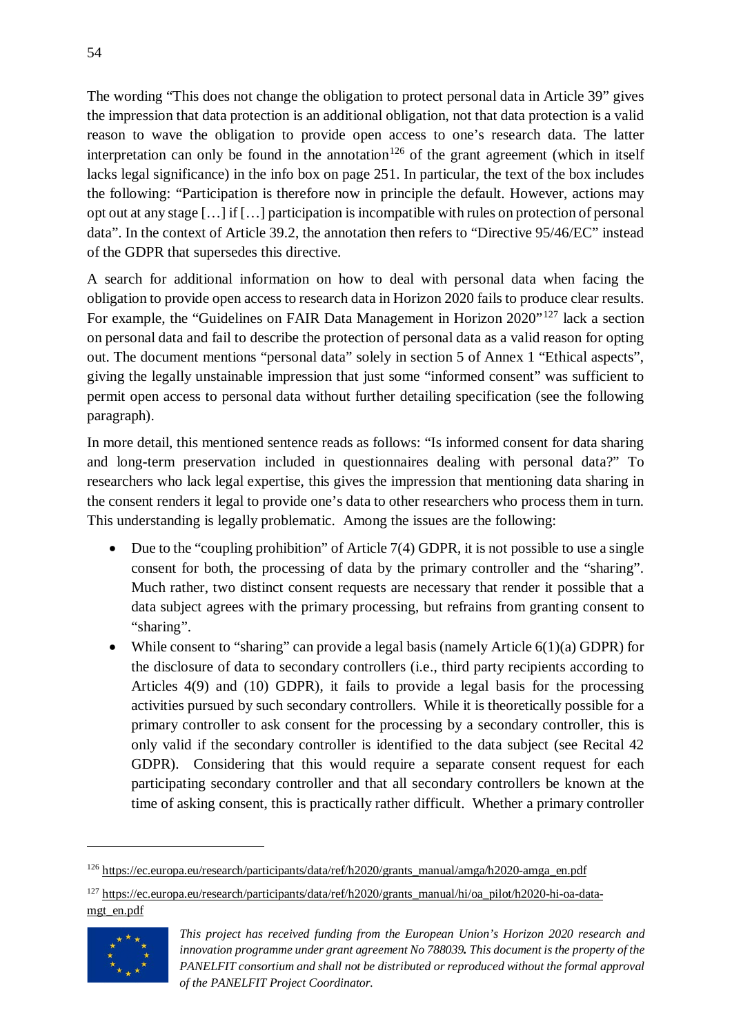The wording “This does not change the obligation to protect personal data in Article 39” gives the impression that data protection is an additional obligation, not that data protection is a valid reason to wave the obligation to provide open access to one’s research data. The latter interpretation can only be found in the annotation[126] of the grant agreement (which in itself lacks legal significance) in the info box on page 251. In particular, the text of the box includes the following: “Participation is therefore now in principle the default. However, actions may opt out at any stage […] if […] participation is incompatible with rules on protection of personal data”. In the context of Article 39.2, the annotation then refers to “Directive 95/46/EC” instead of the GDPR that supersedes this directive.

A search for additional information on how to deal with personal data when facing the obligation to provide open access to research data in Horizon 2020 fails to produce clear results. For example, the “Guidelines on FAIR Data Management in Horizon 2020”[127] lack a section on personal data and fail to describe the protection of personal data as a valid reason for opting out. The document mentions “personal data” solely in section 5 of Annex 1 “Ethical aspects”, giving the legally unstainable impression that just some “informed consent” was sufficient to permit open access to personal data without further detailing specification (see the following paragraph).

In more detail, this mentioned sentence reads as follows: “Is informed consent for data sharing and long-term preservation included in questionnaires dealing with personal data?” To researchers who lack legal expertise, this gives the impression that mentioning data sharing in the consent renders it legal to provide one’s data to other researchers who process them in turn. This understanding is legally problematic. Among the issues are the following:

- Due to the “coupling prohibition” of Article 7(4) GDPR, it is not possible to use a single consent for both, the processing of data by the primary controller and the “sharing”. Much rather, two distinct consent requests are necessary that render it possible that a data subject agrees with the primary processing, but refrains from granting consent to “sharing”.
- While consent to “sharing” can provide a legal basis (namely Article 6(1)(a) GDPR) for the disclosure of data to secondary controllers (i.e., third party recipients according to Articles 4(9) and (10) GDPR), it fails to provide a legal basis for the processing activities pursued by such secondary controllers. While it is theoretically possible for a primary controller to ask consent for the processing by a secondary controller, this is only valid if the secondary controller is identified to the data subject (see Recital 42 GDPR). Considering that this would require a separate consent request for each participating secondary controller and that all secondary controllers be known at the time of asking consent, this is practically rather difficult. Whether a primary controller

[126] https://ec.europa.eu/research/participants/data/ref/h2020/grants_manual/amga/h2020-amga_en.pdf

[127] https://ec.europa.eu/research/participants/data/ref/h2020/grants_manual/hi/oa_pilot/h2020-hi-oa-data-mgt_en.pdf

*This project has received funding from the European Union’s Horizon 2020 research and innovation programme under grant agreement No 788039. This document is the property of the PANELFIT consortium and shall not be distributed or reproduced without the formal approval of the PANELFIT Project Coordinator.*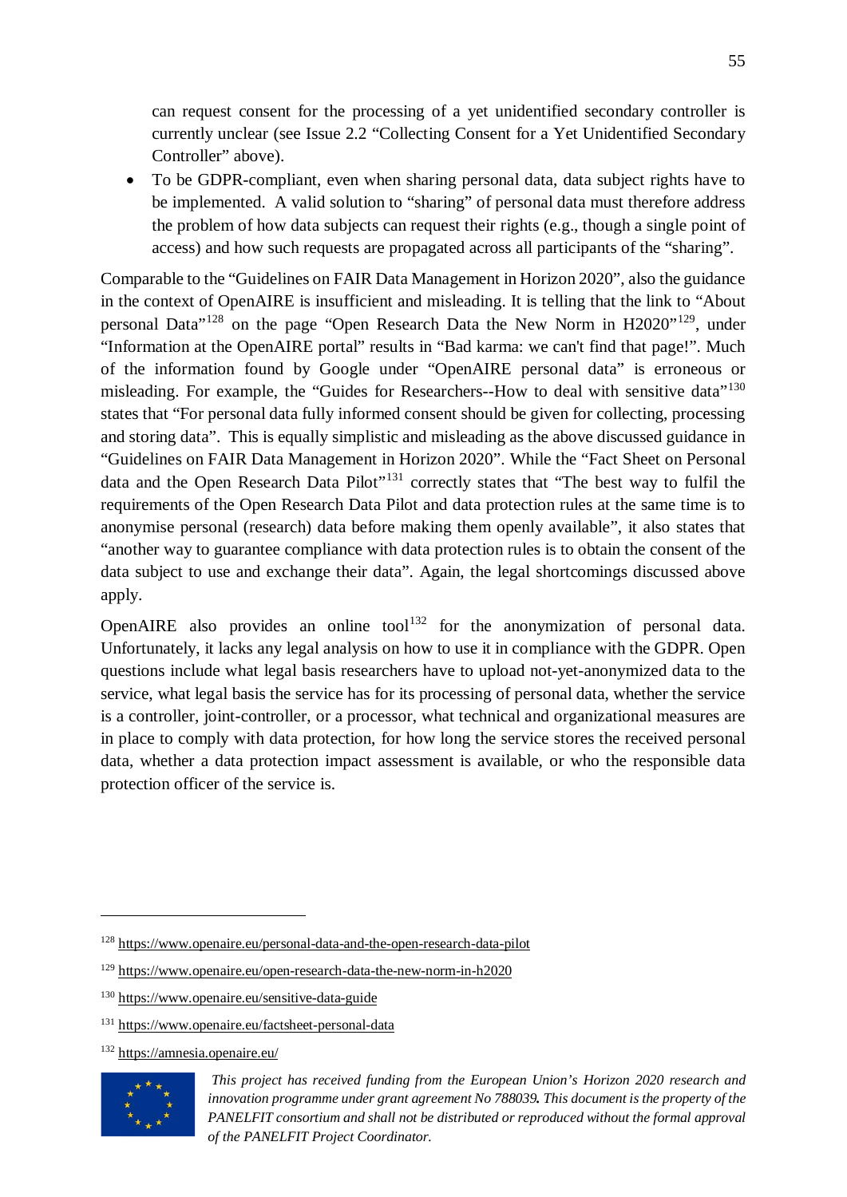can request consent for the processing of a yet unidentified secondary controller is currently unclear (see Issue 2.2 "Collecting Consent for a Yet Unidentified Secondary Controller" above).

- To be GDPR-compliant, even when sharing personal data, data subject rights have to be implemented. A valid solution to "sharing" of personal data must therefore address the problem of how data subjects can request their rights (e.g., though a single point of access) and how such requests are propagated across all participants of the "sharing".

Comparable to the "Guidelines on FAIR Data Management in Horizon 2020", also the guidance in the context of OpenAIRE is insufficient and misleading. It is telling that the link to "About personal Data"[128] on the page "Open Research Data the New Norm in H2020"[129], under "Information at the OpenAIRE portal" results in "Bad karma: we can't find that page!". Much of the information found by Google under "OpenAIRE personal data" is erroneous or misleading. For example, the "Guides for Researchers--How to deal with sensitive data"[130] states that "For personal data fully informed consent should be given for collecting, processing and storing data". This is equally simplistic and misleading as the above discussed guidance in "Guidelines on FAIR Data Management in Horizon 2020". While the "Fact Sheet on Personal data and the Open Research Data Pilot"[131] correctly states that "The best way to fulfil the requirements of the Open Research Data Pilot and data protection rules at the same time is to anonymise personal (research) data before making them openly available", it also states that "another way to guarantee compliance with data protection rules is to obtain the consent of the data subject to use and exchange their data". Again, the legal shortcomings discussed above apply.

OpenAIRE also provides an online tool[132] for the anonymization of personal data. Unfortunately, it lacks any legal analysis on how to use it in compliance with the GDPR. Open questions include what legal basis researchers have to upload not-yet-anonymized data to the service, what legal basis the service has for its processing of personal data, whether the service is a controller, joint-controller, or a processor, what technical and organizational measures are in place to comply with data protection, for how long the service stores the received personal data, whether a data protection impact assessment is available, or who the responsible data protection officer of the service is.

---

[128] https://www.openaire.eu/personal-data-and-the-open-research-data-pilot

[129] https://www.openaire.eu/open-research-data-the-new-norm-in-h2020

[130] https://www.openaire.eu/sensitive-data-guide

[131] https://www.openaire.eu/factsheet-personal-data

[132] https://amnesia.openaire.eu/

*This project has received funding from the European Union's Horizon 2020 research and innovation programme under grant agreement No 788039. This document is the property of the PANELFIT consortium and shall not be distributed or reproduced without the formal approval of the PANELFIT Project Coordinator.*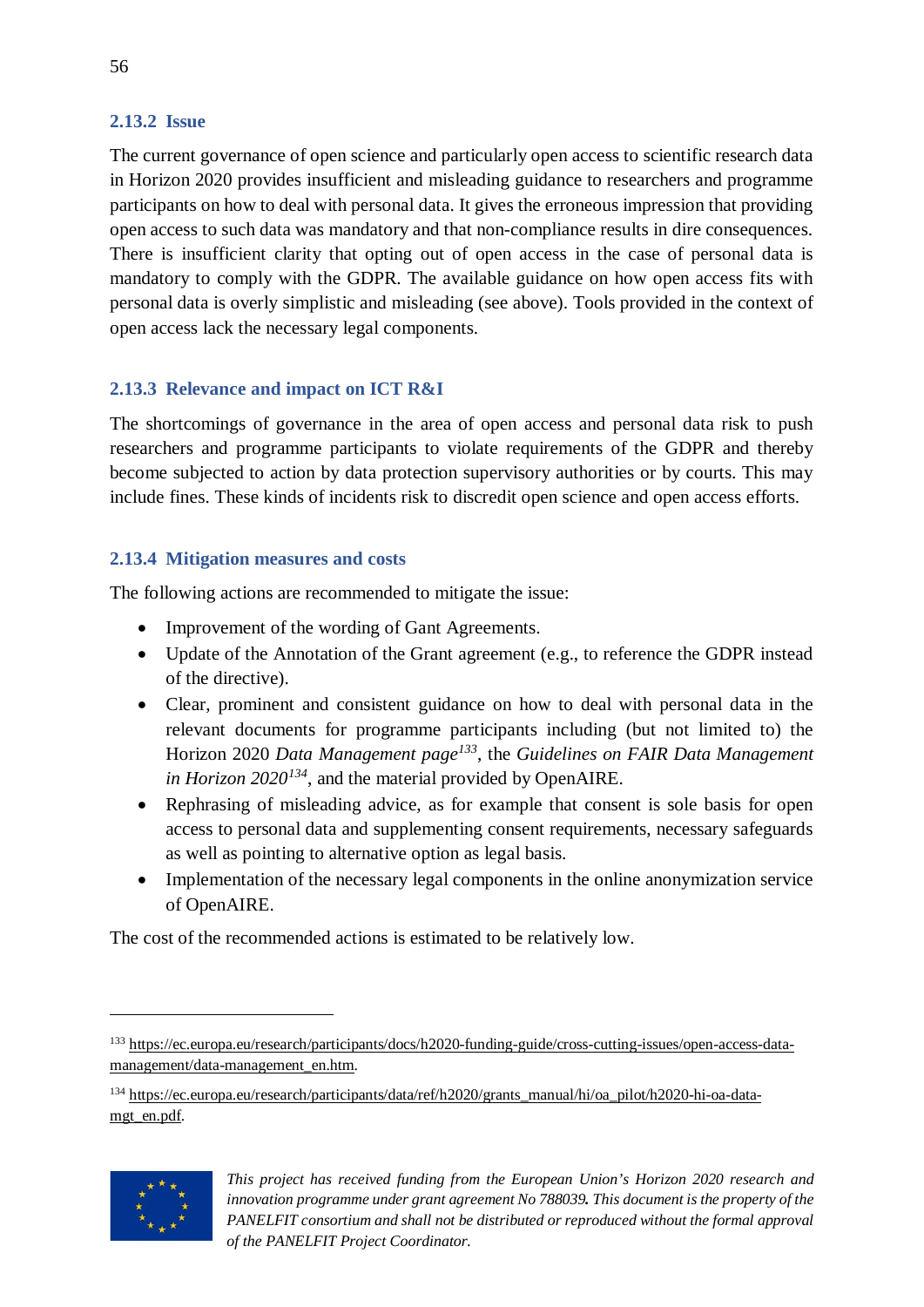### 2.13.2 Issue

The current governance of open science and particularly open access to scientific research data in Horizon 2020 provides insufficient and misleading guidance to researchers and programme participants on how to deal with personal data. It gives the erroneous impression that providing open access to such data was mandatory and that non-compliance results in dire consequences. There is insufficient clarity that opting out of open access in the case of personal data is mandatory to comply with the GDPR. The available guidance on how open access fits with personal data is overly simplistic and misleading (see above). Tools provided in the context of open access lack the necessary legal components.

### 2.13.3 Relevance and impact on ICT R&I

The shortcomings of governance in the area of open access and personal data risk to push researchers and programme participants to violate requirements of the GDPR and thereby become subjected to action by data protection supervisory authorities or by courts. This may include fines. These kinds of incidents risk to discredit open science and open access efforts.

### 2.13.4 Mitigation measures and costs

The following actions are recommended to mitigate the issue:

- Improvement of the wording of Gant Agreements.
- Update of the Annotation of the Grant agreement (e.g., to reference the GDPR instead of the directive).
- Clear, prominent and consistent guidance on how to deal with personal data in the relevant documents for programme participants including (but not limited to) the Horizon 2020 *Data Management page*[133], the *Guidelines on FAIR Data Management in Horizon 2020*[134], and the material provided by OpenAIRE.
- Rephrasing of misleading advice, as for example that consent is sole basis for open access to personal data and supplementing consent requirements, necessary safeguards as well as pointing to alternative option as legal basis.
- Implementation of the necessary legal components in the online anonymization service of OpenAIRE.

The cost of the recommended actions is estimated to be relatively low.

---

[133] https://ec.europa.eu/research/participants/docs/h2020-funding-guide/cross-cutting-issues/open-access-data-management/data-management_en.htm.

[134] https://ec.europa.eu/research/participants/data/ref/h2020/grants_manual/hi/oa_pilot/h2020-hi-oa-data-mgt_en.pdf.

*This project has received funding from the European Union's Horizon 2020 research and innovation programme under grant agreement No 788039. This document is the property of the PANELFIT consortium and shall not be distributed or reproduced without the formal approval of the PANELFIT Project Coordinator.*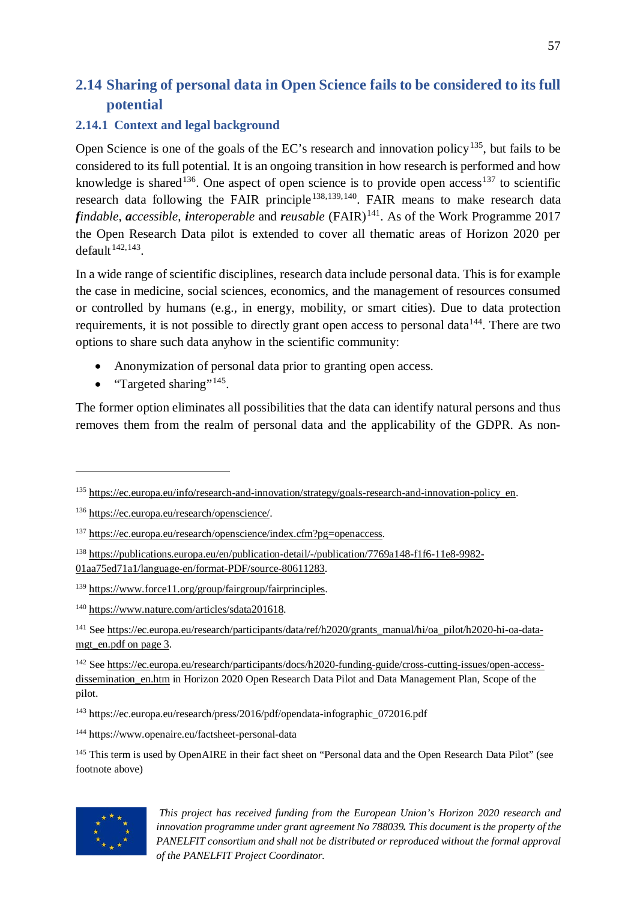## 2.14 Sharing of personal data in Open Science fails to be considered to its full potential

### 2.14.1 Context and legal background

Open Science is one of the goals of the EC's research and innovation policy[135], but fails to be considered to its full potential. It is an ongoing transition in how research is performed and how knowledge is shared[136]. One aspect of open science is to provide open access[137] to scientific research data following the FAIR principle[138,139,140]. FAIR means to make research data ***f****indable*, ***a****ccessible*, ***i****nteroperable* and ***r****eusable* (FAIR)[141]. As of the Work Programme 2017 the Open Research Data pilot is extended to cover all thematic areas of Horizon 2020 per default[142,143].

In a wide range of scientific disciplines, research data include personal data. This is for example the case in medicine, social sciences, economics, and the management of resources consumed or controlled by humans (e.g., in energy, mobility, or smart cities). Due to data protection requirements, it is not possible to directly grant open access to personal data[144]. There are two options to share such data anyhow in the scientific community:

- Anonymization of personal data prior to granting open access.
- "Targeted sharing"[145].

The former option eliminates all possibilities that the data can identify natural persons and thus removes them from the realm of personal data and the applicability of the GDPR. As non-

---

[135] https://ec.europa.eu/info/research-and-innovation/strategy/goals-research-and-innovation-policy_en.

[136] https://ec.europa.eu/research/openscience/.

[137] https://ec.europa.eu/research/openscience/index.cfm?pg=openaccess.

[138] https://publications.europa.eu/en/publication-detail/-/publication/7769a148-f1f6-11e8-9982-01aa75ed71a1/language-en/format-PDF/source-80611283.

[139] https://www.force11.org/group/fairgroup/fairprinciples.

[140] https://www.nature.com/articles/sdata201618.

[141] See https://ec.europa.eu/research/participants/data/ref/h2020/grants_manual/hi/oa_pilot/h2020-hi-oa-data-mgt_en.pdf on page 3.

[142] See https://ec.europa.eu/research/participants/docs/h2020-funding-guide/cross-cutting-issues/open-access-dissemination_en.htm in Horizon 2020 Open Research Data Pilot and Data Management Plan, Scope of the pilot.

[143] https://ec.europa.eu/research/press/2016/pdf/opendata-infographic_072016.pdf

[144] https://www.openaire.eu/factsheet-personal-data

[145] This term is used by OpenAIRE in their fact sheet on "Personal data and the Open Research Data Pilot" (see footnote above)

*This project has received funding from the European Union's Horizon 2020 research and innovation programme under grant agreement No 788039. This document is the property of the PANELFIT consortium and shall not be distributed or reproduced without the formal approval of the PANELFIT Project Coordinator.*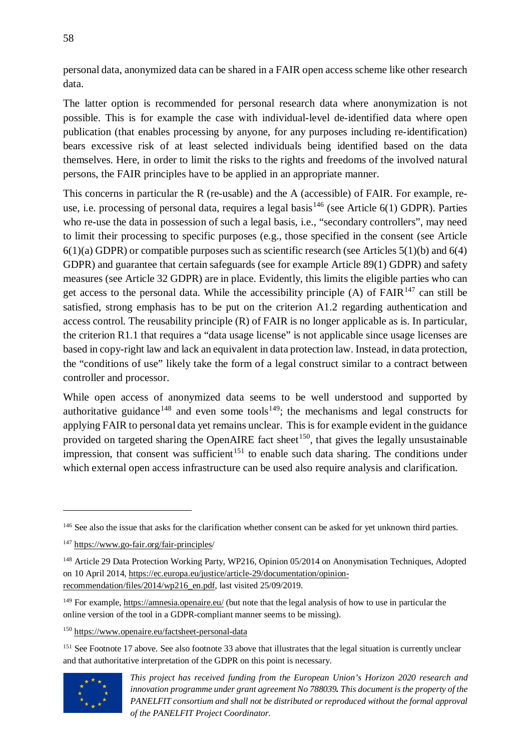personal data, anonymized data can be shared in a FAIR open access scheme like other research data.

The latter option is recommended for personal research data where anonymization is not possible. This is for example the case with individual-level de-identified data where open publication (that enables processing by anyone, for any purposes including re-identification) bears excessive risk of at least selected individuals being identified based on the data themselves. Here, in order to limit the risks to the rights and freedoms of the involved natural persons, the FAIR principles have to be applied in an appropriate manner.

This concerns in particular the R (re-usable) and the A (accessible) of FAIR. For example, re-use, i.e. processing of personal data, requires a legal basis[146] (see Article 6(1) GDPR). Parties who re-use the data in possession of such a legal basis, i.e., "secondary controllers", may need to limit their processing to specific purposes (e.g., those specified in the consent (see Article 6(1)(a) GDPR) or compatible purposes such as scientific research (see Articles 5(1)(b) and 6(4) GDPR) and guarantee that certain safeguards (see for example Article 89(1) GDPR) and safety measures (see Article 32 GDPR) are in place. Evidently, this limits the eligible parties who can get access to the personal data. While the accessibility principle (A) of FAIR[147] can still be satisfied, strong emphasis has to be put on the criterion A1.2 regarding authentication and access control. The reusability principle (R) of FAIR is no longer applicable as is. In particular, the criterion R1.1 that requires a "data usage license" is not applicable since usage licenses are based in copy-right law and lack an equivalent in data protection law. Instead, in data protection, the "conditions of use" likely take the form of a legal construct similar to a contract between controller and processor.

While open access of anonymized data seems to be well understood and supported by authoritative guidance[148] and even some tools[149]; the mechanisms and legal constructs for applying FAIR to personal data yet remains unclear. This is for example evident in the guidance provided on targeted sharing the OpenAIRE fact sheet[150], that gives the legally unsustainable impression, that consent was sufficient[151] to enable such data sharing. The conditions under which external open access infrastructure can be used also require analysis and clarification.

---

[146] See also the issue that asks for the clarification whether consent can be asked for yet unknown third parties.

[147] https://www.go-fair.org/fair-principles/

[148] Article 29 Data Protection Working Party, WP216, Opinion 05/2014 on Anonymisation Techniques, Adopted on 10 April 2014, https://ec.europa.eu/justice/article-29/documentation/opinion-recommendation/files/2014/wp216_en.pdf, last visited 25/09/2019.

[149] For example, https://amnesia.openaire.eu/ (but note that the legal analysis of how to use in particular the online version of the tool in a GDPR-compliant manner seems to be missing).

[150] https://www.openaire.eu/factsheet-personal-data

[151] See Footnote 17 above. See also footnote 33 above that illustrates that the legal situation is currently unclear and that authoritative interpretation of the GDPR on this point is necessary.

*This project has received funding from the European Union's Horizon 2020 research and innovation programme under grant agreement No 788039. This document is the property of the PANELFIT consortium and shall not be distributed or reproduced without the formal approval of the PANELFIT Project Coordinator.*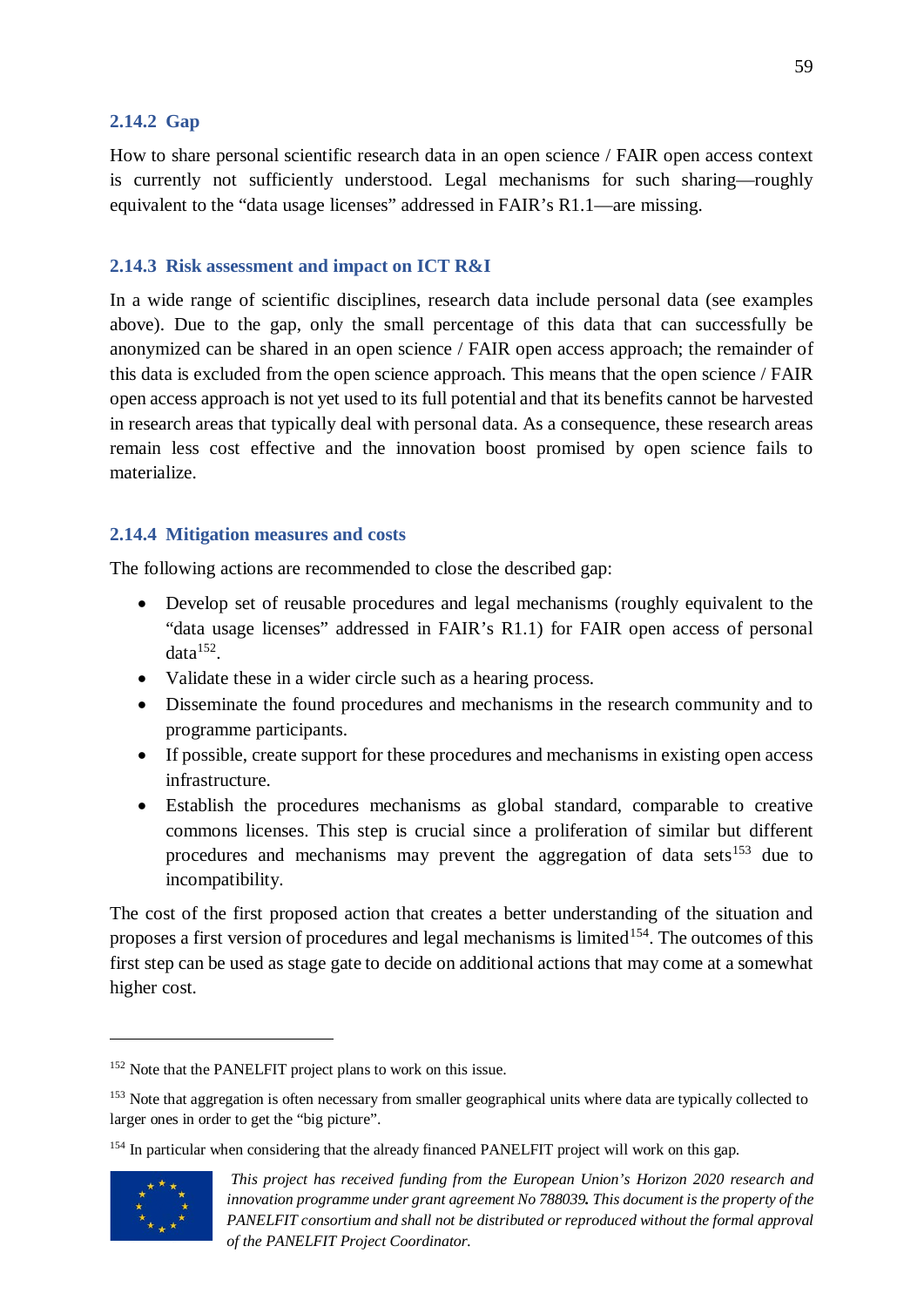### 2.14.2 Gap

How to share personal scientific research data in an open science / FAIR open access context is currently not sufficiently understood. Legal mechanisms for such sharing—roughly equivalent to the "data usage licenses" addressed in FAIR's R1.1—are missing.

### 2.14.3 Risk assessment and impact on ICT R&I

In a wide range of scientific disciplines, research data include personal data (see examples above). Due to the gap, only the small percentage of this data that can successfully be anonymized can be shared in an open science / FAIR open access approach; the remainder of this data is excluded from the open science approach. This means that the open science / FAIR open access approach is not yet used to its full potential and that its benefits cannot be harvested in research areas that typically deal with personal data. As a consequence, these research areas remain less cost effective and the innovation boost promised by open science fails to materialize.

### 2.14.4 Mitigation measures and costs

The following actions are recommended to close the described gap:

- Develop set of reusable procedures and legal mechanisms (roughly equivalent to the "data usage licenses" addressed in FAIR's R1.1) for FAIR open access of personal data[152].
- Validate these in a wider circle such as a hearing process.
- Disseminate the found procedures and mechanisms in the research community and to programme participants.
- If possible, create support for these procedures and mechanisms in existing open access infrastructure.
- Establish the procedures mechanisms as global standard, comparable to creative commons licenses. This step is crucial since a proliferation of similar but different procedures and mechanisms may prevent the aggregation of data sets[153] due to incompatibility.

The cost of the first proposed action that creates a better understanding of the situation and proposes a first version of procedures and legal mechanisms is limited[154]. The outcomes of this first step can be used as stage gate to decide on additional actions that may come at a somewhat higher cost.

---

[152] Note that the PANELFIT project plans to work on this issue.

[153] Note that aggregation is often necessary from smaller geographical units where data are typically collected to larger ones in order to get the "big picture".

[154] In particular when considering that the already financed PANELFIT project will work on this gap.

*This project has received funding from the European Union's Horizon 2020 research and innovation programme under grant agreement No 788039. This document is the property of the PANELFIT consortium and shall not be distributed or reproduced without the formal approval of the PANELFIT Project Coordinator.*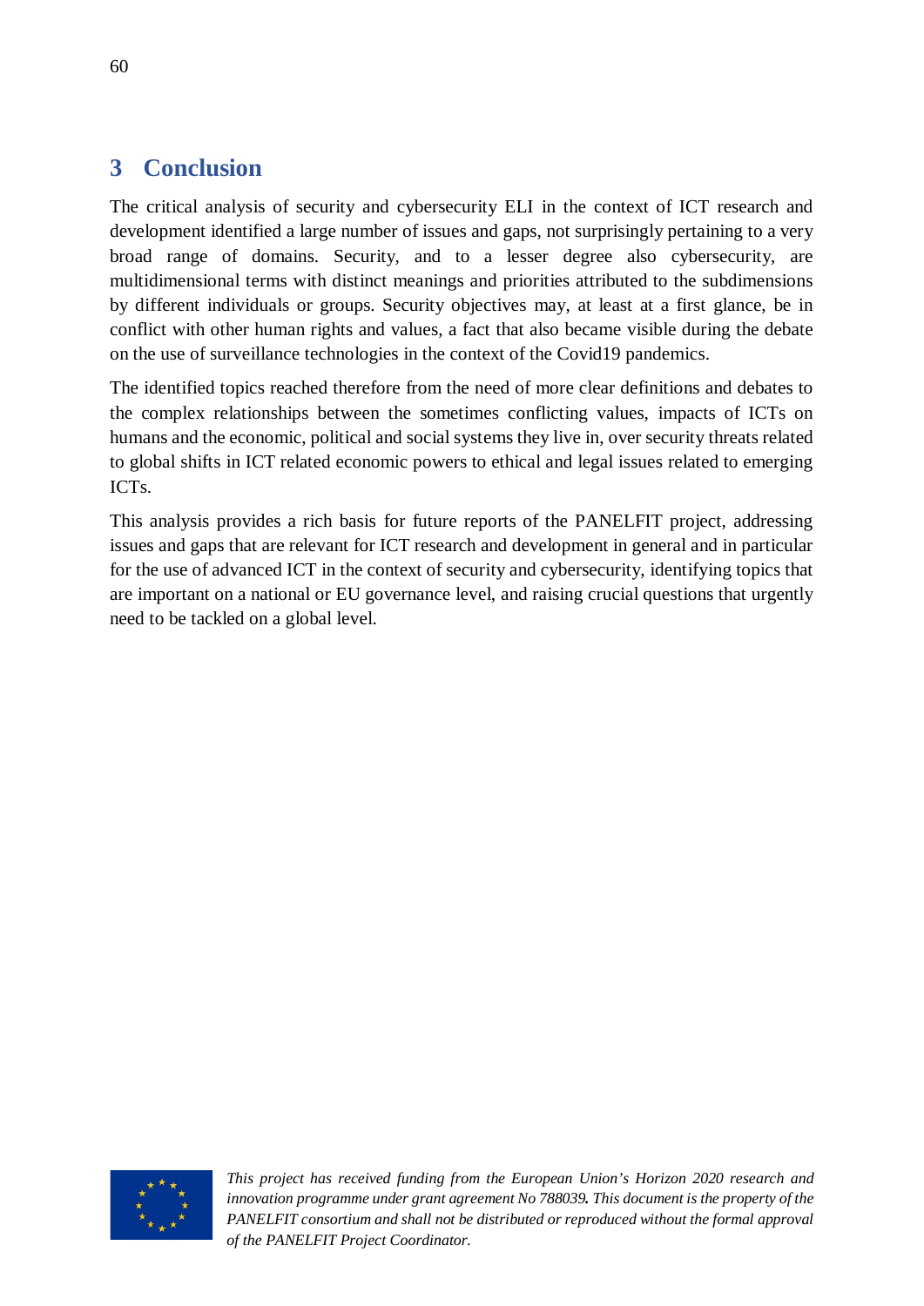# 3 Conclusion

The critical analysis of security and cybersecurity ELI in the context of ICT research and development identified a large number of issues and gaps, not surprisingly pertaining to a very broad range of domains. Security, and to a lesser degree also cybersecurity, are multidimensional terms with distinct meanings and priorities attributed to the subdimensions by different individuals or groups. Security objectives may, at least at a first glance, be in conflict with other human rights and values, a fact that also became visible during the debate on the use of surveillance technologies in the context of the Covid19 pandemics.

The identified topics reached therefore from the need of more clear definitions and debates to the complex relationships between the sometimes conflicting values, impacts of ICTs on humans and the economic, political and social systems they live in, over security threats related to global shifts in ICT related economic powers to ethical and legal issues related to emerging ICTs.

This analysis provides a rich basis for future reports of the PANELFIT project, addressing issues and gaps that are relevant for ICT research and development in general and in particular for the use of advanced ICT in the context of security and cybersecurity, identifying topics that are important on a national or EU governance level, and raising crucial questions that urgently need to be tackled on a global level.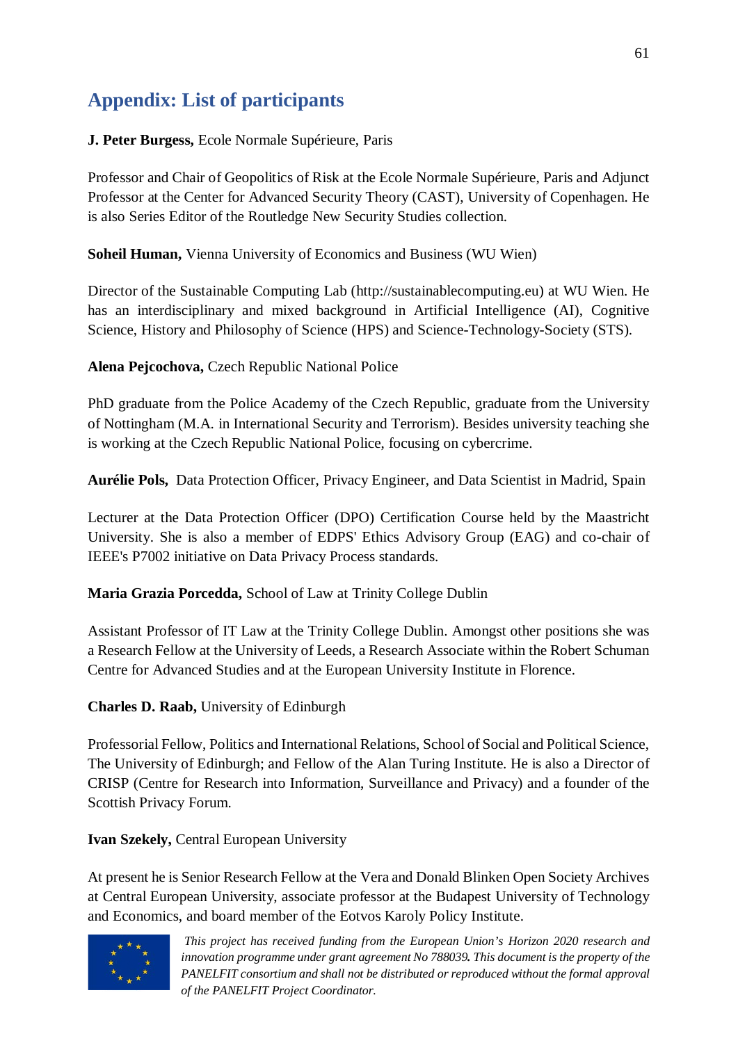## Appendix: List of participants

**J. Peter Burgess,** Ecole Normale Supérieure, Paris

Professor and Chair of Geopolitics of Risk at the Ecole Normale Supérieure, Paris and Adjunct Professor at the Center for Advanced Security Theory (CAST), University of Copenhagen. He is also Series Editor of the Routledge New Security Studies collection.

**Soheil Human,** Vienna University of Economics and Business (WU Wien)

Director of the Sustainable Computing Lab (http://sustainablecomputing.eu) at WU Wien. He has an interdisciplinary and mixed background in Artificial Intelligence (AI), Cognitive Science, History and Philosophy of Science (HPS) and Science-Technology-Society (STS).

**Alena Pejcochova,** Czech Republic National Police

PhD graduate from the Police Academy of the Czech Republic, graduate from the University of Nottingham (M.A. in International Security and Terrorism). Besides university teaching she is working at the Czech Republic National Police, focusing on cybercrime.

**Aurélie Pols,** Data Protection Officer, Privacy Engineer, and Data Scientist in Madrid, Spain

Lecturer at the Data Protection Officer (DPO) Certification Course held by the Maastricht University. She is also a member of EDPS' Ethics Advisory Group (EAG) and co-chair of IEEE's P7002 initiative on Data Privacy Process standards.

**Maria Grazia Porcedda,** School of Law at Trinity College Dublin

Assistant Professor of IT Law at the Trinity College Dublin. Amongst other positions she was a Research Fellow at the University of Leeds, a Research Associate within the Robert Schuman Centre for Advanced Studies and at the European University Institute in Florence.

**Charles D. Raab,** University of Edinburgh

Professorial Fellow, Politics and International Relations, School of Social and Political Science, The University of Edinburgh; and Fellow of the Alan Turing Institute. He is also a Director of CRISP (Centre for Research into Information, Surveillance and Privacy) and a founder of the Scottish Privacy Forum.

**Ivan Szekely,** Central European University

At present he is Senior Research Fellow at the Vera and Donald Blinken Open Society Archives at Central European University, associate professor at the Budapest University of Technology and Economics, and board member of the Eotvos Karoly Policy Institute.

*This project has received funding from the European Union's Horizon 2020 research and innovation programme under grant agreement No 788039. This document is the property of the PANELFIT consortium and shall not be distributed or reproduced without the formal approval of the PANELFIT Project Coordinator.*